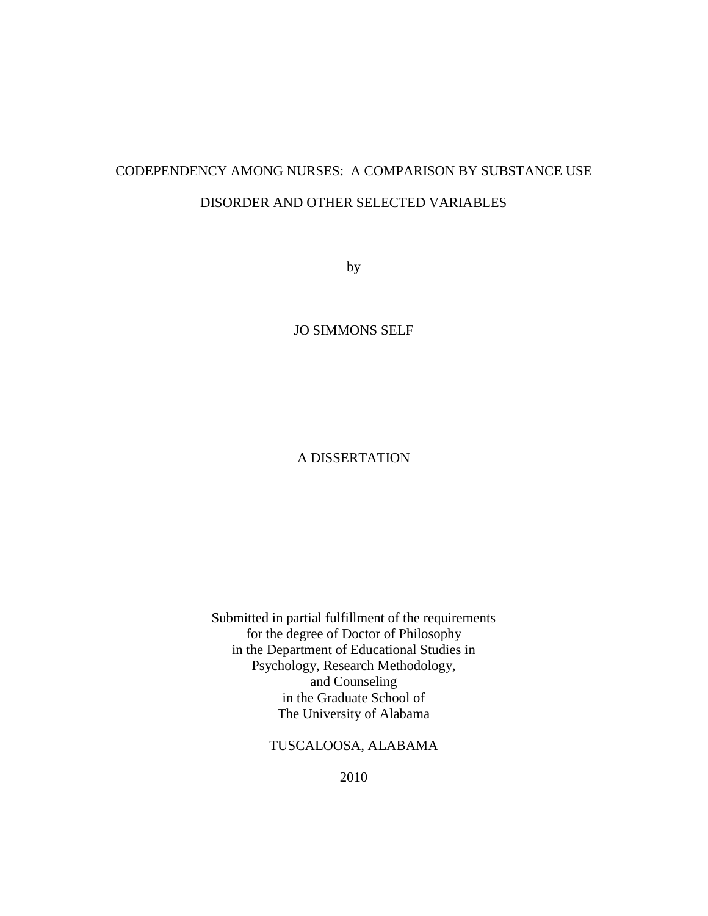# CODEPENDENCY AMONG NURSES: A COMPARISON BY SUBSTANCE USE DISORDER AND OTHER SELECTED VARIABLES

by

JO SIMMONS SELF

A DISSERTATION

Submitted in partial fulfillment of the requirements
for the degree of Doctor of Philosophy
in the Department of Educational Studies in
Psychology, Research Methodology,
and Counseling
in the Graduate School of
The University of Alabama

TUSCALOOSA, ALABAMA

2010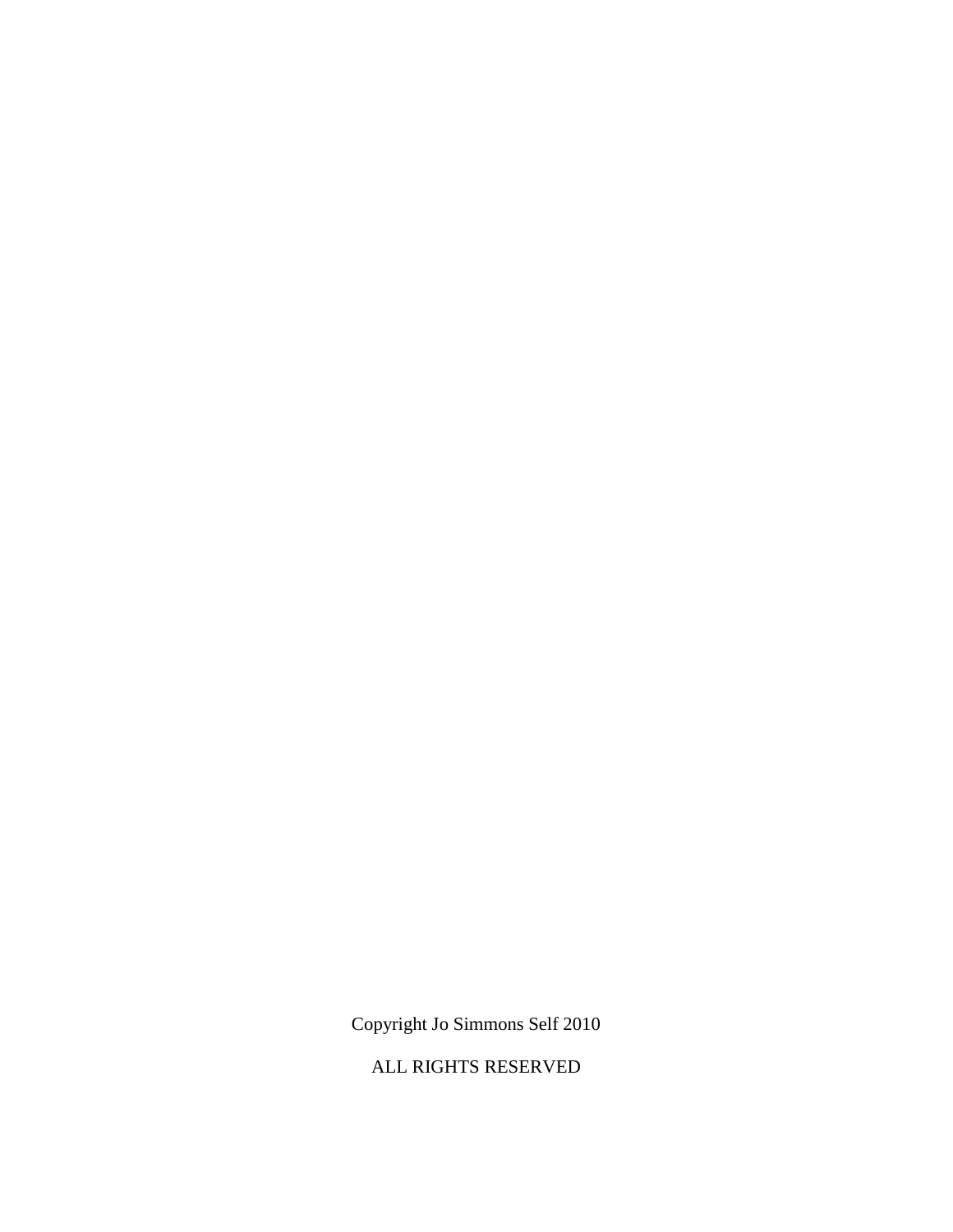Copyright Jo Simmons Self 2010

ALL RIGHTS RESERVED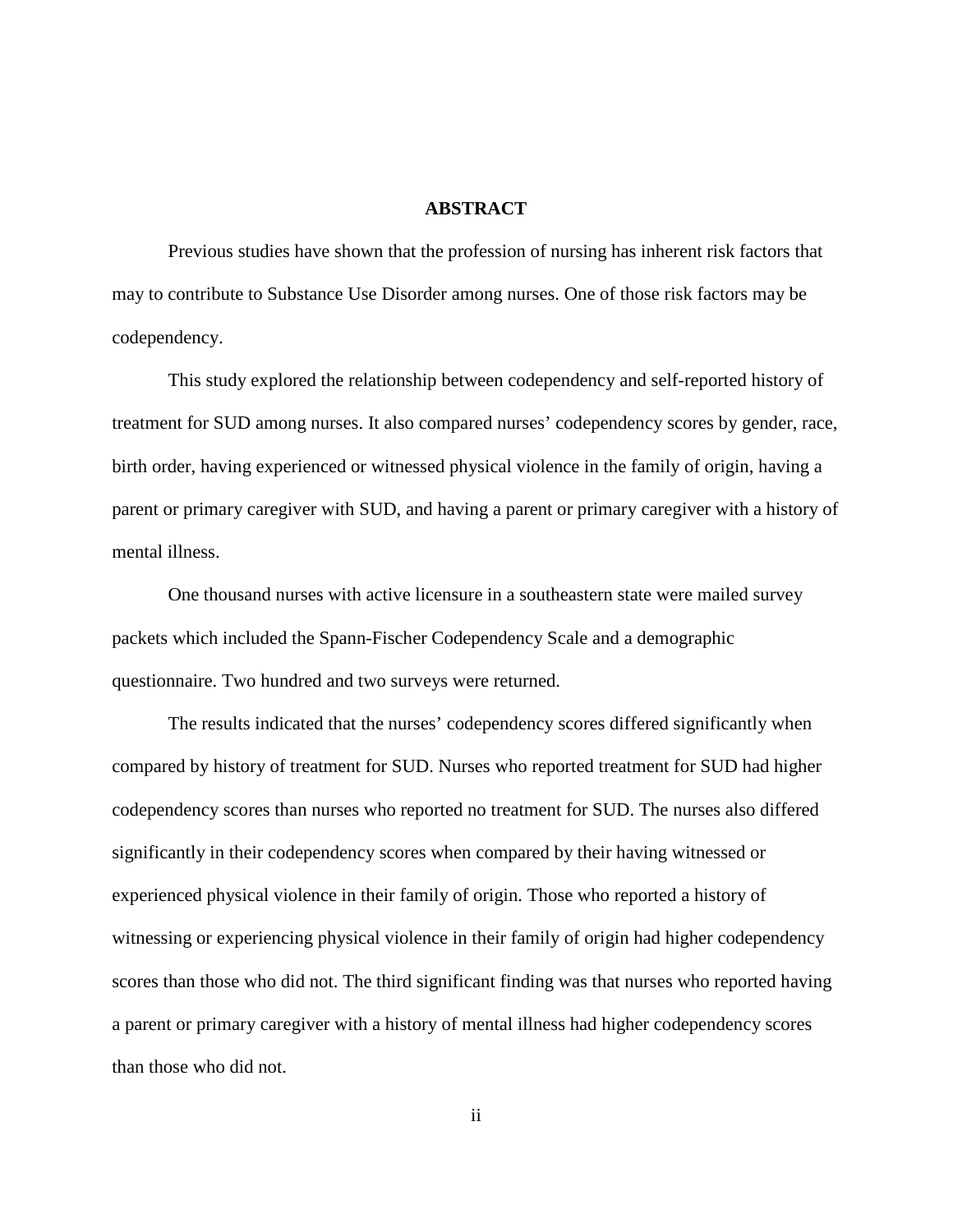## ABSTRACT

Previous studies have shown that the profession of nursing has inherent risk factors that may to contribute to Substance Use Disorder among nurses. One of those risk factors may be codependency.

This study explored the relationship between codependency and self-reported history of treatment for SUD among nurses. It also compared nurses' codependency scores by gender, race, birth order, having experienced or witnessed physical violence in the family of origin, having a parent or primary caregiver with SUD, and having a parent or primary caregiver with a history of mental illness.

One thousand nurses with active licensure in a southeastern state were mailed survey packets which included the Spann-Fischer Codependency Scale and a demographic questionnaire. Two hundred and two surveys were returned.

The results indicated that the nurses' codependency scores differed significantly when compared by history of treatment for SUD. Nurses who reported treatment for SUD had higher codependency scores than nurses who reported no treatment for SUD. The nurses also differed significantly in their codependency scores when compared by their having witnessed or experienced physical violence in their family of origin. Those who reported a history of witnessing or experiencing physical violence in their family of origin had higher codependency scores than those who did not. The third significant finding was that nurses who reported having a parent or primary caregiver with a history of mental illness had higher codependency scores than those who did not.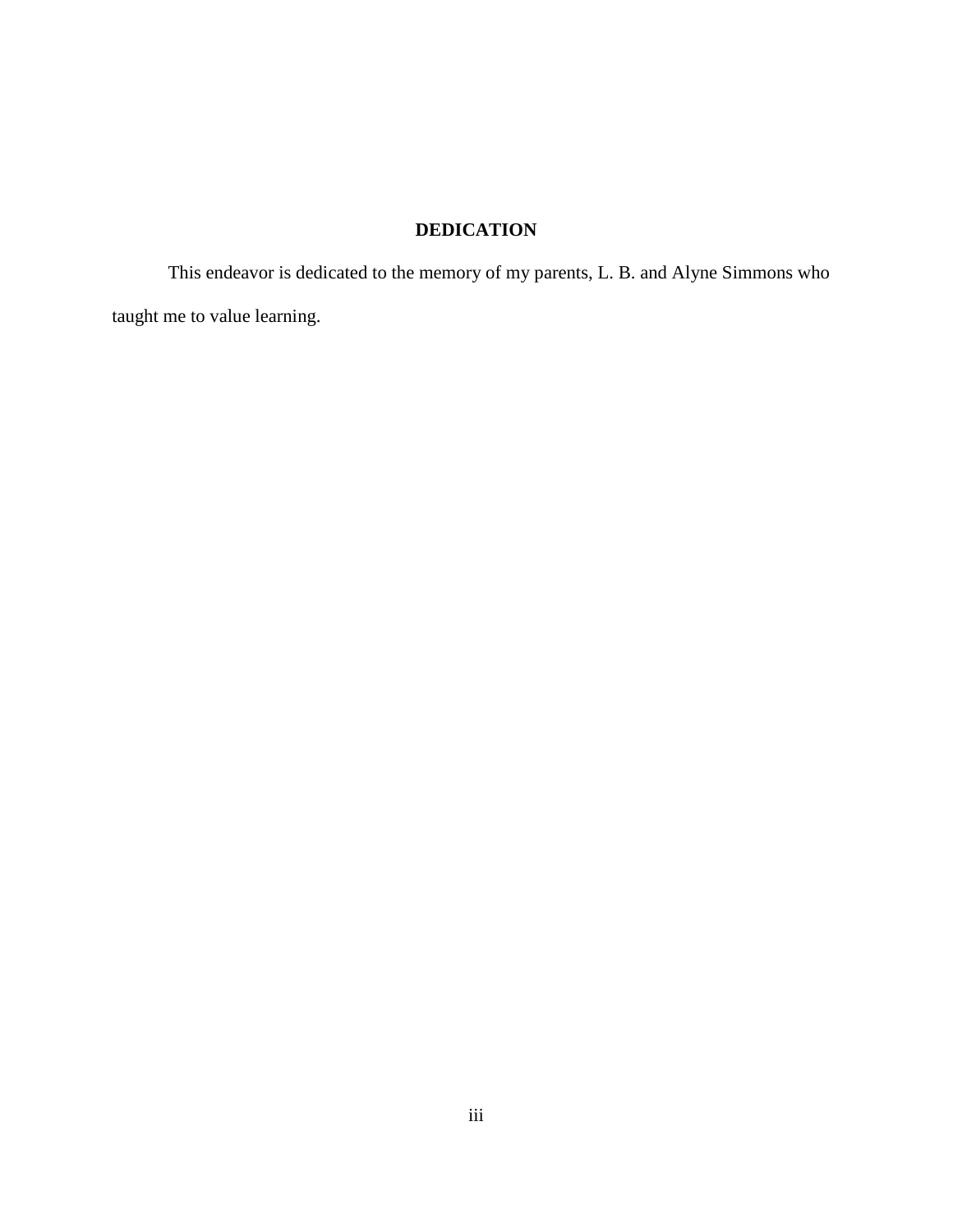## DEDICATION

This endeavor is dedicated to the memory of my parents, L. B. and Alyne Simmons who taught me to value learning.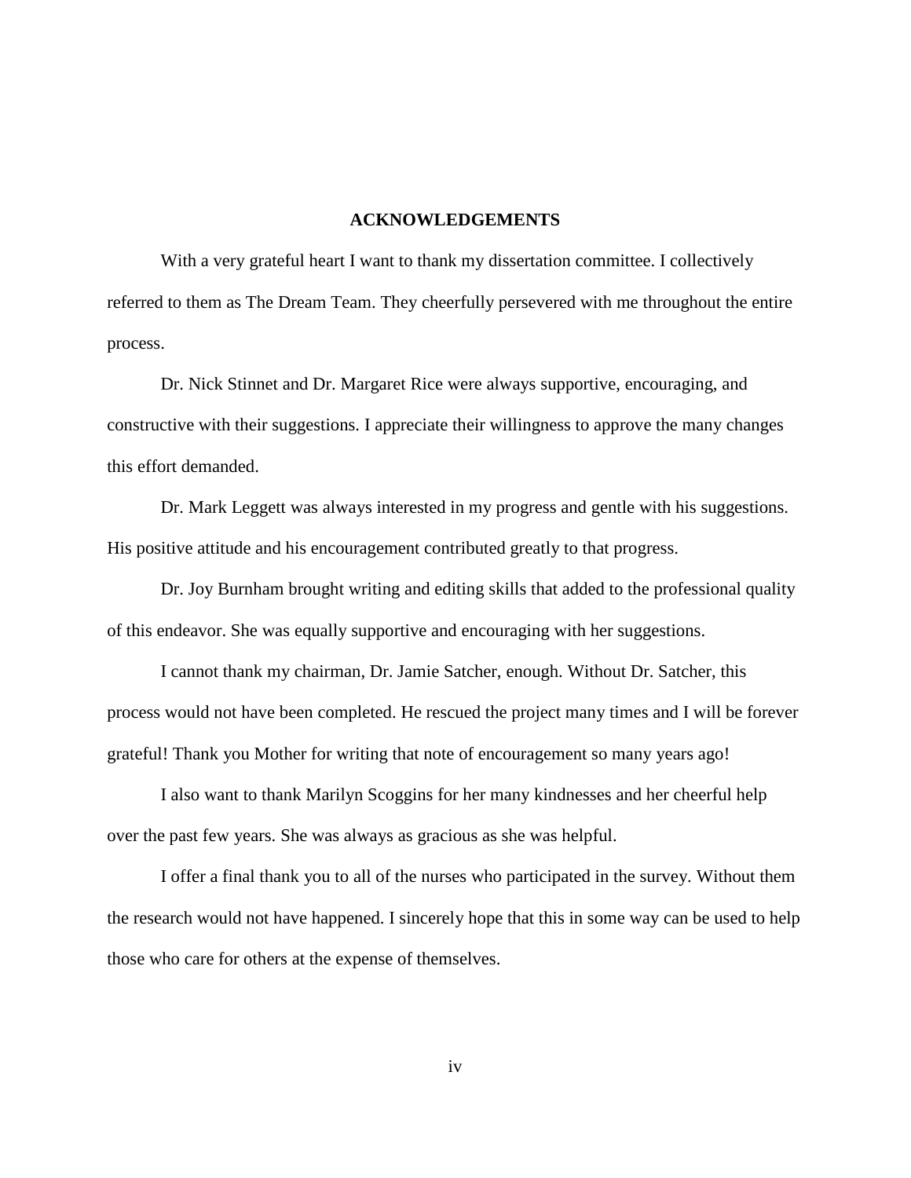# ACKNOWLEDGEMENTS

With a very grateful heart I want to thank my dissertation committee. I collectively referred to them as The Dream Team. They cheerfully persevered with me throughout the entire process.

Dr. Nick Stinnet and Dr. Margaret Rice were always supportive, encouraging, and constructive with their suggestions. I appreciate their willingness to approve the many changes this effort demanded.

Dr. Mark Leggett was always interested in my progress and gentle with his suggestions. His positive attitude and his encouragement contributed greatly to that progress.

Dr. Joy Burnham brought writing and editing skills that added to the professional quality of this endeavor. She was equally supportive and encouraging with her suggestions.

I cannot thank my chairman, Dr. Jamie Satcher, enough. Without Dr. Satcher, this process would not have been completed. He rescued the project many times and I will be forever grateful! Thank you Mother for writing that note of encouragement so many years ago!

I also want to thank Marilyn Scoggins for her many kindnesses and her cheerful help over the past few years. She was always as gracious as she was helpful.

I offer a final thank you to all of the nurses who participated in the survey. Without them the research would not have happened. I sincerely hope that this in some way can be used to help those who care for others at the expense of themselves.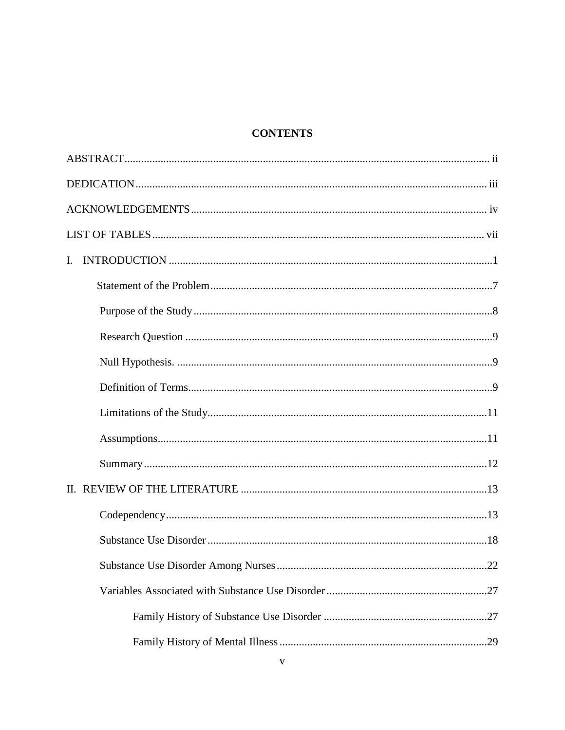# CONTENTS

ABSTRACT ..... ii

DEDICATION ..... iii

ACKNOWLEDGEMENTS ..... iv

LIST OF TABLES ..... vii

I. INTRODUCTION ..... 1

- Statement of the Problem ..... 7
- Purpose of the Study ..... 8
- Research Question ..... 9
- Null Hypothesis. ..... 9
- Definition of Terms ..... 9
- Limitations of the Study ..... 11
- Assumptions ..... 11
- Summary ..... 12

II. REVIEW OF THE LITERATURE ..... 13

- Codependency ..... 13
- Substance Use Disorder ..... 18
- Substance Use Disorder Among Nurses ..... 22
- Variables Associated with Substance Use Disorder ..... 27
  - Family History of Substance Use Disorder ..... 27
  - Family History of Mental Illness ..... 29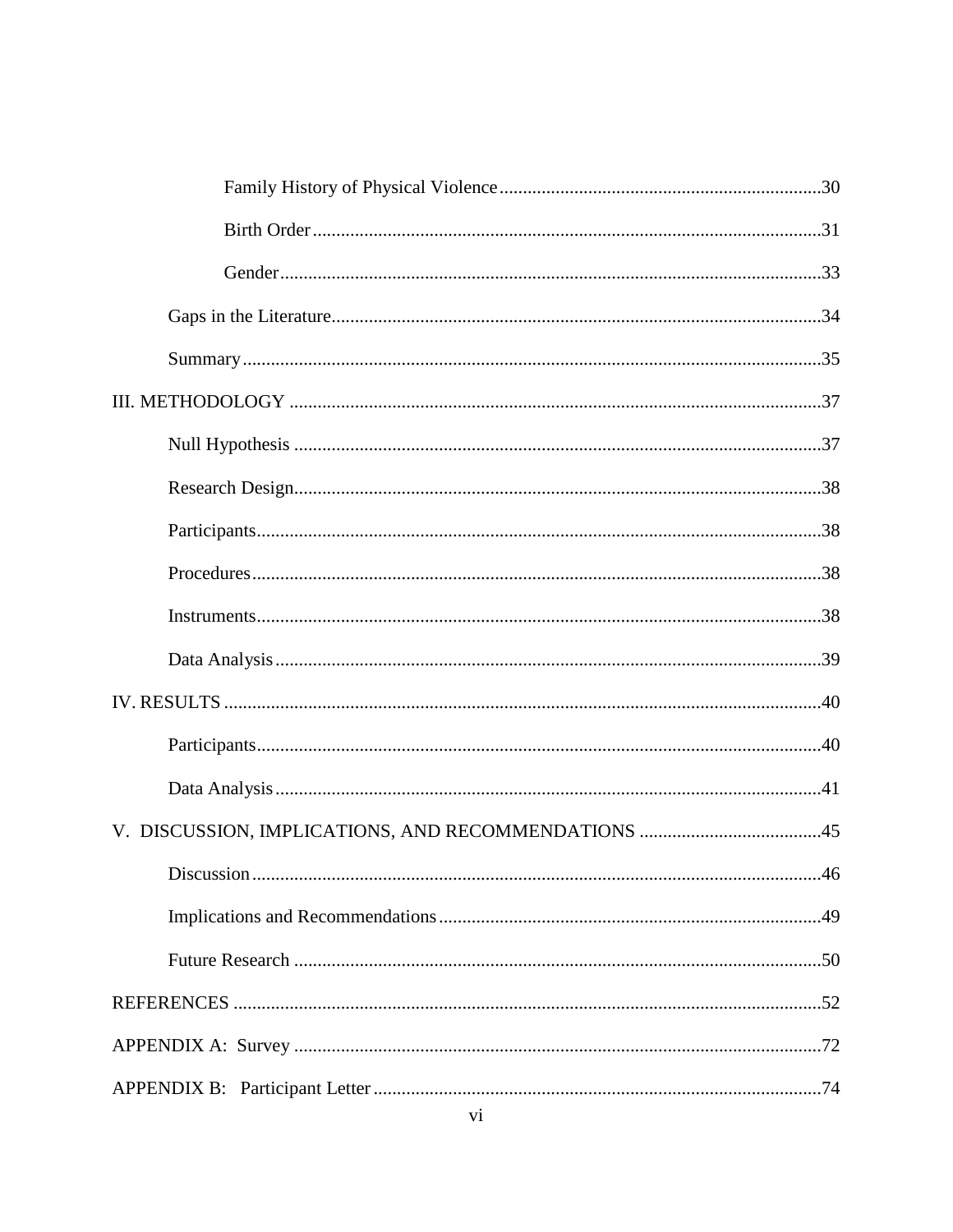Family History of Physical Violence ....................................................................30

Birth Order ............................................................................................................31

Gender ...................................................................................................................33

Gaps in the Literature........................................................................................................34

Summary ...........................................................................................................................35

III. METHODOLOGY .................................................................................................................37

Null Hypothesis ................................................................................................................37

Research Design................................................................................................................38

Participants........................................................................................................................38

Procedures.........................................................................................................................38

Instruments........................................................................................................................38

Data Analysis ....................................................................................................................39

IV. RESULTS ...............................................................................................................................40

Participants........................................................................................................................40

Data Analysis ....................................................................................................................41

V. DISCUSSION, IMPLICATIONS, AND RECOMMENDATIONS .......................................45

Discussion .........................................................................................................................46

Implications and Recommendations .................................................................................49

Future Research ................................................................................................................50

REFERENCES .............................................................................................................................52

APPENDIX A: Survey ................................................................................................................72

APPENDIX B: Participant Letter ...............................................................................................74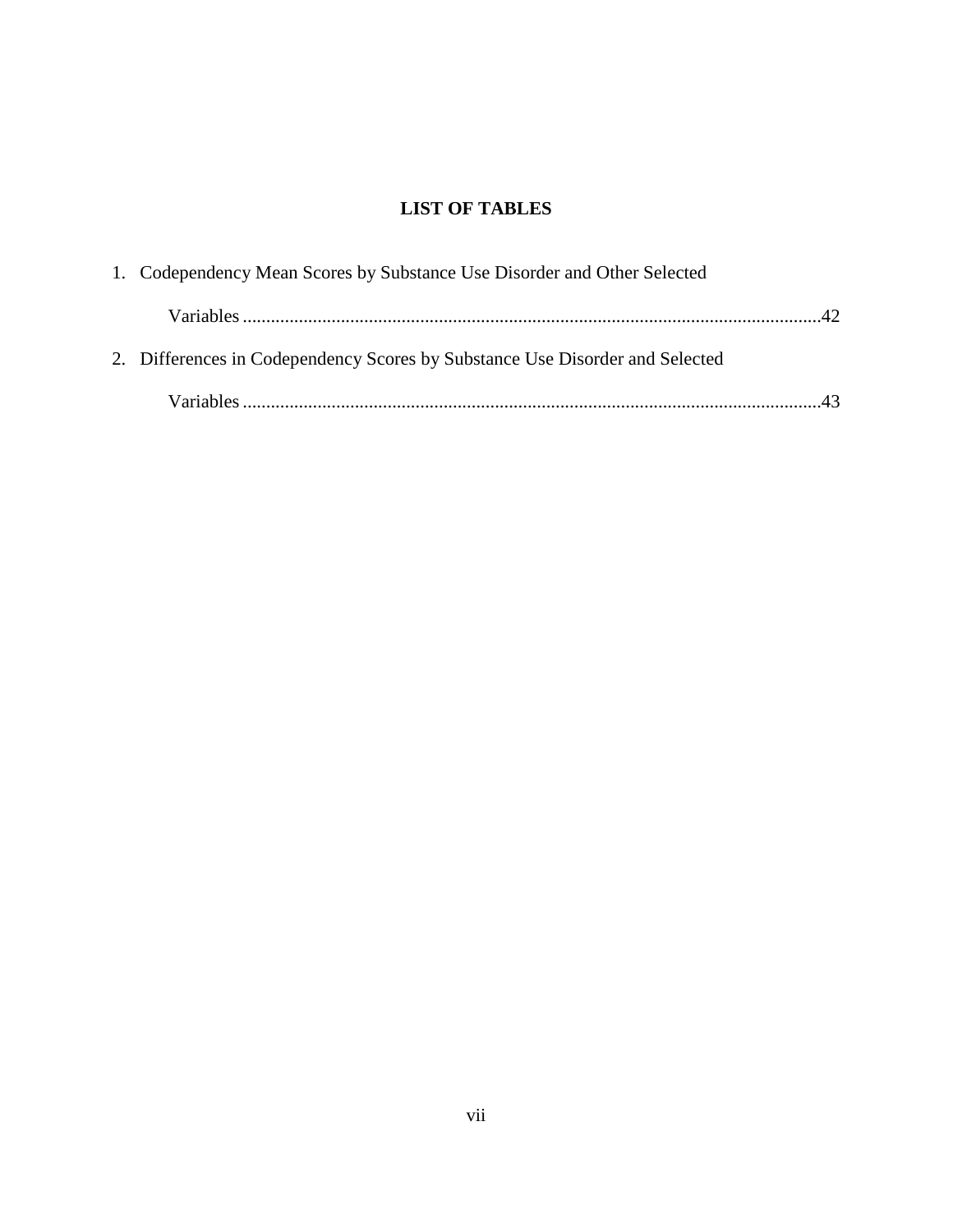## LIST OF TABLES

1. Codependency Mean Scores by Substance Use Disorder and Other Selected Variables ....................42
2. Differences in Codependency Scores by Substance Use Disorder and Selected Variables ....................43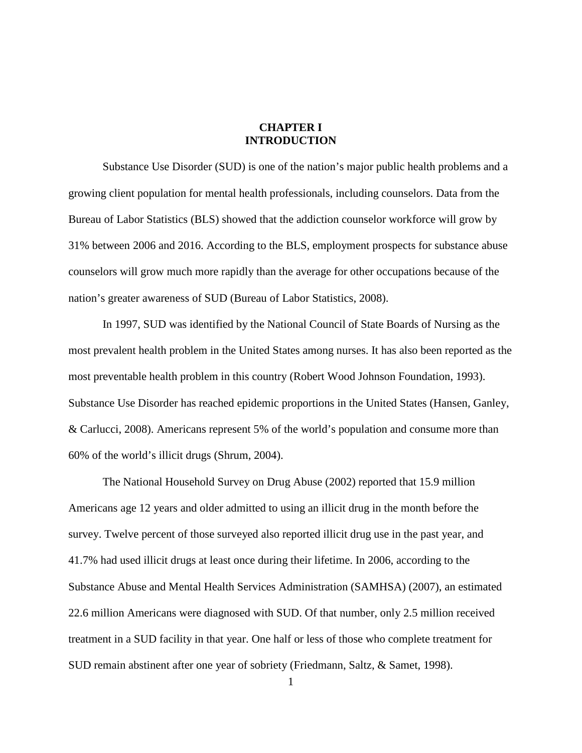# CHAPTER I
# INTRODUCTION

Substance Use Disorder (SUD) is one of the nation's major public health problems and a growing client population for mental health professionals, including counselors. Data from the Bureau of Labor Statistics (BLS) showed that the addiction counselor workforce will grow by 31% between 2006 and 2016. According to the BLS, employment prospects for substance abuse counselors will grow much more rapidly than the average for other occupations because of the nation's greater awareness of SUD (Bureau of Labor Statistics, 2008).

In 1997, SUD was identified by the National Council of State Boards of Nursing as the most prevalent health problem in the United States among nurses. It has also been reported as the most preventable health problem in this country (Robert Wood Johnson Foundation, 1993). Substance Use Disorder has reached epidemic proportions in the United States (Hansen, Ganley, & Carlucci, 2008). Americans represent 5% of the world's population and consume more than 60% of the world's illicit drugs (Shrum, 2004).

The National Household Survey on Drug Abuse (2002) reported that 15.9 million Americans age 12 years and older admitted to using an illicit drug in the month before the survey. Twelve percent of those surveyed also reported illicit drug use in the past year, and 41.7% had used illicit drugs at least once during their lifetime. In 2006, according to the Substance Abuse and Mental Health Services Administration (SAMHSA) (2007), an estimated 22.6 million Americans were diagnosed with SUD. Of that number, only 2.5 million received treatment in a SUD facility in that year. One half or less of those who complete treatment for SUD remain abstinent after one year of sobriety (Friedmann, Saltz, & Samet, 1998).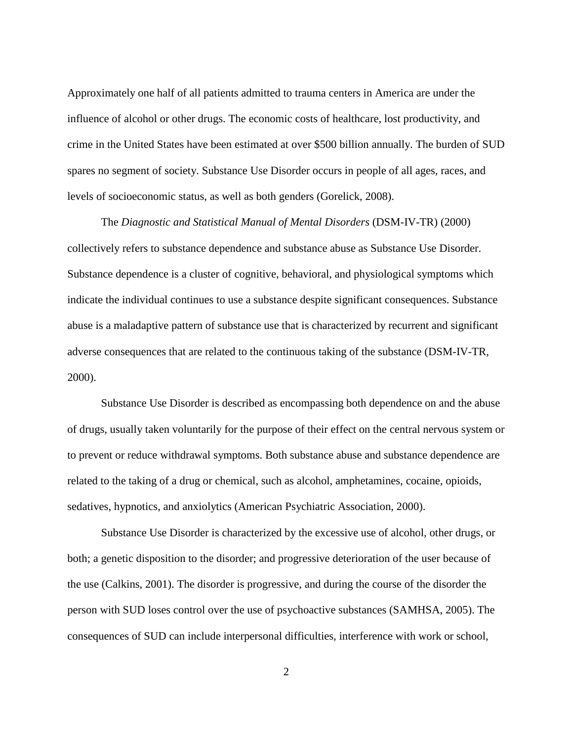Approximately one half of all patients admitted to trauma centers in America are under the influence of alcohol or other drugs. The economic costs of healthcare, lost productivity, and crime in the United States have been estimated at over $500 billion annually. The burden of SUD spares no segment of society. Substance Use Disorder occurs in people of all ages, races, and levels of socioeconomic status, as well as both genders (Gorelick, 2008).

The *Diagnostic and Statistical Manual of Mental Disorders* (DSM-IV-TR) (2000) collectively refers to substance dependence and substance abuse as Substance Use Disorder. Substance dependence is a cluster of cognitive, behavioral, and physiological symptoms which indicate the individual continues to use a substance despite significant consequences. Substance abuse is a maladaptive pattern of substance use that is characterized by recurrent and significant adverse consequences that are related to the continuous taking of the substance (DSM-IV-TR, 2000).

Substance Use Disorder is described as encompassing both dependence on and the abuse of drugs, usually taken voluntarily for the purpose of their effect on the central nervous system or to prevent or reduce withdrawal symptoms. Both substance abuse and substance dependence are related to the taking of a drug or chemical, such as alcohol, amphetamines, cocaine, opioids, sedatives, hypnotics, and anxiolytics (American Psychiatric Association, 2000).

Substance Use Disorder is characterized by the excessive use of alcohol, other drugs, or both; a genetic disposition to the disorder; and progressive deterioration of the user because of the use (Calkins, 2001). The disorder is progressive, and during the course of the disorder the person with SUD loses control over the use of psychoactive substances (SAMHSA, 2005). The consequences of SUD can include interpersonal difficulties, interference with work or school,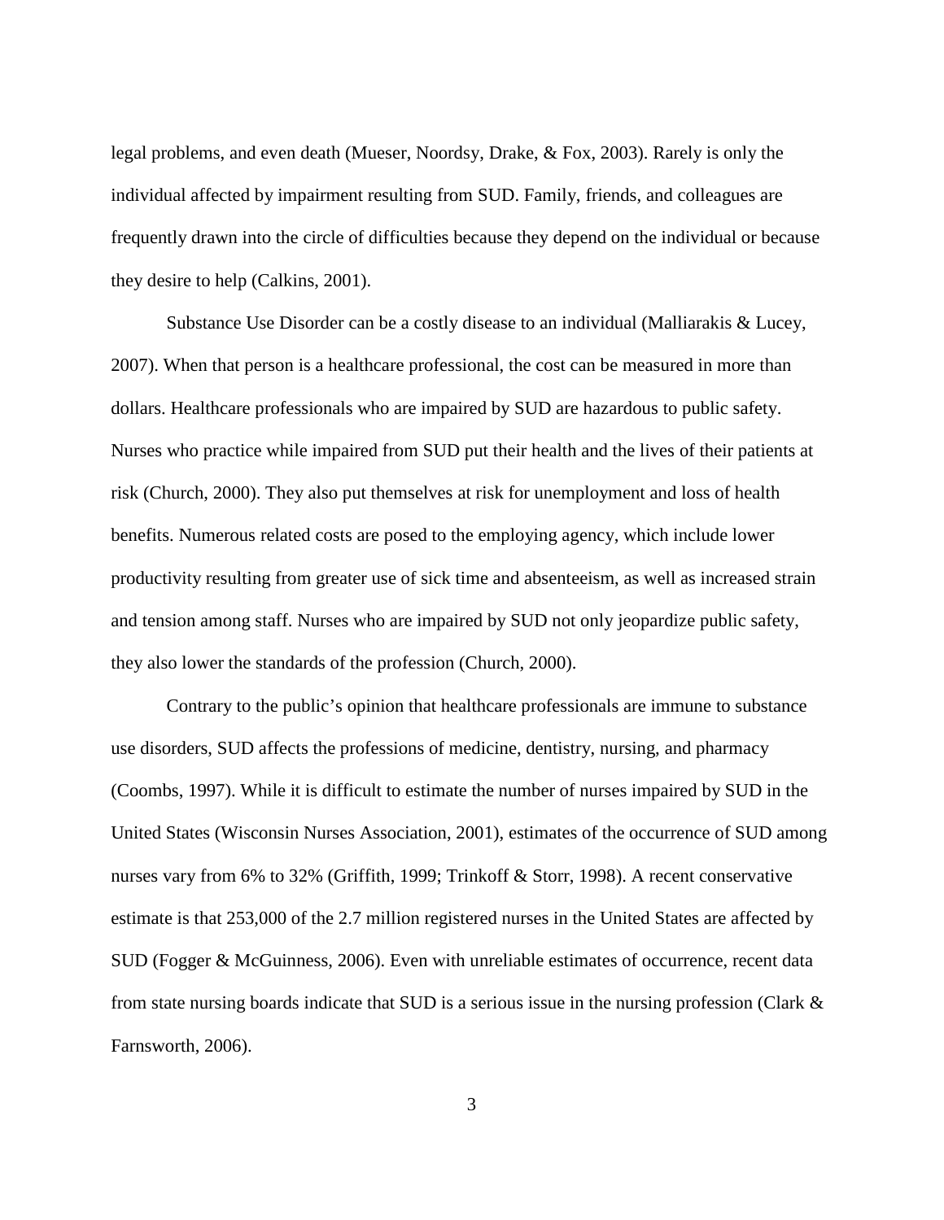legal problems, and even death (Mueser, Noordsy, Drake, & Fox, 2003). Rarely is only the individual affected by impairment resulting from SUD. Family, friends, and colleagues are frequently drawn into the circle of difficulties because they depend on the individual or because they desire to help (Calkins, 2001).

Substance Use Disorder can be a costly disease to an individual (Malliarakis & Lucey, 2007). When that person is a healthcare professional, the cost can be measured in more than dollars. Healthcare professionals who are impaired by SUD are hazardous to public safety. Nurses who practice while impaired from SUD put their health and the lives of their patients at risk (Church, 2000). They also put themselves at risk for unemployment and loss of health benefits. Numerous related costs are posed to the employing agency, which include lower productivity resulting from greater use of sick time and absenteeism, as well as increased strain and tension among staff. Nurses who are impaired by SUD not only jeopardize public safety, they also lower the standards of the profession (Church, 2000).

Contrary to the public's opinion that healthcare professionals are immune to substance use disorders, SUD affects the professions of medicine, dentistry, nursing, and pharmacy (Coombs, 1997). While it is difficult to estimate the number of nurses impaired by SUD in the United States (Wisconsin Nurses Association, 2001), estimates of the occurrence of SUD among nurses vary from 6% to 32% (Griffith, 1999; Trinkoff & Storr, 1998). A recent conservative estimate is that 253,000 of the 2.7 million registered nurses in the United States are affected by SUD (Fogger & McGuinness, 2006). Even with unreliable estimates of occurrence, recent data from state nursing boards indicate that SUD is a serious issue in the nursing profession (Clark & Farnsworth, 2006).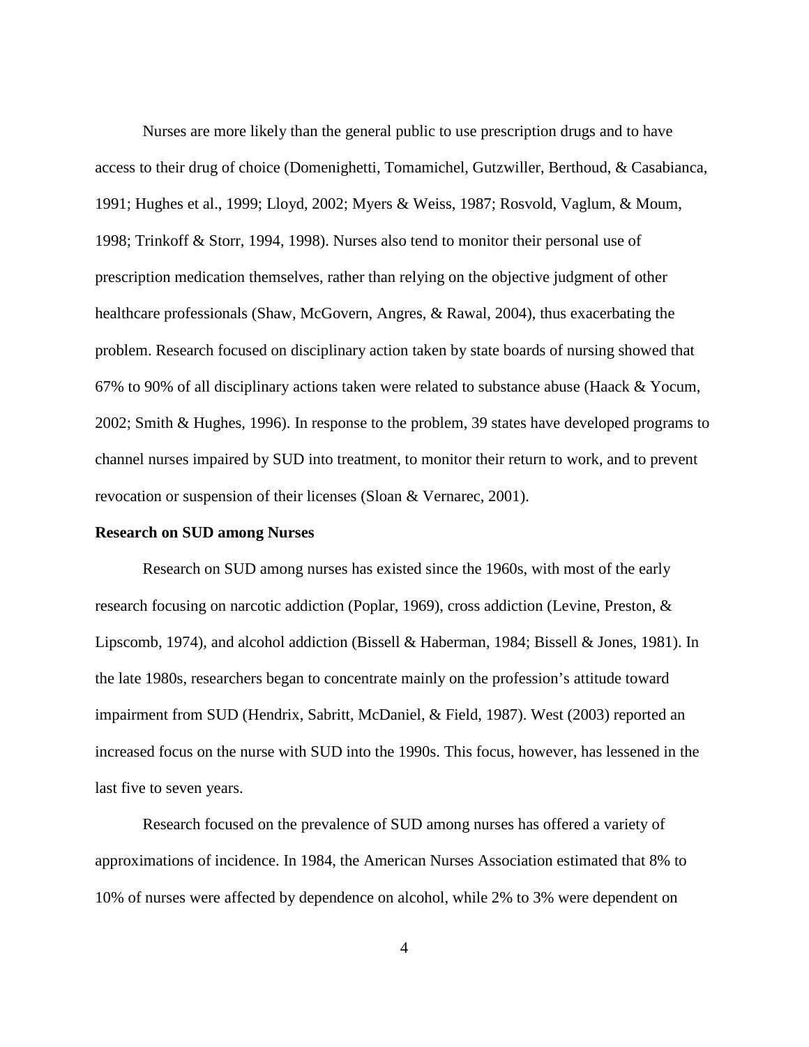Nurses are more likely than the general public to use prescription drugs and to have access to their drug of choice (Domenighetti, Tomamichel, Gutzwiller, Berthoud, & Casabianca, 1991; Hughes et al., 1999; Lloyd, 2002; Myers & Weiss, 1987; Rosvold, Vaglum, & Moum, 1998; Trinkoff & Storr, 1994, 1998). Nurses also tend to monitor their personal use of prescription medication themselves, rather than relying on the objective judgment of other healthcare professionals (Shaw, McGovern, Angres, & Rawal, 2004), thus exacerbating the problem. Research focused on disciplinary action taken by state boards of nursing showed that 67% to 90% of all disciplinary actions taken were related to substance abuse (Haack & Yocum, 2002; Smith & Hughes, 1996). In response to the problem, 39 states have developed programs to channel nurses impaired by SUD into treatment, to monitor their return to work, and to prevent revocation or suspension of their licenses (Sloan & Vernarec, 2001).

**Research on SUD among Nurses**

Research on SUD among nurses has existed since the 1960s, with most of the early research focusing on narcotic addiction (Poplar, 1969), cross addiction (Levine, Preston, & Lipscomb, 1974), and alcohol addiction (Bissell & Haberman, 1984; Bissell & Jones, 1981). In the late 1980s, researchers began to concentrate mainly on the profession's attitude toward impairment from SUD (Hendrix, Sabritt, McDaniel, & Field, 1987). West (2003) reported an increased focus on the nurse with SUD into the 1990s. This focus, however, has lessened in the last five to seven years.

Research focused on the prevalence of SUD among nurses has offered a variety of approximations of incidence. In 1984, the American Nurses Association estimated that 8% to 10% of nurses were affected by dependence on alcohol, while 2% to 3% were dependent on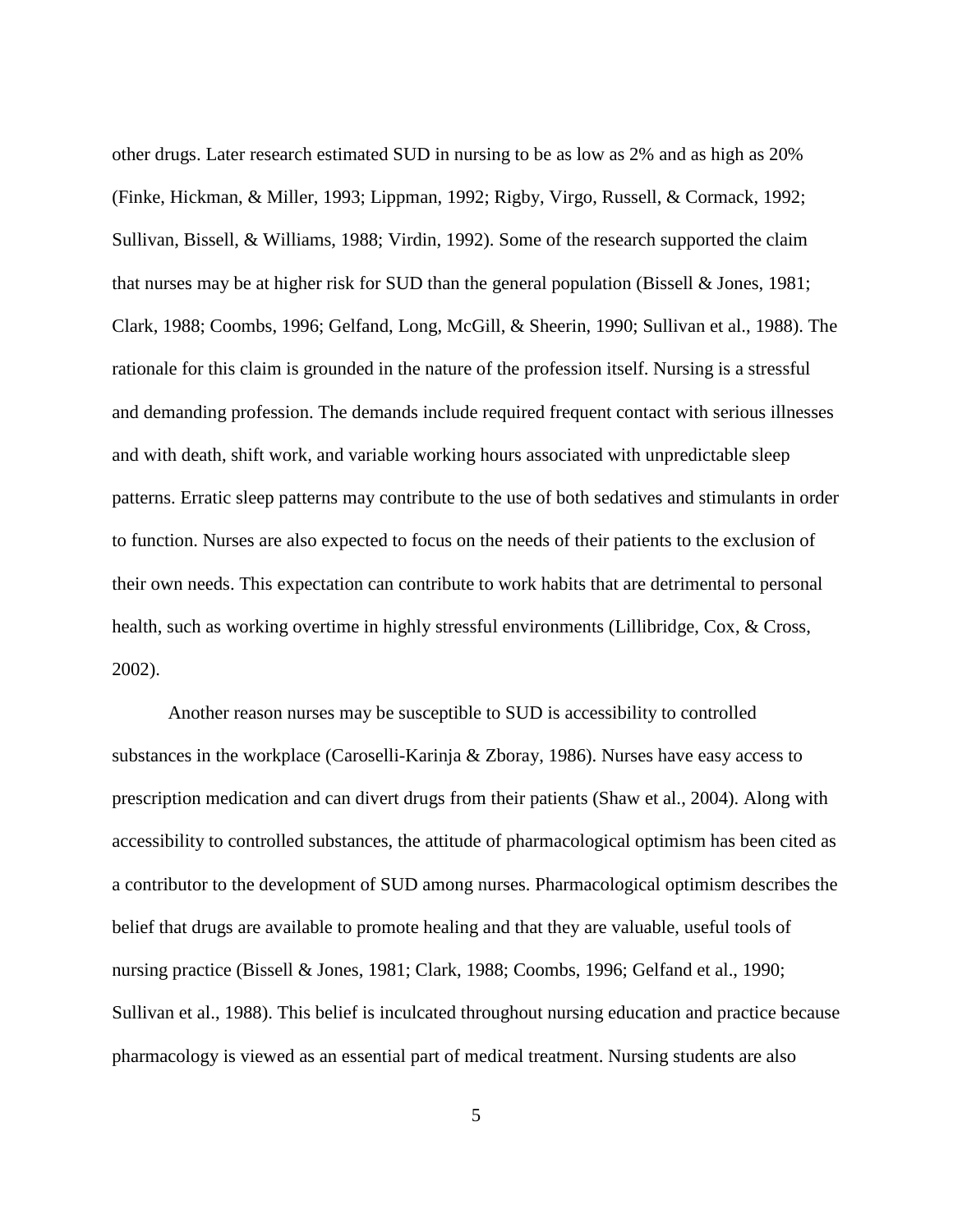other drugs. Later research estimated SUD in nursing to be as low as 2% and as high as 20% (Finke, Hickman, & Miller, 1993; Lippman, 1992; Rigby, Virgo, Russell, & Cormack, 1992; Sullivan, Bissell, & Williams, 1988; Virdin, 1992). Some of the research supported the claim that nurses may be at higher risk for SUD than the general population (Bissell & Jones, 1981; Clark, 1988; Coombs, 1996; Gelfand, Long, McGill, & Sheerin, 1990; Sullivan et al., 1988). The rationale for this claim is grounded in the nature of the profession itself. Nursing is a stressful and demanding profession. The demands include required frequent contact with serious illnesses and with death, shift work, and variable working hours associated with unpredictable sleep patterns. Erratic sleep patterns may contribute to the use of both sedatives and stimulants in order to function. Nurses are also expected to focus on the needs of their patients to the exclusion of their own needs. This expectation can contribute to work habits that are detrimental to personal health, such as working overtime in highly stressful environments (Lillibridge, Cox, & Cross, 2002).

Another reason nurses may be susceptible to SUD is accessibility to controlled substances in the workplace (Caroselli-Karinja & Zboray, 1986). Nurses have easy access to prescription medication and can divert drugs from their patients (Shaw et al., 2004). Along with accessibility to controlled substances, the attitude of pharmacological optimism has been cited as a contributor to the development of SUD among nurses. Pharmacological optimism describes the belief that drugs are available to promote healing and that they are valuable, useful tools of nursing practice (Bissell & Jones, 1981; Clark, 1988; Coombs, 1996; Gelfand et al., 1990; Sullivan et al., 1988). This belief is inculcated throughout nursing education and practice because pharmacology is viewed as an essential part of medical treatment. Nursing students are also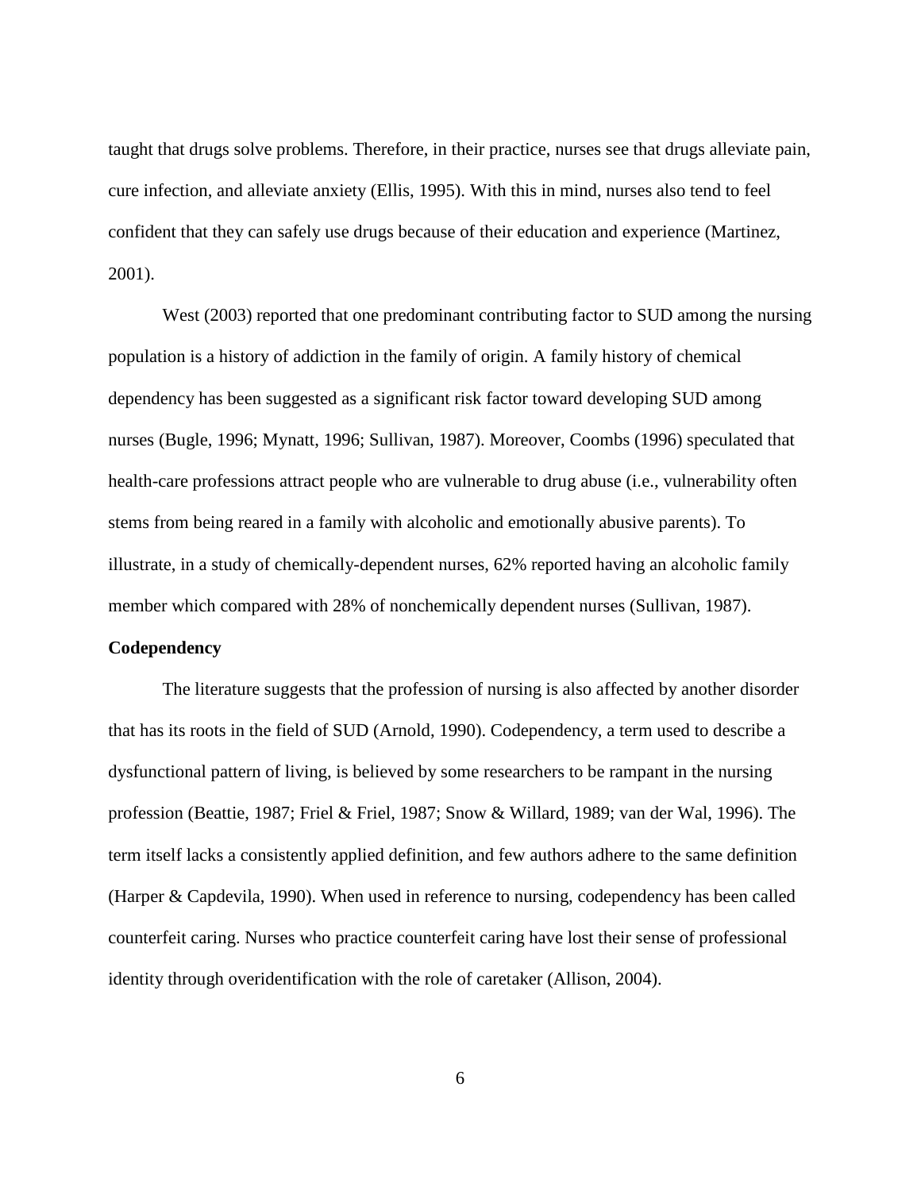taught that drugs solve problems. Therefore, in their practice, nurses see that drugs alleviate pain, cure infection, and alleviate anxiety (Ellis, 1995). With this in mind, nurses also tend to feel confident that they can safely use drugs because of their education and experience (Martinez, 2001).

West (2003) reported that one predominant contributing factor to SUD among the nursing population is a history of addiction in the family of origin. A family history of chemical dependency has been suggested as a significant risk factor toward developing SUD among nurses (Bugle, 1996; Mynatt, 1996; Sullivan, 1987). Moreover, Coombs (1996) speculated that health-care professions attract people who are vulnerable to drug abuse (i.e., vulnerability often stems from being reared in a family with alcoholic and emotionally abusive parents). To illustrate, in a study of chemically-dependent nurses, 62% reported having an alcoholic family member which compared with 28% of nonchemically dependent nurses (Sullivan, 1987).

**Codependency**

The literature suggests that the profession of nursing is also affected by another disorder that has its roots in the field of SUD (Arnold, 1990). Codependency, a term used to describe a dysfunctional pattern of living, is believed by some researchers to be rampant in the nursing profession (Beattie, 1987; Friel & Friel, 1987; Snow & Willard, 1989; van der Wal, 1996). The term itself lacks a consistently applied definition, and few authors adhere to the same definition (Harper & Capdevila, 1990). When used in reference to nursing, codependency has been called counterfeit caring. Nurses who practice counterfeit caring have lost their sense of professional identity through overidentification with the role of caretaker (Allison, 2004).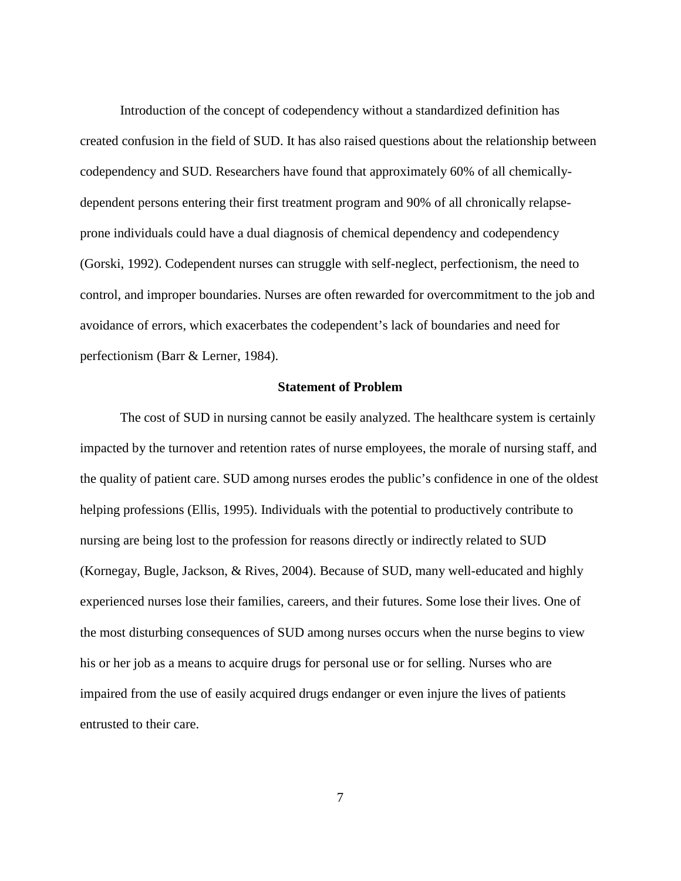Introduction of the concept of codependency without a standardized definition has created confusion in the field of SUD. It has also raised questions about the relationship between codependency and SUD. Researchers have found that approximately 60% of all chemically-dependent persons entering their first treatment program and 90% of all chronically relapse-prone individuals could have a dual diagnosis of chemical dependency and codependency (Gorski, 1992). Codependent nurses can struggle with self-neglect, perfectionism, the need to control, and improper boundaries. Nurses are often rewarded for overcommitment to the job and avoidance of errors, which exacerbates the codependent's lack of boundaries and need for perfectionism (Barr & Lerner, 1984).

## Statement of Problem

The cost of SUD in nursing cannot be easily analyzed. The healthcare system is certainly impacted by the turnover and retention rates of nurse employees, the morale of nursing staff, and the quality of patient care. SUD among nurses erodes the public's confidence in one of the oldest helping professions (Ellis, 1995). Individuals with the potential to productively contribute to nursing are being lost to the profession for reasons directly or indirectly related to SUD (Kornegay, Bugle, Jackson, & Rives, 2004). Because of SUD, many well-educated and highly experienced nurses lose their families, careers, and their futures. Some lose their lives. One of the most disturbing consequences of SUD among nurses occurs when the nurse begins to view his or her job as a means to acquire drugs for personal use or for selling. Nurses who are impaired from the use of easily acquired drugs endanger or even injure the lives of patients entrusted to their care.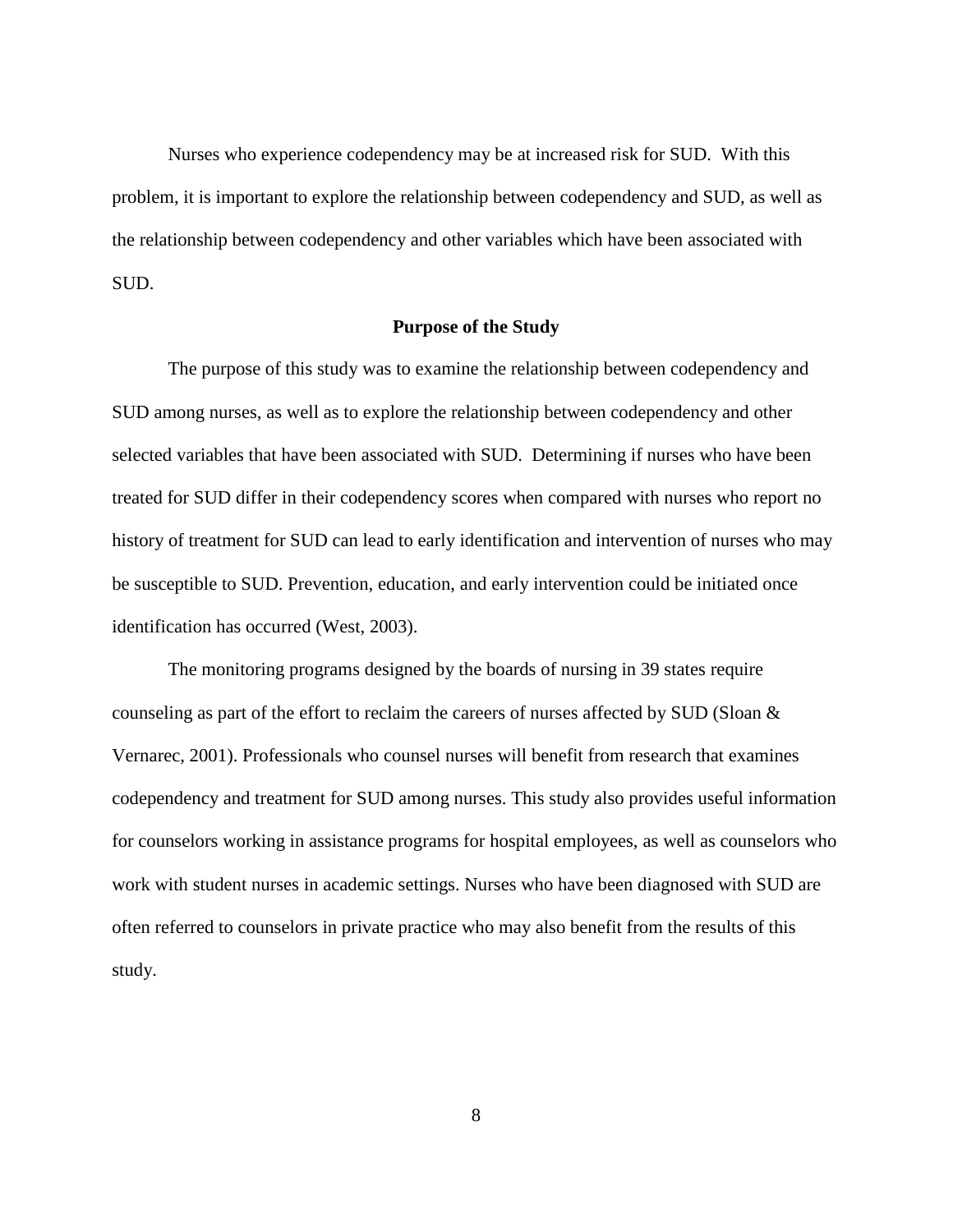Nurses who experience codependency may be at increased risk for SUD. With this problem, it is important to explore the relationship between codependency and SUD, as well as the relationship between codependency and other variables which have been associated with SUD.

## Purpose of the Study

The purpose of this study was to examine the relationship between codependency and SUD among nurses, as well as to explore the relationship between codependency and other selected variables that have been associated with SUD. Determining if nurses who have been treated for SUD differ in their codependency scores when compared with nurses who report no history of treatment for SUD can lead to early identification and intervention of nurses who may be susceptible to SUD. Prevention, education, and early intervention could be initiated once identification has occurred (West, 2003).

The monitoring programs designed by the boards of nursing in 39 states require counseling as part of the effort to reclaim the careers of nurses affected by SUD (Sloan & Vernarec, 2001). Professionals who counsel nurses will benefit from research that examines codependency and treatment for SUD among nurses. This study also provides useful information for counselors working in assistance programs for hospital employees, as well as counselors who work with student nurses in academic settings. Nurses who have been diagnosed with SUD are often referred to counselors in private practice who may also benefit from the results of this study.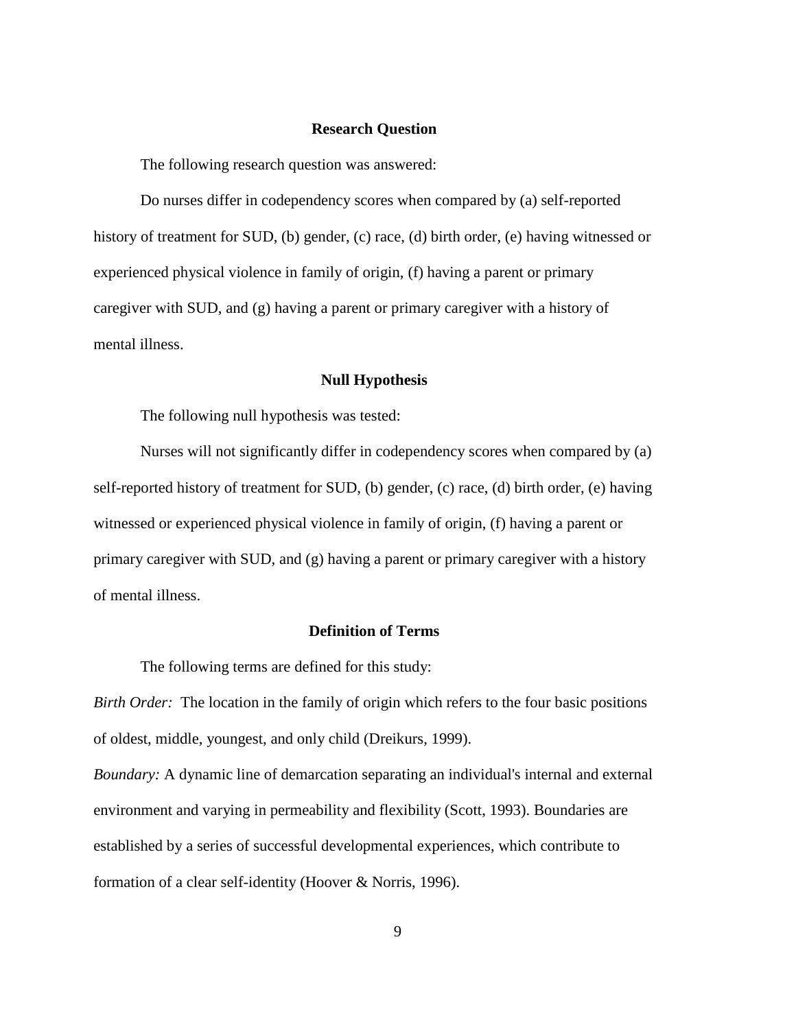## Research Question

The following research question was answered:

Do nurses differ in codependency scores when compared by (a) self-reported history of treatment for SUD, (b) gender, (c) race, (d) birth order, (e) having witnessed or experienced physical violence in family of origin, (f) having a parent or primary caregiver with SUD, and (g) having a parent or primary caregiver with a history of mental illness.

## Null Hypothesis

The following null hypothesis was tested:

Nurses will not significantly differ in codependency scores when compared by (a) self-reported history of treatment for SUD, (b) gender, (c) race, (d) birth order, (e) having witnessed or experienced physical violence in family of origin, (f) having a parent or primary caregiver with SUD, and (g) having a parent or primary caregiver with a history of mental illness.

## Definition of Terms

The following terms are defined for this study:

*Birth Order:* The location in the family of origin which refers to the four basic positions of oldest, middle, youngest, and only child (Dreikurs, 1999).

*Boundary:* A dynamic line of demarcation separating an individual's internal and external environment and varying in permeability and flexibility (Scott, 1993). Boundaries are established by a series of successful developmental experiences, which contribute to formation of a clear self-identity (Hoover & Norris, 1996).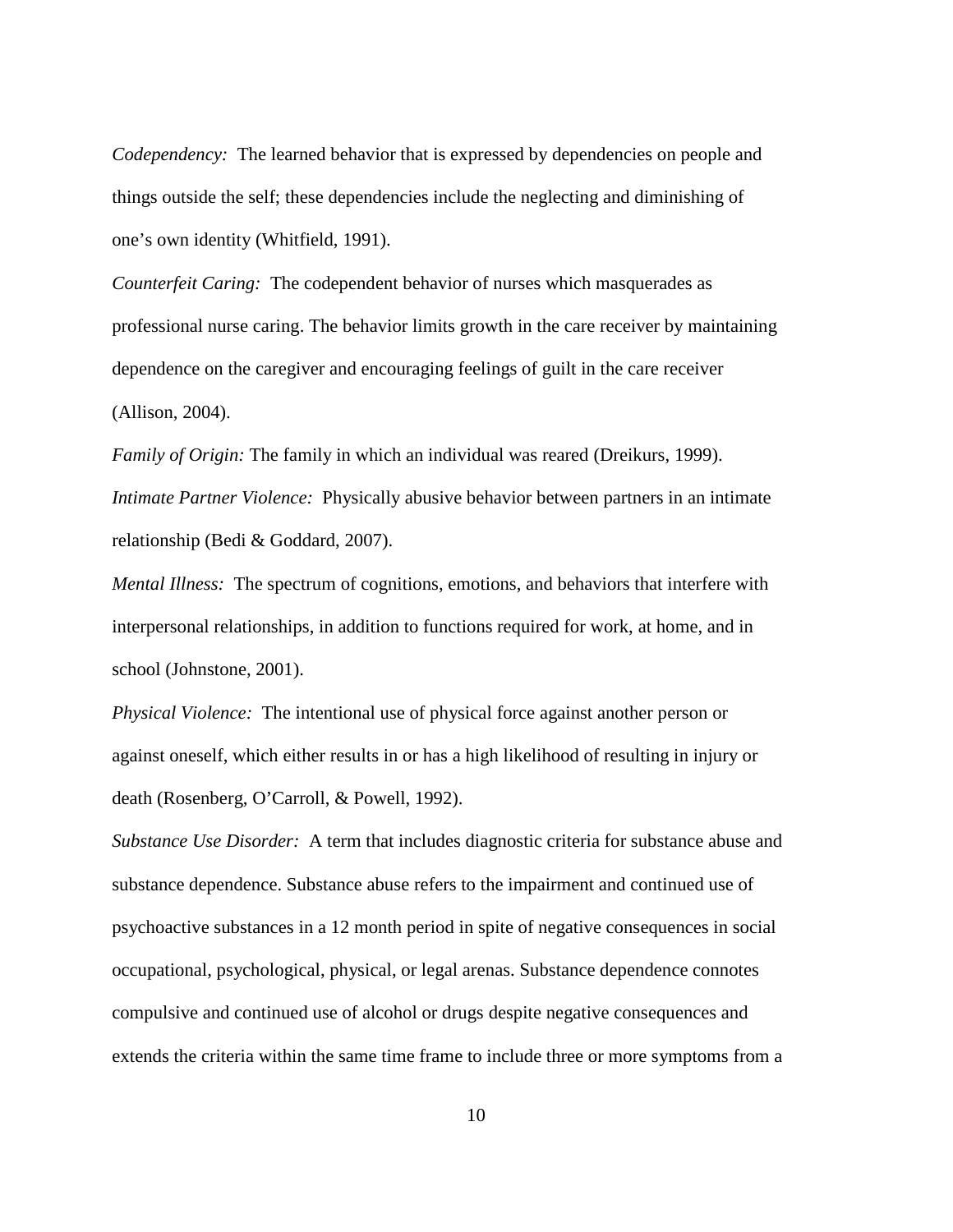*Codependency:* The learned behavior that is expressed by dependencies on people and things outside the self; these dependencies include the neglecting and diminishing of one's own identity (Whitfield, 1991).

*Counterfeit Caring:* The codependent behavior of nurses which masquerades as professional nurse caring. The behavior limits growth in the care receiver by maintaining dependence on the caregiver and encouraging feelings of guilt in the care receiver (Allison, 2004).

*Family of Origin:* The family in which an individual was reared (Dreikurs, 1999).

*Intimate Partner Violence:* Physically abusive behavior between partners in an intimate relationship (Bedi & Goddard, 2007).

*Mental Illness:* The spectrum of cognitions, emotions, and behaviors that interfere with interpersonal relationships, in addition to functions required for work, at home, and in school (Johnstone, 2001).

*Physical Violence:* The intentional use of physical force against another person or against oneself, which either results in or has a high likelihood of resulting in injury or death (Rosenberg, O'Carroll, & Powell, 1992).

*Substance Use Disorder:* A term that includes diagnostic criteria for substance abuse and substance dependence. Substance abuse refers to the impairment and continued use of psychoactive substances in a 12 month period in spite of negative consequences in social occupational, psychological, physical, or legal arenas. Substance dependence connotes compulsive and continued use of alcohol or drugs despite negative consequences and extends the criteria within the same time frame to include three or more symptoms from a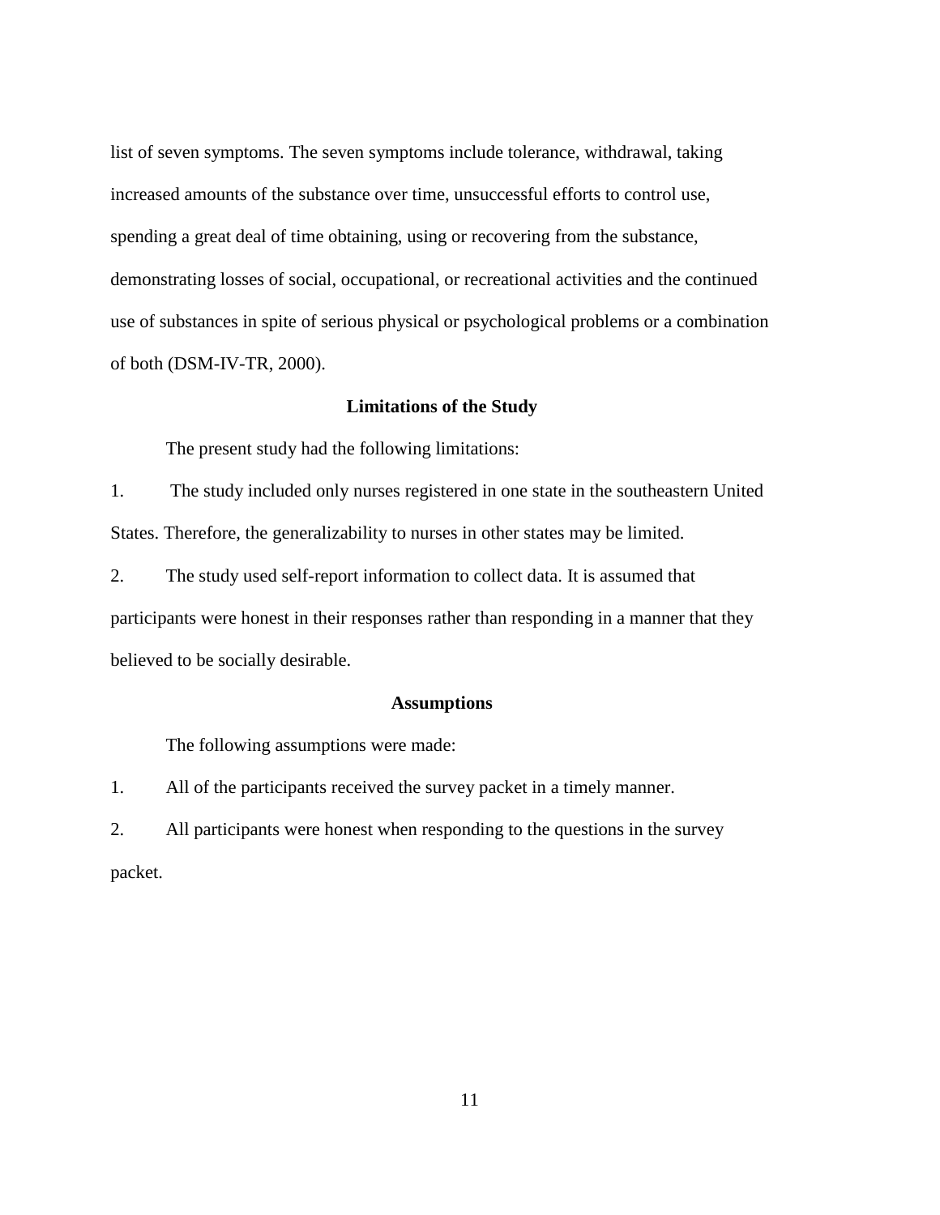list of seven symptoms. The seven symptoms include tolerance, withdrawal, taking increased amounts of the substance over time, unsuccessful efforts to control use, spending a great deal of time obtaining, using or recovering from the substance, demonstrating losses of social, occupational, or recreational activities and the continued use of substances in spite of serious physical or psychological problems or a combination of both (DSM-IV-TR, 2000).

## Limitations of the Study

The present study had the following limitations:

1. The study included only nurses registered in one state in the southeastern United States. Therefore, the generalizability to nurses in other states may be limited.
2. The study used self-report information to collect data. It is assumed that participants were honest in their responses rather than responding in a manner that they believed to be socially desirable.

## Assumptions

The following assumptions were made:

1. All of the participants received the survey packet in a timely manner.
2. All participants were honest when responding to the questions in the survey packet.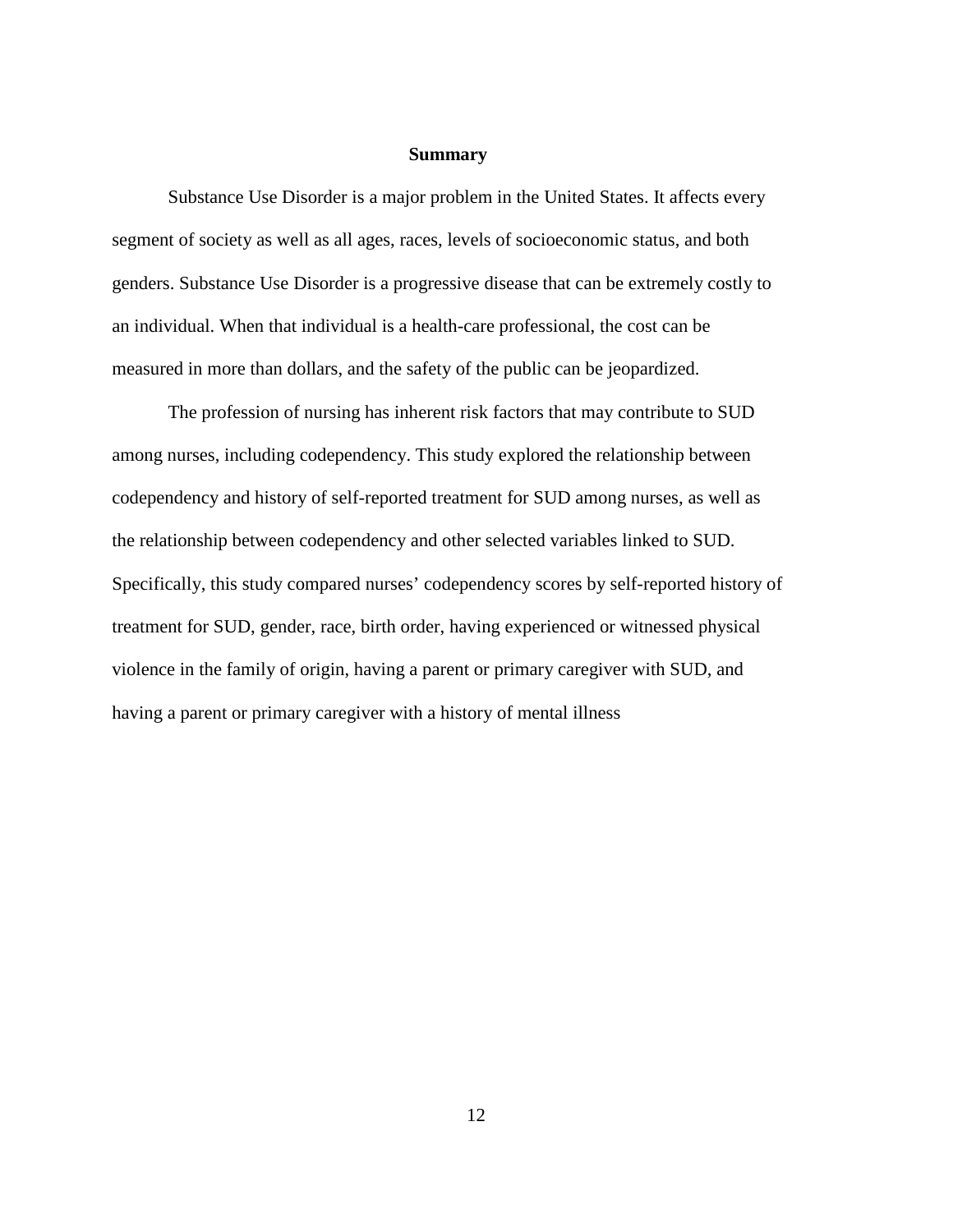## Summary

Substance Use Disorder is a major problem in the United States. It affects every segment of society as well as all ages, races, levels of socioeconomic status, and both genders. Substance Use Disorder is a progressive disease that can be extremely costly to an individual. When that individual is a health-care professional, the cost can be measured in more than dollars, and the safety of the public can be jeopardized.

The profession of nursing has inherent risk factors that may contribute to SUD among nurses, including codependency. This study explored the relationship between codependency and history of self-reported treatment for SUD among nurses, as well as the relationship between codependency and other selected variables linked to SUD. Specifically, this study compared nurses' codependency scores by self-reported history of treatment for SUD, gender, race, birth order, having experienced or witnessed physical violence in the family of origin, having a parent or primary caregiver with SUD, and having a parent or primary caregiver with a history of mental illness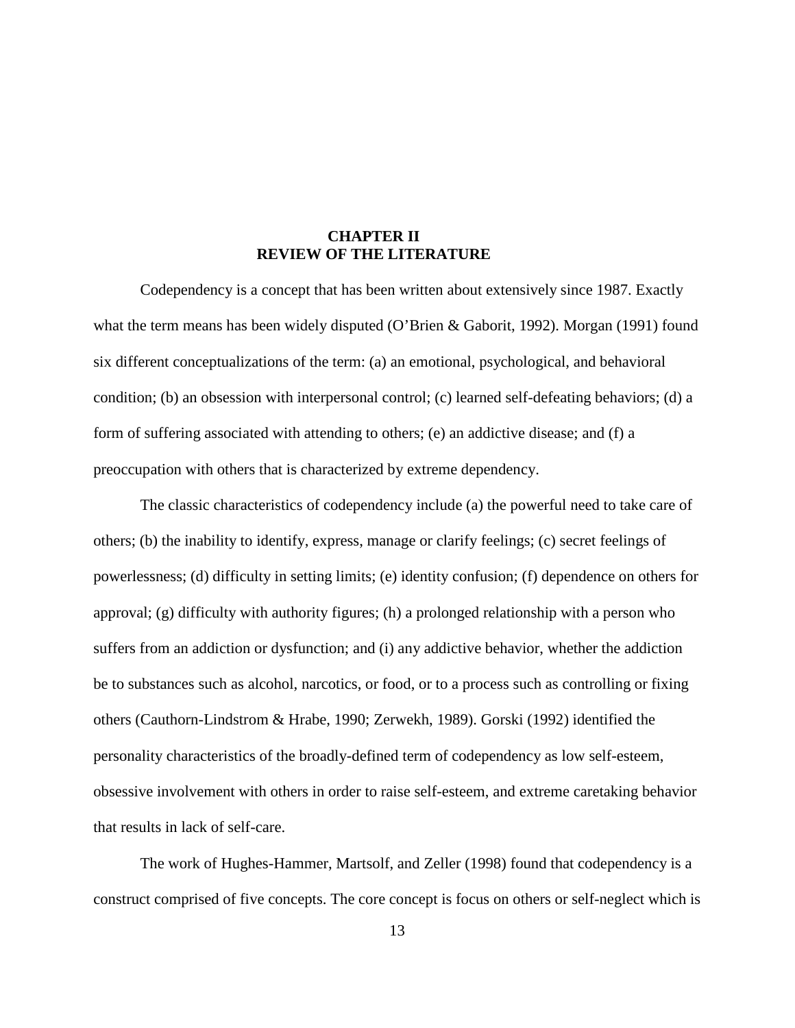# CHAPTER II
# REVIEW OF THE LITERATURE

Codependency is a concept that has been written about extensively since 1987. Exactly what the term means has been widely disputed (O'Brien & Gaborit, 1992). Morgan (1991) found six different conceptualizations of the term: (a) an emotional, psychological, and behavioral condition; (b) an obsession with interpersonal control; (c) learned self-defeating behaviors; (d) a form of suffering associated with attending to others; (e) an addictive disease; and (f) a preoccupation with others that is characterized by extreme dependency.

The classic characteristics of codependency include (a) the powerful need to take care of others; (b) the inability to identify, express, manage or clarify feelings; (c) secret feelings of powerlessness; (d) difficulty in setting limits; (e) identity confusion; (f) dependence on others for approval; (g) difficulty with authority figures; (h) a prolonged relationship with a person who suffers from an addiction or dysfunction; and (i) any addictive behavior, whether the addiction be to substances such as alcohol, narcotics, or food, or to a process such as controlling or fixing others (Cauthorn-Lindstrom & Hrabe, 1990; Zerwekh, 1989). Gorski (1992) identified the personality characteristics of the broadly-defined term of codependency as low self-esteem, obsessive involvement with others in order to raise self-esteem, and extreme caretaking behavior that results in lack of self-care.

The work of Hughes-Hammer, Martsolf, and Zeller (1998) found that codependency is a construct comprised of five concepts. The core concept is focus on others or self-neglect which is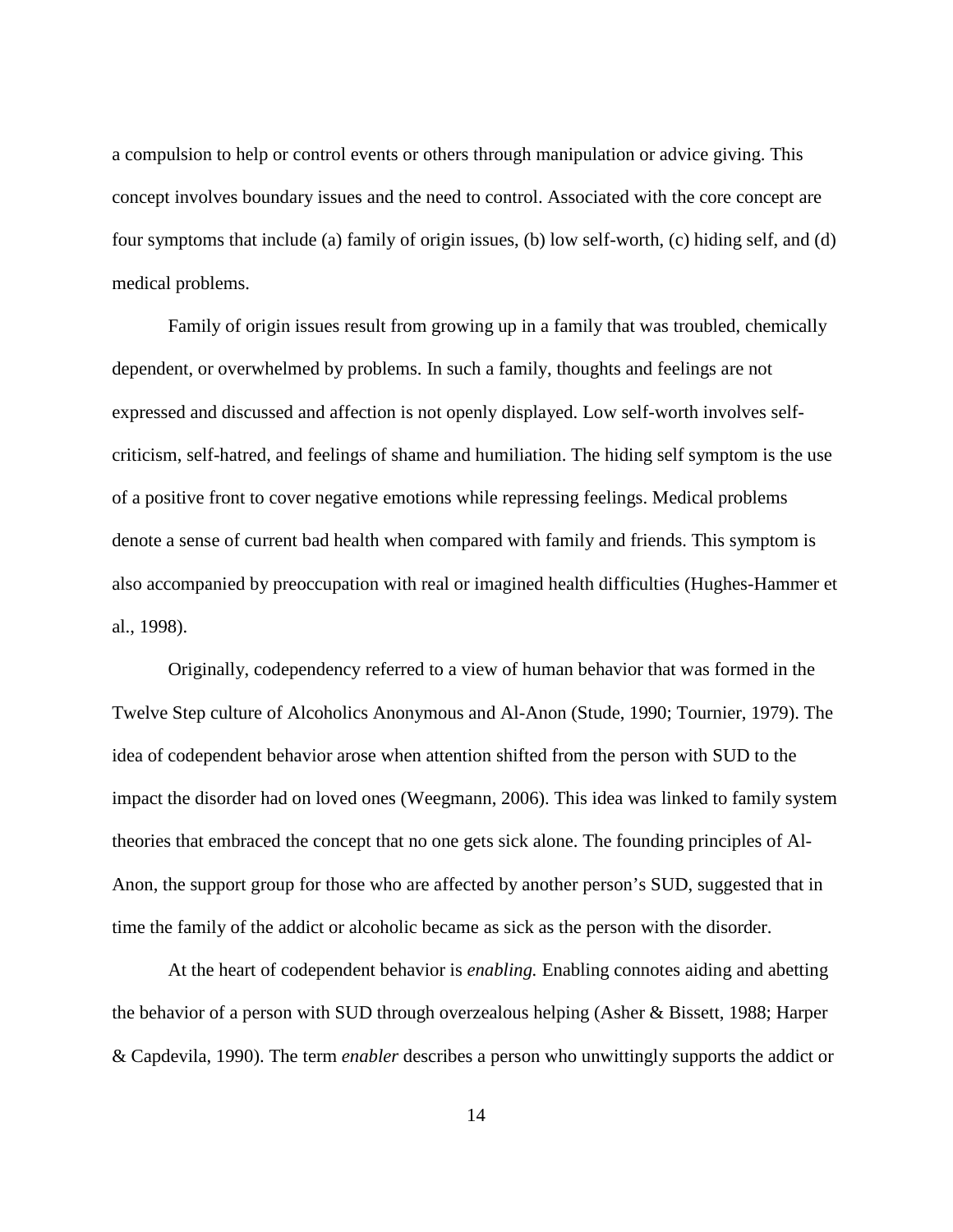a compulsion to help or control events or others through manipulation or advice giving. This concept involves boundary issues and the need to control. Associated with the core concept are four symptoms that include (a) family of origin issues, (b) low self-worth, (c) hiding self, and (d) medical problems.

Family of origin issues result from growing up in a family that was troubled, chemically dependent, or overwhelmed by problems. In such a family, thoughts and feelings are not expressed and discussed and affection is not openly displayed. Low self-worth involves self-criticism, self-hatred, and feelings of shame and humiliation. The hiding self symptom is the use of a positive front to cover negative emotions while repressing feelings. Medical problems denote a sense of current bad health when compared with family and friends. This symptom is also accompanied by preoccupation with real or imagined health difficulties (Hughes-Hammer et al., 1998).

Originally, codependency referred to a view of human behavior that was formed in the Twelve Step culture of Alcoholics Anonymous and Al-Anon (Stude, 1990; Tournier, 1979). The idea of codependent behavior arose when attention shifted from the person with SUD to the impact the disorder had on loved ones (Weegmann, 2006). This idea was linked to family system theories that embraced the concept that no one gets sick alone. The founding principles of Al-Anon, the support group for those who are affected by another person's SUD, suggested that in time the family of the addict or alcoholic became as sick as the person with the disorder.

At the heart of codependent behavior is *enabling.* Enabling connotes aiding and abetting the behavior of a person with SUD through overzealous helping (Asher & Bissett, 1988; Harper & Capdevila, 1990). The term *enabler* describes a person who unwittingly supports the addict or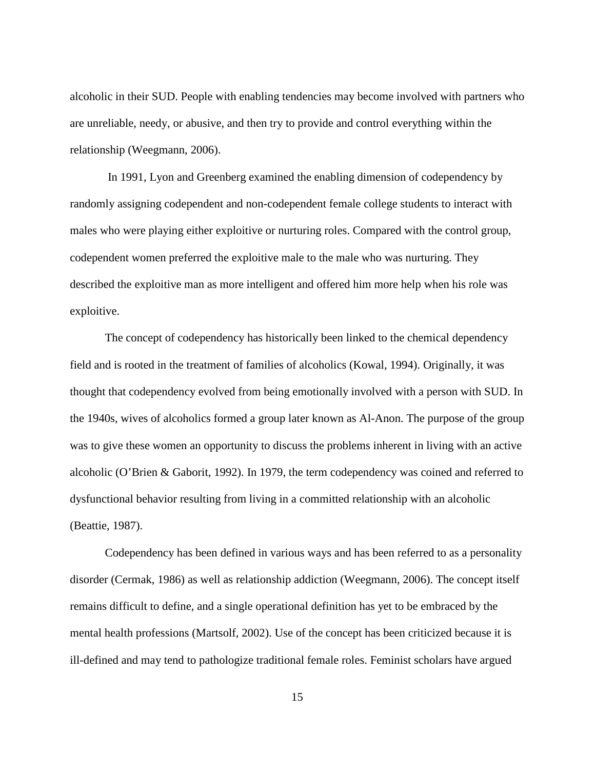alcoholic in their SUD. People with enabling tendencies may become involved with partners who are unreliable, needy, or abusive, and then try to provide and control everything within the relationship (Weegmann, 2006).

In 1991, Lyon and Greenberg examined the enabling dimension of codependency by randomly assigning codependent and non-codependent female college students to interact with males who were playing either exploitive or nurturing roles. Compared with the control group, codependent women preferred the exploitive male to the male who was nurturing. They described the exploitive man as more intelligent and offered him more help when his role was exploitive.

The concept of codependency has historically been linked to the chemical dependency field and is rooted in the treatment of families of alcoholics (Kowal, 1994). Originally, it was thought that codependency evolved from being emotionally involved with a person with SUD. In the 1940s, wives of alcoholics formed a group later known as Al-Anon. The purpose of the group was to give these women an opportunity to discuss the problems inherent in living with an active alcoholic (O'Brien & Gaborit, 1992). In 1979, the term codependency was coined and referred to dysfunctional behavior resulting from living in a committed relationship with an alcoholic (Beattie, 1987).

Codependency has been defined in various ways and has been referred to as a personality disorder (Cermak, 1986) as well as relationship addiction (Weegmann, 2006). The concept itself remains difficult to define, and a single operational definition has yet to be embraced by the mental health professions (Martsolf, 2002). Use of the concept has been criticized because it is ill-defined and may tend to pathologize traditional female roles. Feminist scholars have argued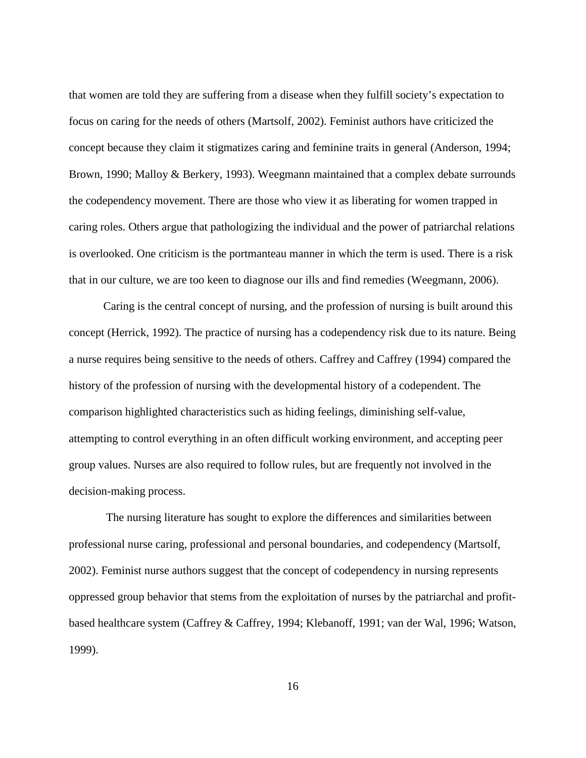that women are told they are suffering from a disease when they fulfill society's expectation to focus on caring for the needs of others (Martsolf, 2002). Feminist authors have criticized the concept because they claim it stigmatizes caring and feminine traits in general (Anderson, 1994; Brown, 1990; Malloy & Berkery, 1993). Weegmann maintained that a complex debate surrounds the codependency movement. There are those who view it as liberating for women trapped in caring roles. Others argue that pathologizing the individual and the power of patriarchal relations is overlooked. One criticism is the portmanteau manner in which the term is used. There is a risk that in our culture, we are too keen to diagnose our ills and find remedies (Weegmann, 2006).

Caring is the central concept of nursing, and the profession of nursing is built around this concept (Herrick, 1992). The practice of nursing has a codependency risk due to its nature. Being a nurse requires being sensitive to the needs of others. Caffrey and Caffrey (1994) compared the history of the profession of nursing with the developmental history of a codependent. The comparison highlighted characteristics such as hiding feelings, diminishing self-value, attempting to control everything in an often difficult working environment, and accepting peer group values. Nurses are also required to follow rules, but are frequently not involved in the decision-making process.

The nursing literature has sought to explore the differences and similarities between professional nurse caring, professional and personal boundaries, and codependency (Martsolf, 2002). Feminist nurse authors suggest that the concept of codependency in nursing represents oppressed group behavior that stems from the exploitation of nurses by the patriarchal and profit-based healthcare system (Caffrey & Caffrey, 1994; Klebanoff, 1991; van der Wal, 1996; Watson, 1999).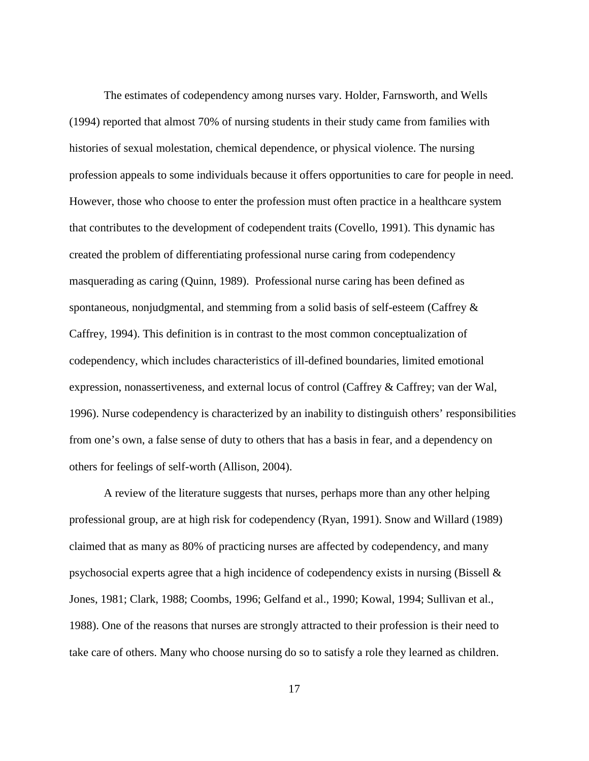The estimates of codependency among nurses vary. Holder, Farnsworth, and Wells (1994) reported that almost 70% of nursing students in their study came from families with histories of sexual molestation, chemical dependence, or physical violence. The nursing profession appeals to some individuals because it offers opportunities to care for people in need. However, those who choose to enter the profession must often practice in a healthcare system that contributes to the development of codependent traits (Covello, 1991). This dynamic has created the problem of differentiating professional nurse caring from codependency masquerading as caring (Quinn, 1989). Professional nurse caring has been defined as spontaneous, nonjudgmental, and stemming from a solid basis of self-esteem (Caffrey & Caffrey, 1994). This definition is in contrast to the most common conceptualization of codependency, which includes characteristics of ill-defined boundaries, limited emotional expression, nonassertiveness, and external locus of control (Caffrey & Caffrey; van der Wal, 1996). Nurse codependency is characterized by an inability to distinguish others' responsibilities from one's own, a false sense of duty to others that has a basis in fear, and a dependency on others for feelings of self-worth (Allison, 2004).

A review of the literature suggests that nurses, perhaps more than any other helping professional group, are at high risk for codependency (Ryan, 1991). Snow and Willard (1989) claimed that as many as 80% of practicing nurses are affected by codependency, and many psychosocial experts agree that a high incidence of codependency exists in nursing (Bissell & Jones, 1981; Clark, 1988; Coombs, 1996; Gelfand et al., 1990; Kowal, 1994; Sullivan et al., 1988). One of the reasons that nurses are strongly attracted to their profession is their need to take care of others. Many who choose nursing do so to satisfy a role they learned as children.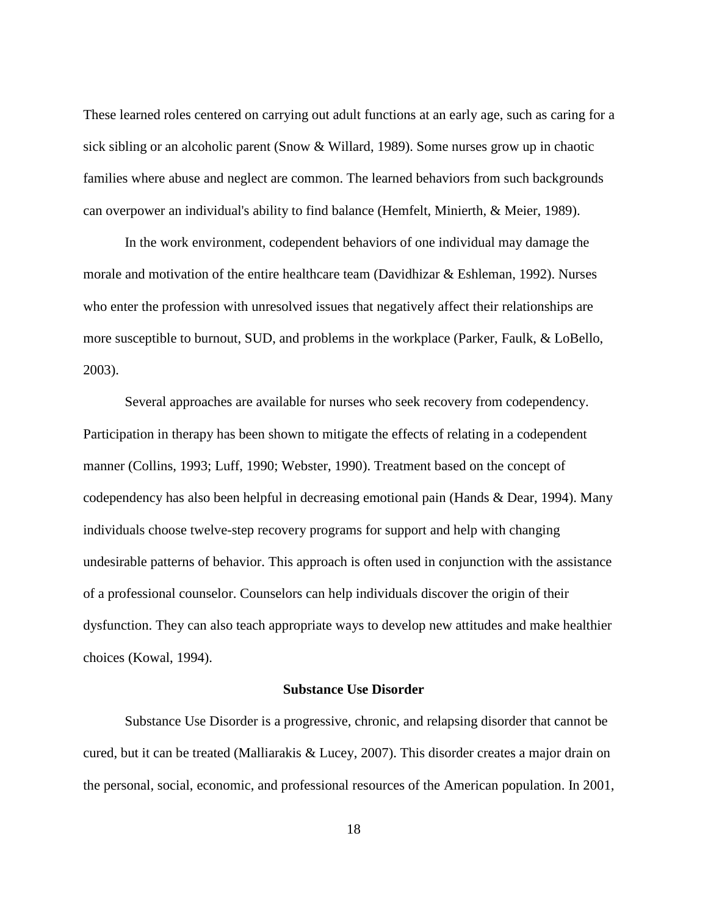These learned roles centered on carrying out adult functions at an early age, such as caring for a sick sibling or an alcoholic parent (Snow & Willard, 1989). Some nurses grow up in chaotic families where abuse and neglect are common. The learned behaviors from such backgrounds can overpower an individual's ability to find balance (Hemfelt, Minierth, & Meier, 1989).

In the work environment, codependent behaviors of one individual may damage the morale and motivation of the entire healthcare team (Davidhizar & Eshleman, 1992). Nurses who enter the profession with unresolved issues that negatively affect their relationships are more susceptible to burnout, SUD, and problems in the workplace (Parker, Faulk, & LoBello, 2003).

Several approaches are available for nurses who seek recovery from codependency. Participation in therapy has been shown to mitigate the effects of relating in a codependent manner (Collins, 1993; Luff, 1990; Webster, 1990). Treatment based on the concept of codependency has also been helpful in decreasing emotional pain (Hands & Dear, 1994). Many individuals choose twelve-step recovery programs for support and help with changing undesirable patterns of behavior. This approach is often used in conjunction with the assistance of a professional counselor. Counselors can help individuals discover the origin of their dysfunction. They can also teach appropriate ways to develop new attitudes and make healthier choices (Kowal, 1994).

## Substance Use Disorder

Substance Use Disorder is a progressive, chronic, and relapsing disorder that cannot be cured, but it can be treated (Malliarakis & Lucey, 2007). This disorder creates a major drain on the personal, social, economic, and professional resources of the American population. In 2001,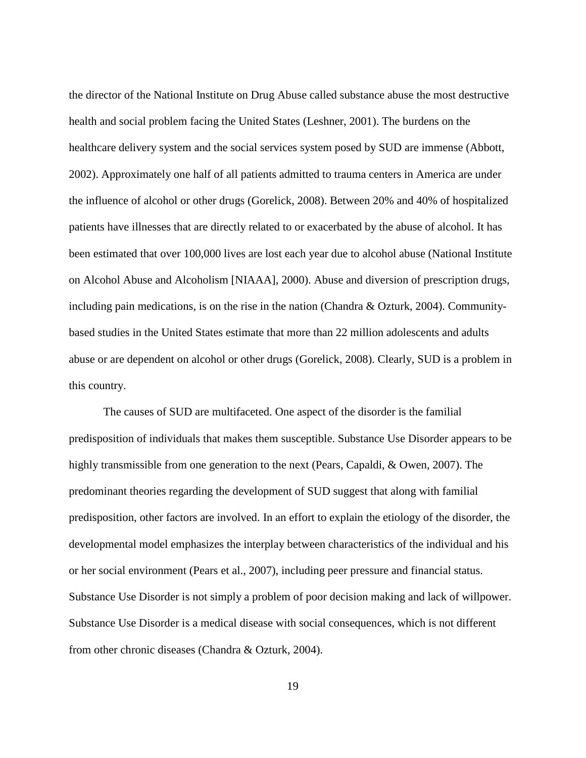the director of the National Institute on Drug Abuse called substance abuse the most destructive health and social problem facing the United States (Leshner, 2001). The burdens on the healthcare delivery system and the social services system posed by SUD are immense (Abbott, 2002). Approximately one half of all patients admitted to trauma centers in America are under the influence of alcohol or other drugs (Gorelick, 2008). Between 20% and 40% of hospitalized patients have illnesses that are directly related to or exacerbated by the abuse of alcohol. It has been estimated that over 100,000 lives are lost each year due to alcohol abuse (National Institute on Alcohol Abuse and Alcoholism [NIAAA], 2000). Abuse and diversion of prescription drugs, including pain medications, is on the rise in the nation (Chandra & Ozturk, 2004). Community-based studies in the United States estimate that more than 22 million adolescents and adults abuse or are dependent on alcohol or other drugs (Gorelick, 2008). Clearly, SUD is a problem in this country.

The causes of SUD are multifaceted. One aspect of the disorder is the familial predisposition of individuals that makes them susceptible. Substance Use Disorder appears to be highly transmissible from one generation to the next (Pears, Capaldi, & Owen, 2007). The predominant theories regarding the development of SUD suggest that along with familial predisposition, other factors are involved. In an effort to explain the etiology of the disorder, the developmental model emphasizes the interplay between characteristics of the individual and his or her social environment (Pears et al., 2007), including peer pressure and financial status. Substance Use Disorder is not simply a problem of poor decision making and lack of willpower. Substance Use Disorder is a medical disease with social consequences, which is not different from other chronic diseases (Chandra & Ozturk, 2004).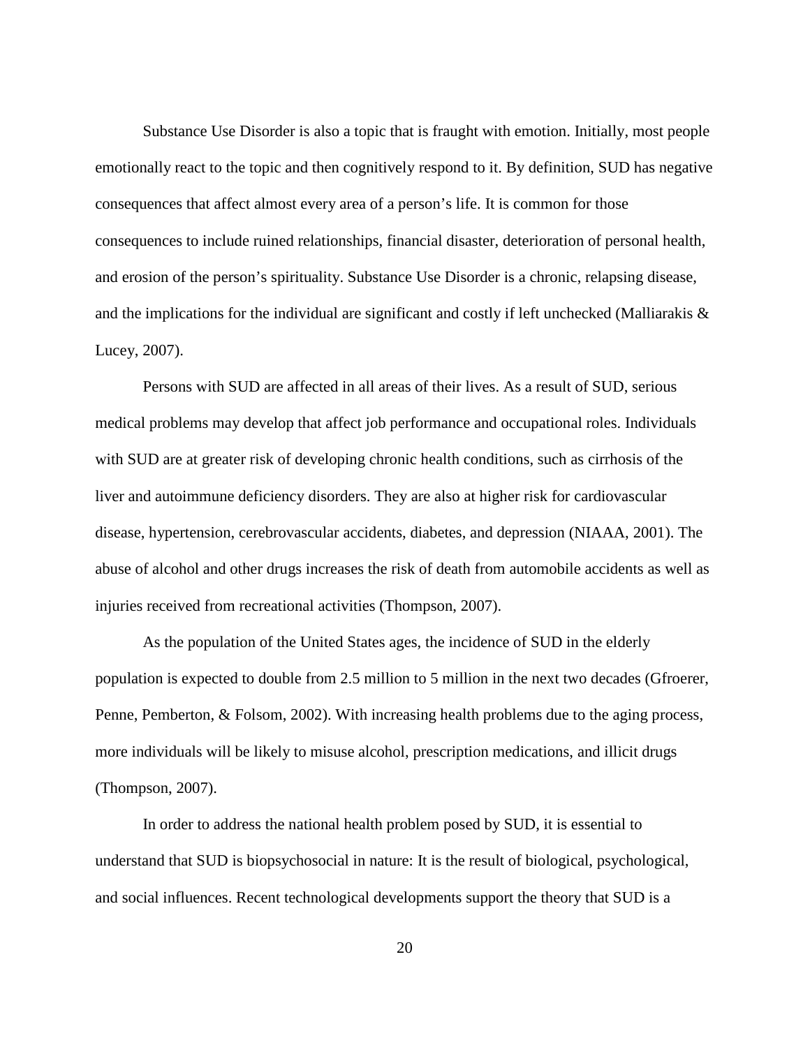Substance Use Disorder is also a topic that is fraught with emotion. Initially, most people emotionally react to the topic and then cognitively respond to it. By definition, SUD has negative consequences that affect almost every area of a person's life. It is common for those consequences to include ruined relationships, financial disaster, deterioration of personal health, and erosion of the person's spirituality. Substance Use Disorder is a chronic, relapsing disease, and the implications for the individual are significant and costly if left unchecked (Malliarakis & Lucey, 2007).

Persons with SUD are affected in all areas of their lives. As a result of SUD, serious medical problems may develop that affect job performance and occupational roles. Individuals with SUD are at greater risk of developing chronic health conditions, such as cirrhosis of the liver and autoimmune deficiency disorders. They are also at higher risk for cardiovascular disease, hypertension, cerebrovascular accidents, diabetes, and depression (NIAAA, 2001). The abuse of alcohol and other drugs increases the risk of death from automobile accidents as well as injuries received from recreational activities (Thompson, 2007).

As the population of the United States ages, the incidence of SUD in the elderly population is expected to double from 2.5 million to 5 million in the next two decades (Gfroerer, Penne, Pemberton, & Folsom, 2002). With increasing health problems due to the aging process, more individuals will be likely to misuse alcohol, prescription medications, and illicit drugs (Thompson, 2007).

In order to address the national health problem posed by SUD, it is essential to understand that SUD is biopsychosocial in nature: It is the result of biological, psychological, and social influences. Recent technological developments support the theory that SUD is a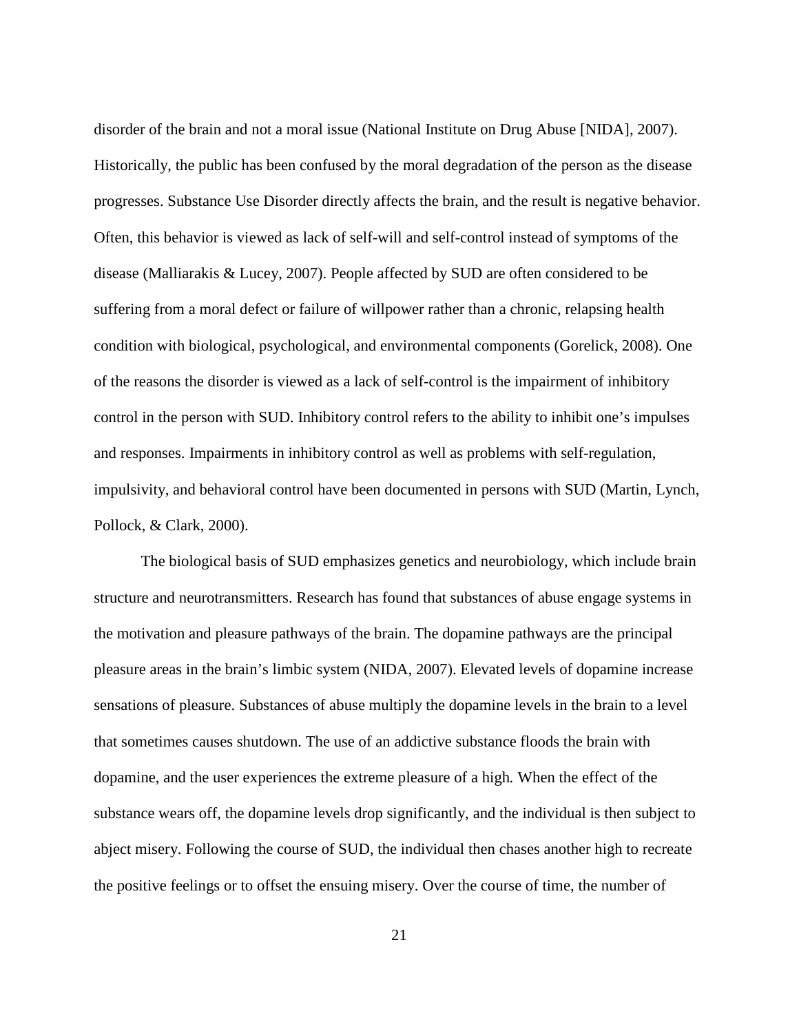disorder of the brain and not a moral issue (National Institute on Drug Abuse [NIDA], 2007). Historically, the public has been confused by the moral degradation of the person as the disease progresses. Substance Use Disorder directly affects the brain, and the result is negative behavior. Often, this behavior is viewed as lack of self-will and self-control instead of symptoms of the disease (Malliarakis & Lucey, 2007). People affected by SUD are often considered to be suffering from a moral defect or failure of willpower rather than a chronic, relapsing health condition with biological, psychological, and environmental components (Gorelick, 2008). One of the reasons the disorder is viewed as a lack of self-control is the impairment of inhibitory control in the person with SUD. Inhibitory control refers to the ability to inhibit one's impulses and responses. Impairments in inhibitory control as well as problems with self-regulation, impulsivity, and behavioral control have been documented in persons with SUD (Martin, Lynch, Pollock, & Clark, 2000).

The biological basis of SUD emphasizes genetics and neurobiology, which include brain structure and neurotransmitters. Research has found that substances of abuse engage systems in the motivation and pleasure pathways of the brain. The dopamine pathways are the principal pleasure areas in the brain's limbic system (NIDA, 2007). Elevated levels of dopamine increase sensations of pleasure. Substances of abuse multiply the dopamine levels in the brain to a level that sometimes causes shutdown. The use of an addictive substance floods the brain with dopamine, and the user experiences the extreme pleasure of a high. When the effect of the substance wears off, the dopamine levels drop significantly, and the individual is then subject to abject misery. Following the course of SUD, the individual then chases another high to recreate the positive feelings or to offset the ensuing misery. Over the course of time, the number of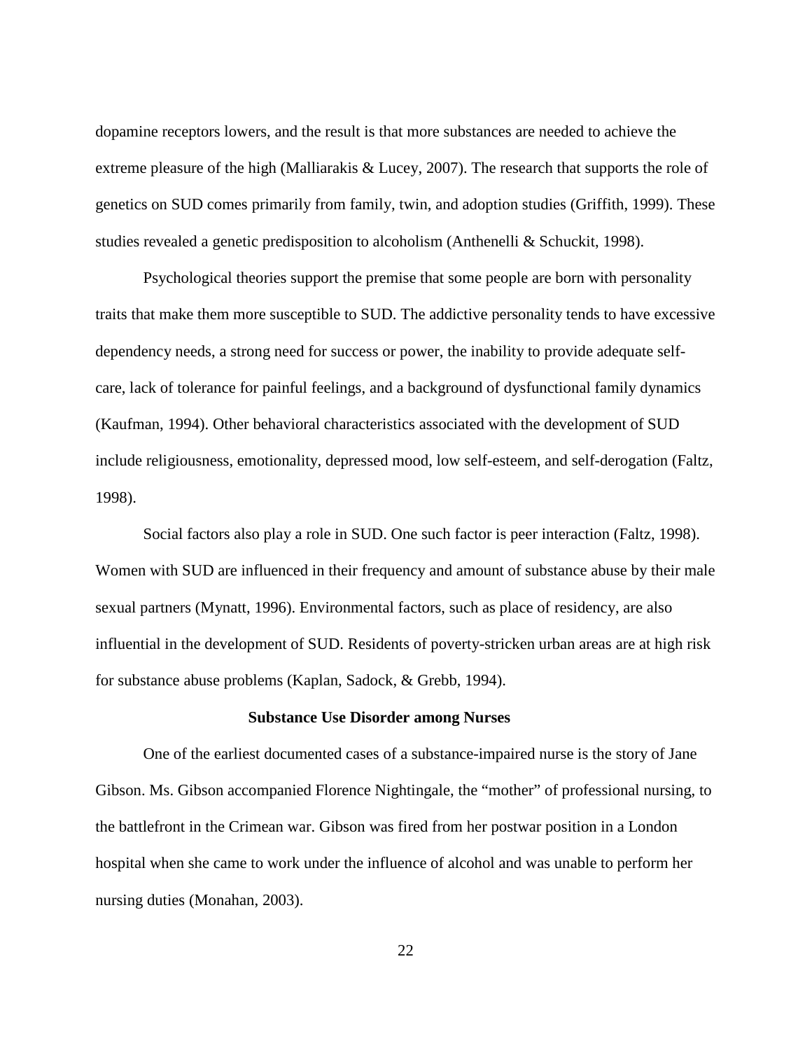dopamine receptors lowers, and the result is that more substances are needed to achieve the extreme pleasure of the high (Malliarakis & Lucey, 2007). The research that supports the role of genetics on SUD comes primarily from family, twin, and adoption studies (Griffith, 1999). These studies revealed a genetic predisposition to alcoholism (Anthenelli & Schuckit, 1998).

Psychological theories support the premise that some people are born with personality traits that make them more susceptible to SUD. The addictive personality tends to have excessive dependency needs, a strong need for success or power, the inability to provide adequate self-care, lack of tolerance for painful feelings, and a background of dysfunctional family dynamics (Kaufman, 1994). Other behavioral characteristics associated with the development of SUD include religiousness, emotionality, depressed mood, low self-esteem, and self-derogation (Faltz, 1998).

Social factors also play a role in SUD. One such factor is peer interaction (Faltz, 1998). Women with SUD are influenced in their frequency and amount of substance abuse by their male sexual partners (Mynatt, 1996). Environmental factors, such as place of residency, are also influential in the development of SUD. Residents of poverty-stricken urban areas are at high risk for substance abuse problems (Kaplan, Sadock, & Grebb, 1994).

## Substance Use Disorder among Nurses

One of the earliest documented cases of a substance-impaired nurse is the story of Jane Gibson. Ms. Gibson accompanied Florence Nightingale, the "mother" of professional nursing, to the battlefront in the Crimean war. Gibson was fired from her postwar position in a London hospital when she came to work under the influence of alcohol and was unable to perform her nursing duties (Monahan, 2003).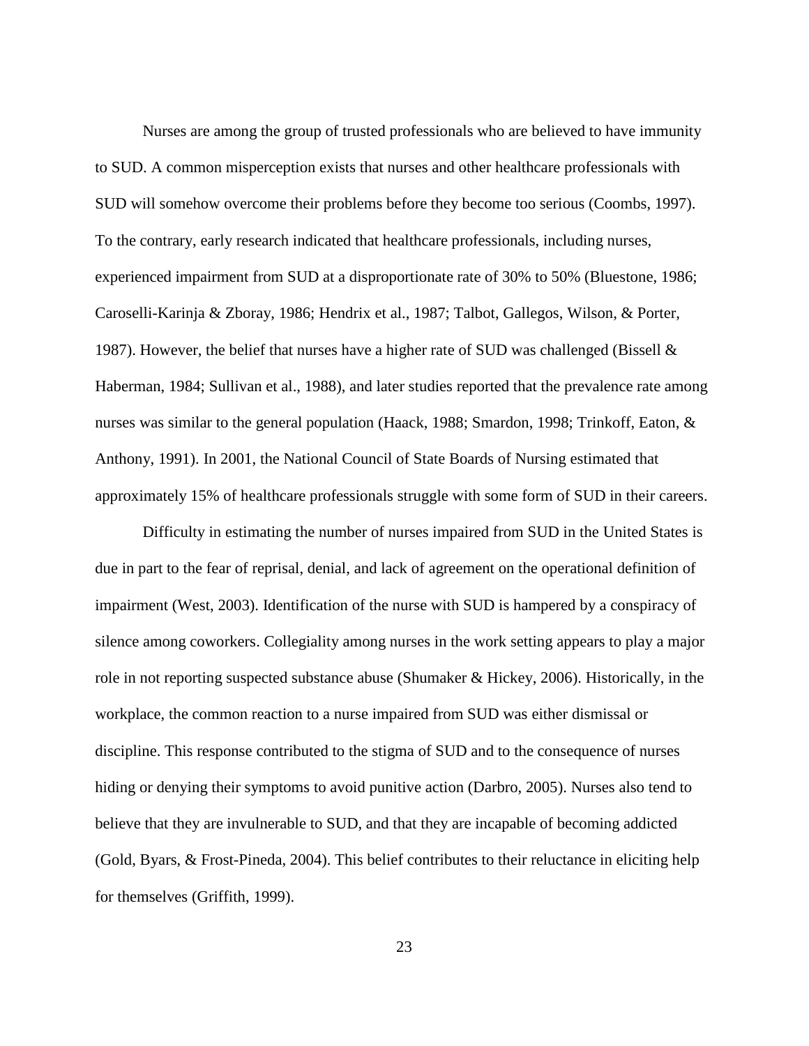Nurses are among the group of trusted professionals who are believed to have immunity to SUD. A common misperception exists that nurses and other healthcare professionals with SUD will somehow overcome their problems before they become too serious (Coombs, 1997). To the contrary, early research indicated that healthcare professionals, including nurses, experienced impairment from SUD at a disproportionate rate of 30% to 50% (Bluestone, 1986; Caroselli-Karinja & Zboray, 1986; Hendrix et al., 1987; Talbot, Gallegos, Wilson, & Porter, 1987). However, the belief that nurses have a higher rate of SUD was challenged (Bissell & Haberman, 1984; Sullivan et al., 1988), and later studies reported that the prevalence rate among nurses was similar to the general population (Haack, 1988; Smardon, 1998; Trinkoff, Eaton, & Anthony, 1991). In 2001, the National Council of State Boards of Nursing estimated that approximately 15% of healthcare professionals struggle with some form of SUD in their careers.

Difficulty in estimating the number of nurses impaired from SUD in the United States is due in part to the fear of reprisal, denial, and lack of agreement on the operational definition of impairment (West, 2003). Identification of the nurse with SUD is hampered by a conspiracy of silence among coworkers. Collegiality among nurses in the work setting appears to play a major role in not reporting suspected substance abuse (Shumaker & Hickey, 2006). Historically, in the workplace, the common reaction to a nurse impaired from SUD was either dismissal or discipline. This response contributed to the stigma of SUD and to the consequence of nurses hiding or denying their symptoms to avoid punitive action (Darbro, 2005). Nurses also tend to believe that they are invulnerable to SUD, and that they are incapable of becoming addicted (Gold, Byars, & Frost-Pineda, 2004). This belief contributes to their reluctance in eliciting help for themselves (Griffith, 1999).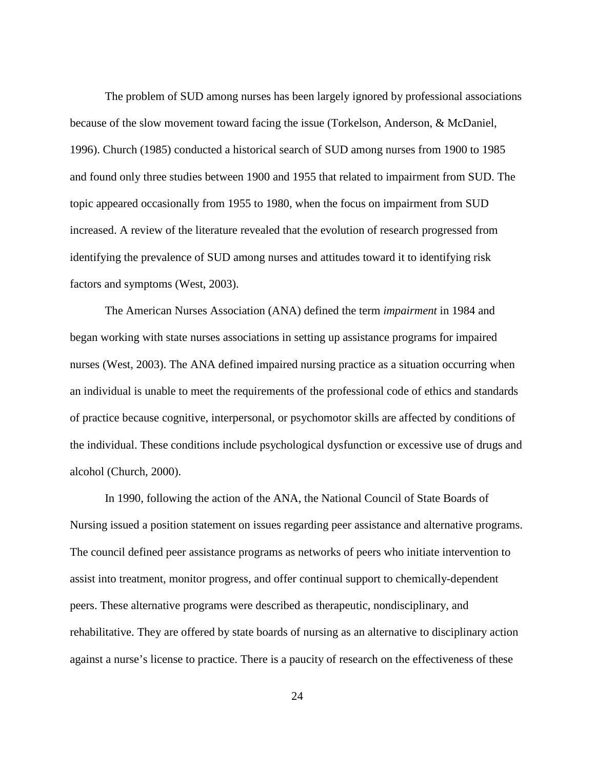The problem of SUD among nurses has been largely ignored by professional associations because of the slow movement toward facing the issue (Torkelson, Anderson, & McDaniel, 1996). Church (1985) conducted a historical search of SUD among nurses from 1900 to 1985 and found only three studies between 1900 and 1955 that related to impairment from SUD. The topic appeared occasionally from 1955 to 1980, when the focus on impairment from SUD increased. A review of the literature revealed that the evolution of research progressed from identifying the prevalence of SUD among nurses and attitudes toward it to identifying risk factors and symptoms (West, 2003).

The American Nurses Association (ANA) defined the term *impairment* in 1984 and began working with state nurses associations in setting up assistance programs for impaired nurses (West, 2003). The ANA defined impaired nursing practice as a situation occurring when an individual is unable to meet the requirements of the professional code of ethics and standards of practice because cognitive, interpersonal, or psychomotor skills are affected by conditions of the individual. These conditions include psychological dysfunction or excessive use of drugs and alcohol (Church, 2000).

In 1990, following the action of the ANA, the National Council of State Boards of Nursing issued a position statement on issues regarding peer assistance and alternative programs. The council defined peer assistance programs as networks of peers who initiate intervention to assist into treatment, monitor progress, and offer continual support to chemically-dependent peers. These alternative programs were described as therapeutic, nondisciplinary, and rehabilitative. They are offered by state boards of nursing as an alternative to disciplinary action against a nurse's license to practice. There is a paucity of research on the effectiveness of these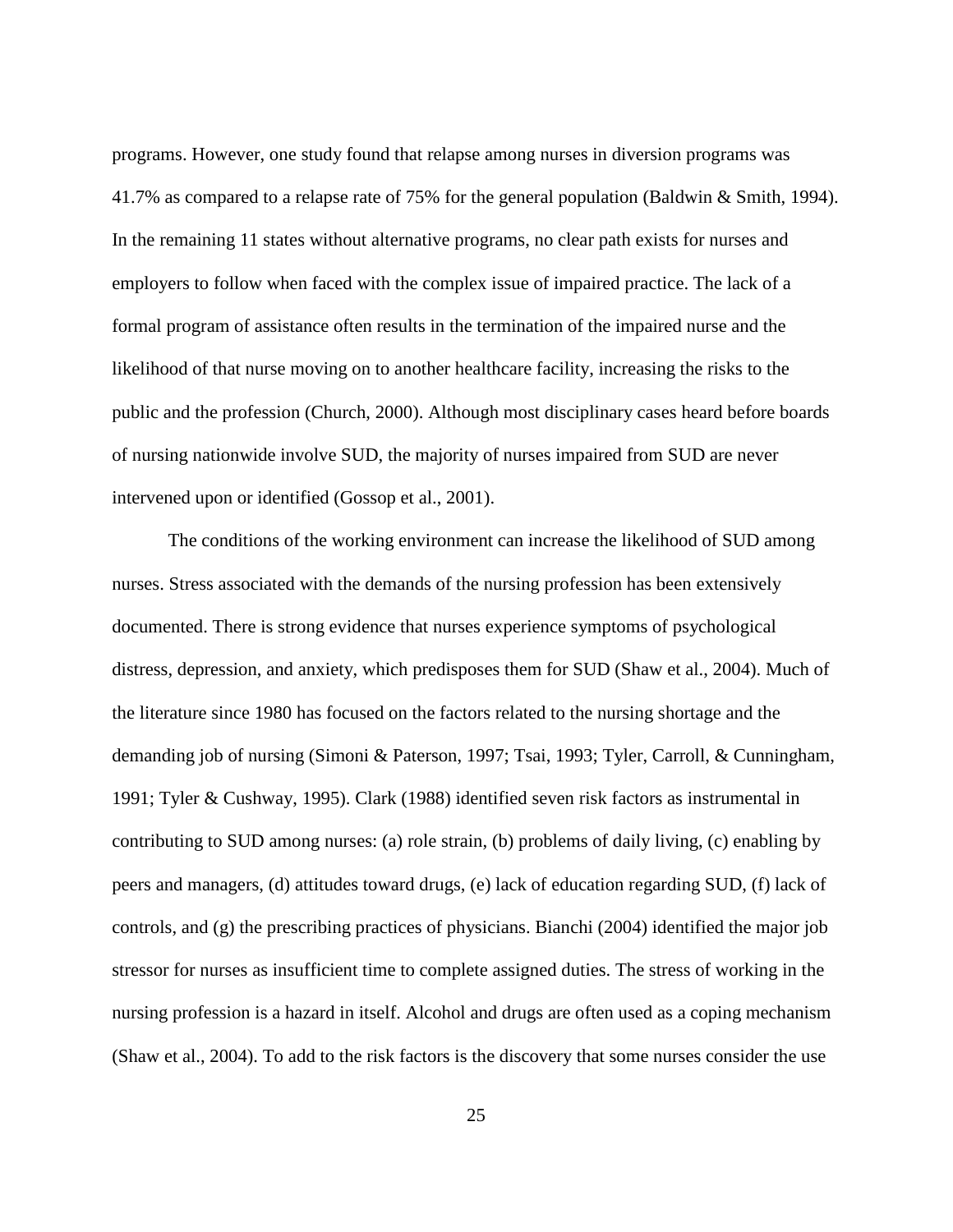programs. However, one study found that relapse among nurses in diversion programs was 41.7% as compared to a relapse rate of 75% for the general population (Baldwin & Smith, 1994). In the remaining 11 states without alternative programs, no clear path exists for nurses and employers to follow when faced with the complex issue of impaired practice. The lack of a formal program of assistance often results in the termination of the impaired nurse and the likelihood of that nurse moving on to another healthcare facility, increasing the risks to the public and the profession (Church, 2000). Although most disciplinary cases heard before boards of nursing nationwide involve SUD, the majority of nurses impaired from SUD are never intervened upon or identified (Gossop et al., 2001).

The conditions of the working environment can increase the likelihood of SUD among nurses. Stress associated with the demands of the nursing profession has been extensively documented. There is strong evidence that nurses experience symptoms of psychological distress, depression, and anxiety, which predisposes them for SUD (Shaw et al., 2004). Much of the literature since 1980 has focused on the factors related to the nursing shortage and the demanding job of nursing (Simoni & Paterson, 1997; Tsai, 1993; Tyler, Carroll, & Cunningham, 1991; Tyler & Cushway, 1995). Clark (1988) identified seven risk factors as instrumental in contributing to SUD among nurses: (a) role strain, (b) problems of daily living, (c) enabling by peers and managers, (d) attitudes toward drugs, (e) lack of education regarding SUD, (f) lack of controls, and (g) the prescribing practices of physicians. Bianchi (2004) identified the major job stressor for nurses as insufficient time to complete assigned duties. The stress of working in the nursing profession is a hazard in itself. Alcohol and drugs are often used as a coping mechanism (Shaw et al., 2004). To add to the risk factors is the discovery that some nurses consider the use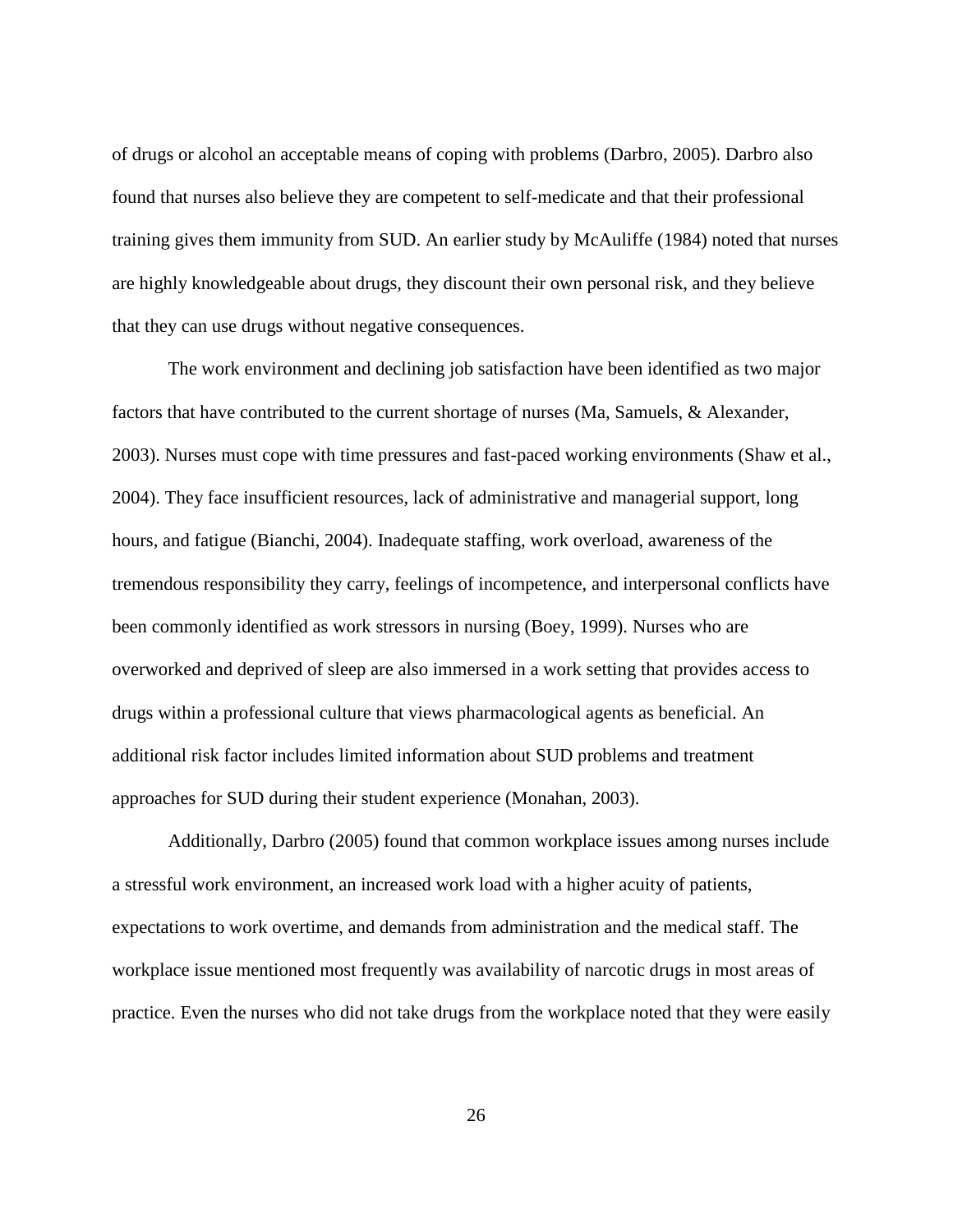of drugs or alcohol an acceptable means of coping with problems (Darbro, 2005). Darbro also found that nurses also believe they are competent to self-medicate and that their professional training gives them immunity from SUD. An earlier study by McAuliffe (1984) noted that nurses are highly knowledgeable about drugs, they discount their own personal risk, and they believe that they can use drugs without negative consequences.

The work environment and declining job satisfaction have been identified as two major factors that have contributed to the current shortage of nurses (Ma, Samuels, & Alexander, 2003). Nurses must cope with time pressures and fast-paced working environments (Shaw et al., 2004). They face insufficient resources, lack of administrative and managerial support, long hours, and fatigue (Bianchi, 2004). Inadequate staffing, work overload, awareness of the tremendous responsibility they carry, feelings of incompetence, and interpersonal conflicts have been commonly identified as work stressors in nursing (Boey, 1999). Nurses who are overworked and deprived of sleep are also immersed in a work setting that provides access to drugs within a professional culture that views pharmacological agents as beneficial. An additional risk factor includes limited information about SUD problems and treatment approaches for SUD during their student experience (Monahan, 2003).

Additionally, Darbro (2005) found that common workplace issues among nurses include a stressful work environment, an increased work load with a higher acuity of patients, expectations to work overtime, and demands from administration and the medical staff. The workplace issue mentioned most frequently was availability of narcotic drugs in most areas of practice. Even the nurses who did not take drugs from the workplace noted that they were easily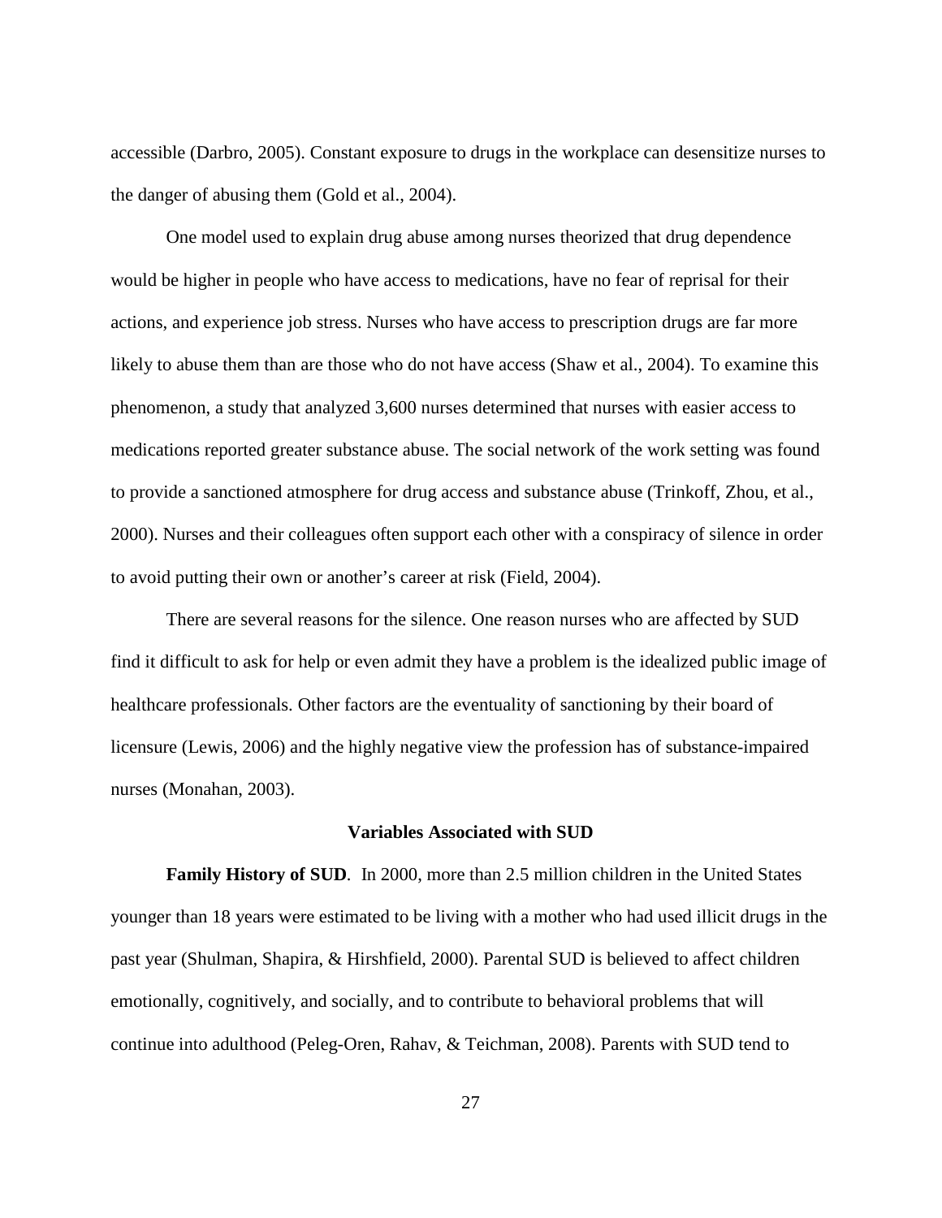accessible (Darbro, 2005). Constant exposure to drugs in the workplace can desensitize nurses to the danger of abusing them (Gold et al., 2004).

One model used to explain drug abuse among nurses theorized that drug dependence would be higher in people who have access to medications, have no fear of reprisal for their actions, and experience job stress. Nurses who have access to prescription drugs are far more likely to abuse them than are those who do not have access (Shaw et al., 2004). To examine this phenomenon, a study that analyzed 3,600 nurses determined that nurses with easier access to medications reported greater substance abuse. The social network of the work setting was found to provide a sanctioned atmosphere for drug access and substance abuse (Trinkoff, Zhou, et al., 2000). Nurses and their colleagues often support each other with a conspiracy of silence in order to avoid putting their own or another's career at risk (Field, 2004).

There are several reasons for the silence. One reason nurses who are affected by SUD find it difficult to ask for help or even admit they have a problem is the idealized public image of healthcare professionals. Other factors are the eventuality of sanctioning by their board of licensure (Lewis, 2006) and the highly negative view the profession has of substance-impaired nurses (Monahan, 2003).

## Variables Associated with SUD

**Family History of SUD**. In 2000, more than 2.5 million children in the United States younger than 18 years were estimated to be living with a mother who had used illicit drugs in the past year (Shulman, Shapira, & Hirshfield, 2000). Parental SUD is believed to affect children emotionally, cognitively, and socially, and to contribute to behavioral problems that will continue into adulthood (Peleg-Oren, Rahav, & Teichman, 2008). Parents with SUD tend to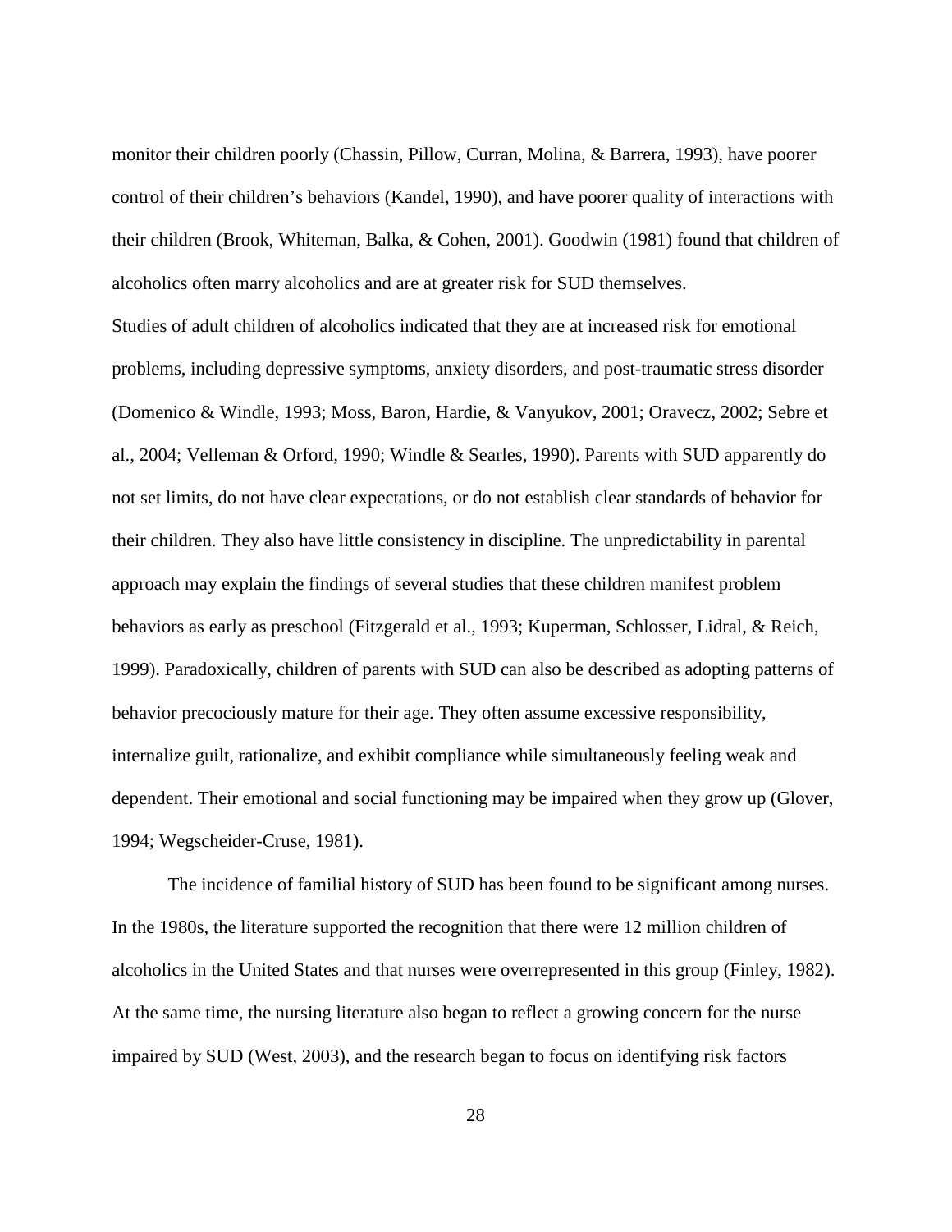monitor their children poorly (Chassin, Pillow, Curran, Molina, & Barrera, 1993), have poorer control of their children's behaviors (Kandel, 1990), and have poorer quality of interactions with their children (Brook, Whiteman, Balka, & Cohen, 2001). Goodwin (1981) found that children of alcoholics often marry alcoholics and are at greater risk for SUD themselves.

Studies of adult children of alcoholics indicated that they are at increased risk for emotional problems, including depressive symptoms, anxiety disorders, and post-traumatic stress disorder (Domenico & Windle, 1993; Moss, Baron, Hardie, & Vanyukov, 2001; Oravecz, 2002; Sebre et al., 2004; Velleman & Orford, 1990; Windle & Searles, 1990). Parents with SUD apparently do not set limits, do not have clear expectations, or do not establish clear standards of behavior for their children. They also have little consistency in discipline. The unpredictability in parental approach may explain the findings of several studies that these children manifest problem behaviors as early as preschool (Fitzgerald et al., 1993; Kuperman, Schlosser, Lidral, & Reich, 1999). Paradoxically, children of parents with SUD can also be described as adopting patterns of behavior precociously mature for their age. They often assume excessive responsibility, internalize guilt, rationalize, and exhibit compliance while simultaneously feeling weak and dependent. Their emotional and social functioning may be impaired when they grow up (Glover, 1994; Wegscheider-Cruse, 1981).

The incidence of familial history of SUD has been found to be significant among nurses. In the 1980s, the literature supported the recognition that there were 12 million children of alcoholics in the United States and that nurses were overrepresented in this group (Finley, 1982). At the same time, the nursing literature also began to reflect a growing concern for the nurse impaired by SUD (West, 2003), and the research began to focus on identifying risk factors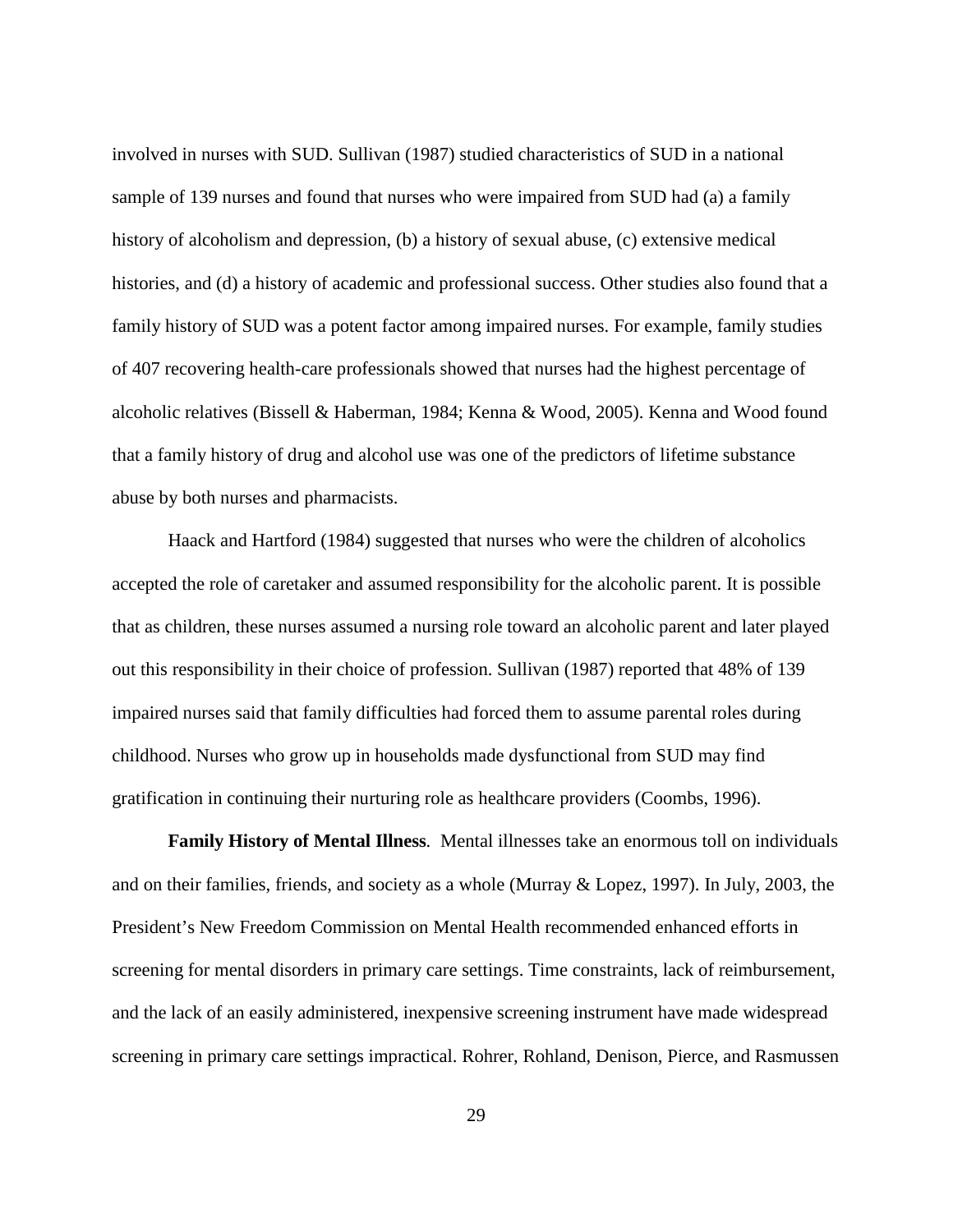involved in nurses with SUD. Sullivan (1987) studied characteristics of SUD in a national sample of 139 nurses and found that nurses who were impaired from SUD had (a) a family history of alcoholism and depression, (b) a history of sexual abuse, (c) extensive medical histories, and (d) a history of academic and professional success. Other studies also found that a family history of SUD was a potent factor among impaired nurses. For example, family studies of 407 recovering health-care professionals showed that nurses had the highest percentage of alcoholic relatives (Bissell & Haberman, 1984; Kenna & Wood, 2005). Kenna and Wood found that a family history of drug and alcohol use was one of the predictors of lifetime substance abuse by both nurses and pharmacists.

Haack and Hartford (1984) suggested that nurses who were the children of alcoholics accepted the role of caretaker and assumed responsibility for the alcoholic parent. It is possible that as children, these nurses assumed a nursing role toward an alcoholic parent and later played out this responsibility in their choice of profession. Sullivan (1987) reported that 48% of 139 impaired nurses said that family difficulties had forced them to assume parental roles during childhood. Nurses who grow up in households made dysfunctional from SUD may find gratification in continuing their nurturing role as healthcare providers (Coombs, 1996).

**Family History of Mental Illness**. Mental illnesses take an enormous toll on individuals and on their families, friends, and society as a whole (Murray & Lopez, 1997). In July, 2003, the President's New Freedom Commission on Mental Health recommended enhanced efforts in screening for mental disorders in primary care settings. Time constraints, lack of reimbursement, and the lack of an easily administered, inexpensive screening instrument have made widespread screening in primary care settings impractical. Rohrer, Rohland, Denison, Pierce, and Rasmussen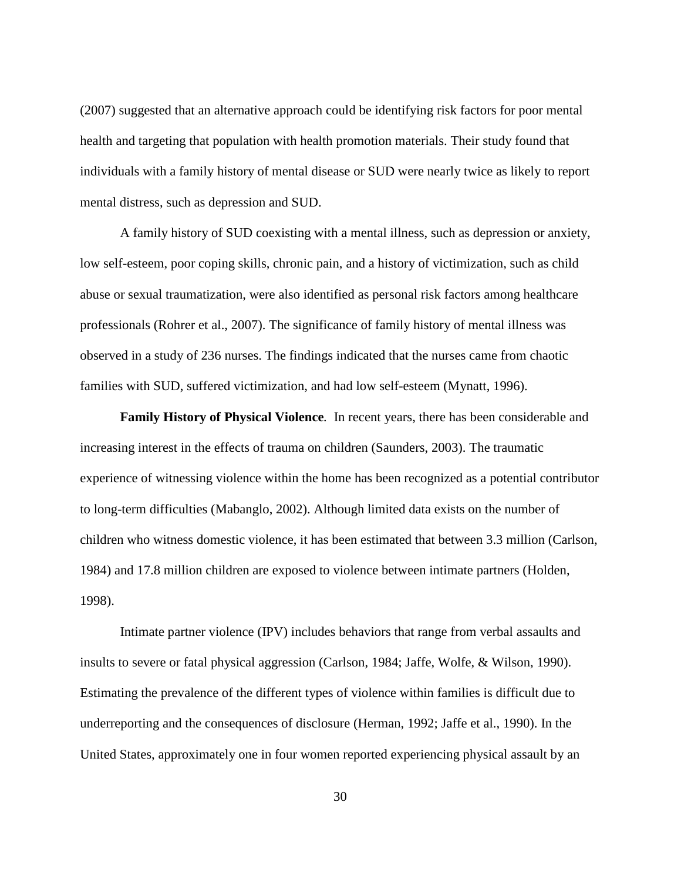(2007) suggested that an alternative approach could be identifying risk factors for poor mental health and targeting that population with health promotion materials. Their study found that individuals with a family history of mental disease or SUD were nearly twice as likely to report mental distress, such as depression and SUD.

A family history of SUD coexisting with a mental illness, such as depression or anxiety, low self-esteem, poor coping skills, chronic pain, and a history of victimization, such as child abuse or sexual traumatization, were also identified as personal risk factors among healthcare professionals (Rohrer et al., 2007). The significance of family history of mental illness was observed in a study of 236 nurses. The findings indicated that the nurses came from chaotic families with SUD, suffered victimization, and had low self-esteem (Mynatt, 1996).

**Family History of Physical Violence***.* In recent years, there has been considerable and increasing interest in the effects of trauma on children (Saunders, 2003). The traumatic experience of witnessing violence within the home has been recognized as a potential contributor to long-term difficulties (Mabanglo, 2002). Although limited data exists on the number of children who witness domestic violence, it has been estimated that between 3.3 million (Carlson, 1984) and 17.8 million children are exposed to violence between intimate partners (Holden, 1998).

Intimate partner violence (IPV) includes behaviors that range from verbal assaults and insults to severe or fatal physical aggression (Carlson, 1984; Jaffe, Wolfe, & Wilson, 1990). Estimating the prevalence of the different types of violence within families is difficult due to underreporting and the consequences of disclosure (Herman, 1992; Jaffe et al., 1990). In the United States, approximately one in four women reported experiencing physical assault by an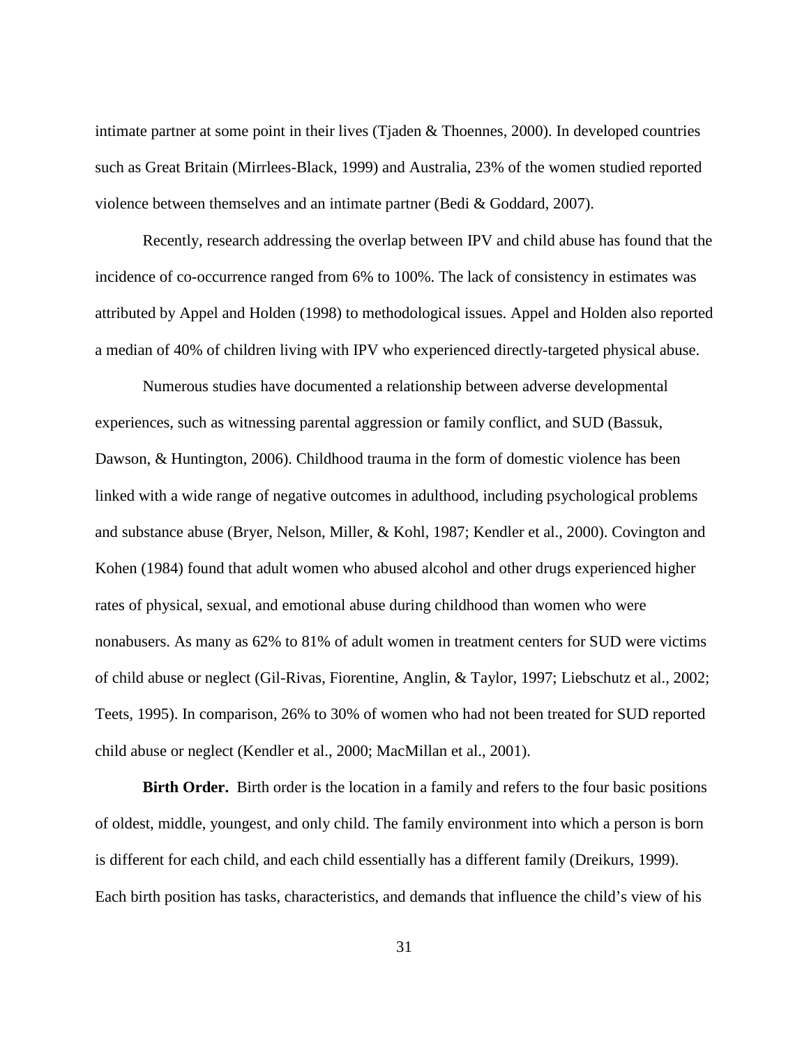intimate partner at some point in their lives (Tjaden & Thoennes, 2000). In developed countries such as Great Britain (Mirrlees-Black, 1999) and Australia, 23% of the women studied reported violence between themselves and an intimate partner (Bedi & Goddard, 2007).

Recently, research addressing the overlap between IPV and child abuse has found that the incidence of co-occurrence ranged from 6% to 100%. The lack of consistency in estimates was attributed by Appel and Holden (1998) to methodological issues. Appel and Holden also reported a median of 40% of children living with IPV who experienced directly-targeted physical abuse.

Numerous studies have documented a relationship between adverse developmental experiences, such as witnessing parental aggression or family conflict, and SUD (Bassuk, Dawson, & Huntington, 2006). Childhood trauma in the form of domestic violence has been linked with a wide range of negative outcomes in adulthood, including psychological problems and substance abuse (Bryer, Nelson, Miller, & Kohl, 1987; Kendler et al., 2000). Covington and Kohen (1984) found that adult women who abused alcohol and other drugs experienced higher rates of physical, sexual, and emotional abuse during childhood than women who were nonabusers. As many as 62% to 81% of adult women in treatment centers for SUD were victims of child abuse or neglect (Gil-Rivas, Fiorentine, Anglin, & Taylor, 1997; Liebschutz et al., 2002; Teets, 1995). In comparison, 26% to 30% of women who had not been treated for SUD reported child abuse or neglect (Kendler et al., 2000; MacMillan et al., 2001).

**Birth Order.** Birth order is the location in a family and refers to the four basic positions of oldest, middle, youngest, and only child. The family environment into which a person is born is different for each child, and each child essentially has a different family (Dreikurs, 1999). Each birth position has tasks, characteristics, and demands that influence the child's view of his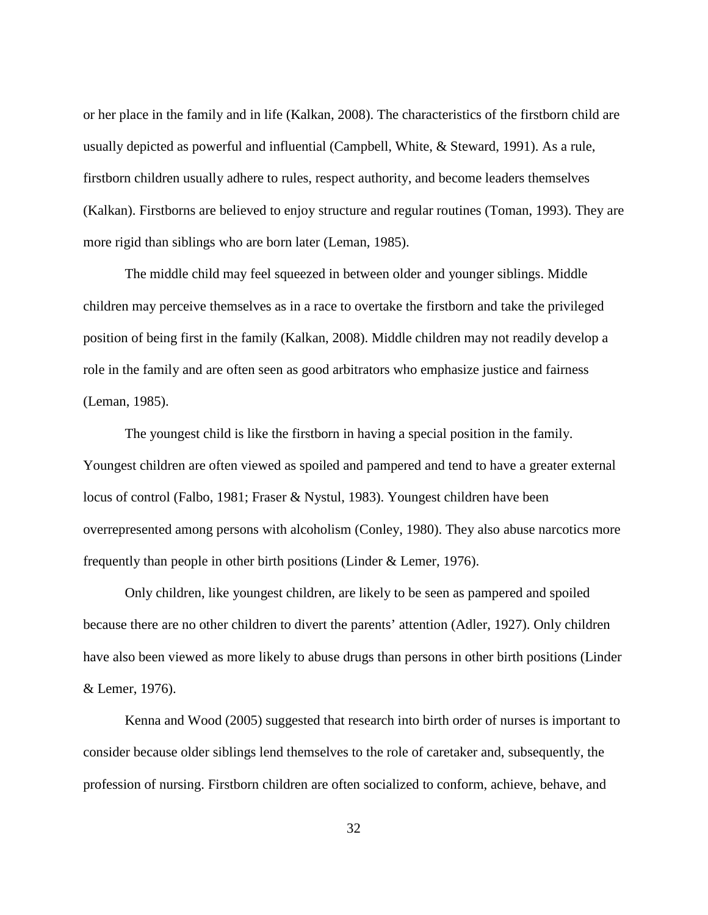or her place in the family and in life (Kalkan, 2008). The characteristics of the firstborn child are usually depicted as powerful and influential (Campbell, White, & Steward, 1991). As a rule, firstborn children usually adhere to rules, respect authority, and become leaders themselves (Kalkan). Firstborns are believed to enjoy structure and regular routines (Toman, 1993). They are more rigid than siblings who are born later (Leman, 1985).

The middle child may feel squeezed in between older and younger siblings. Middle children may perceive themselves as in a race to overtake the firstborn and take the privileged position of being first in the family (Kalkan, 2008). Middle children may not readily develop a role in the family and are often seen as good arbitrators who emphasize justice and fairness (Leman, 1985).

The youngest child is like the firstborn in having a special position in the family. Youngest children are often viewed as spoiled and pampered and tend to have a greater external locus of control (Falbo, 1981; Fraser & Nystul, 1983). Youngest children have been overrepresented among persons with alcoholism (Conley, 1980). They also abuse narcotics more frequently than people in other birth positions (Linder & Lemer, 1976).

Only children, like youngest children, are likely to be seen as pampered and spoiled because there are no other children to divert the parents' attention (Adler, 1927). Only children have also been viewed as more likely to abuse drugs than persons in other birth positions (Linder & Lemer, 1976).

Kenna and Wood (2005) suggested that research into birth order of nurses is important to consider because older siblings lend themselves to the role of caretaker and, subsequently, the profession of nursing. Firstborn children are often socialized to conform, achieve, behave, and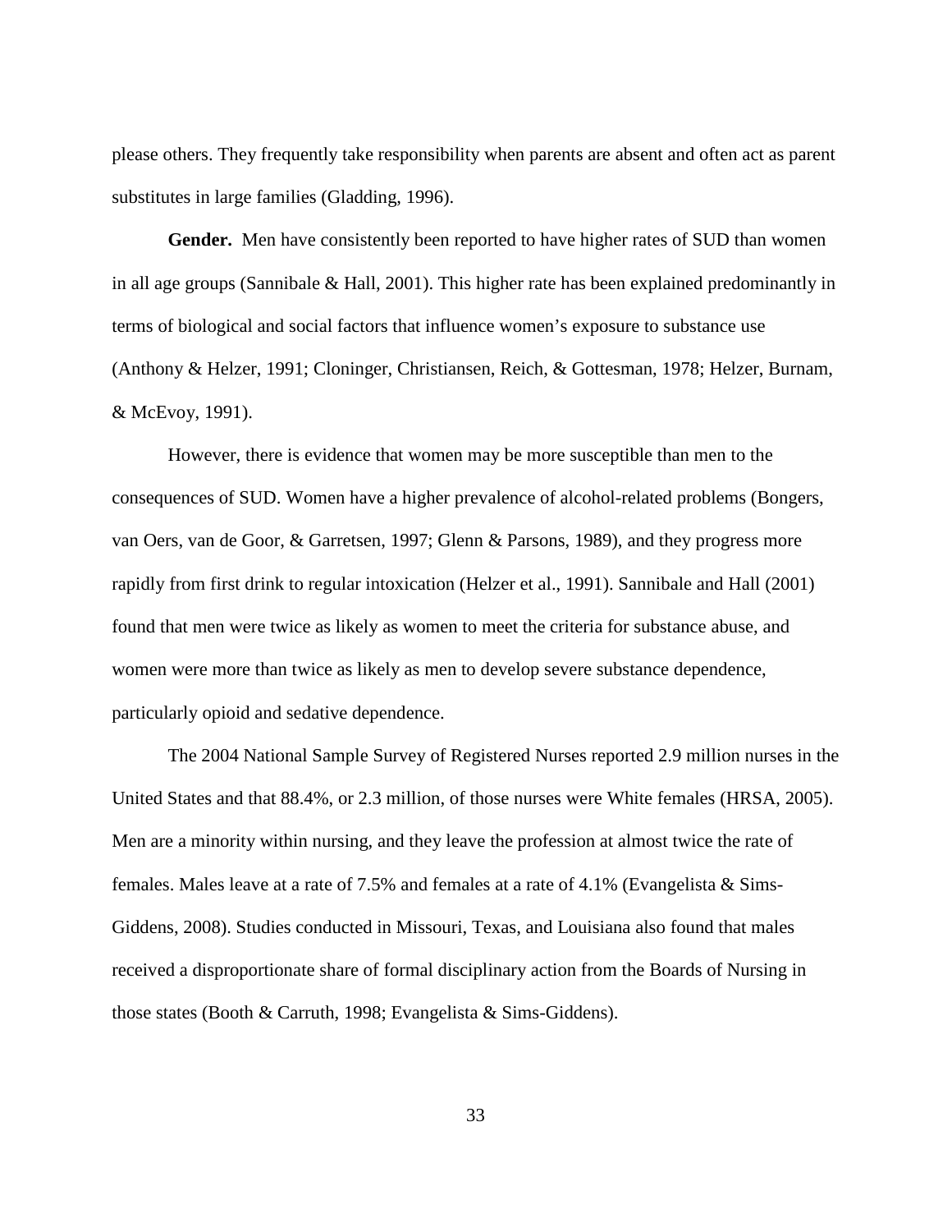please others. They frequently take responsibility when parents are absent and often act as parent substitutes in large families (Gladding, 1996).

**Gender.** Men have consistently been reported to have higher rates of SUD than women in all age groups (Sannibale & Hall, 2001). This higher rate has been explained predominantly in terms of biological and social factors that influence women's exposure to substance use (Anthony & Helzer, 1991; Cloninger, Christiansen, Reich, & Gottesman, 1978; Helzer, Burnam, & McEvoy, 1991).

However, there is evidence that women may be more susceptible than men to the consequences of SUD. Women have a higher prevalence of alcohol-related problems (Bongers, van Oers, van de Goor, & Garretsen, 1997; Glenn & Parsons, 1989), and they progress more rapidly from first drink to regular intoxication (Helzer et al., 1991). Sannibale and Hall (2001) found that men were twice as likely as women to meet the criteria for substance abuse, and women were more than twice as likely as men to develop severe substance dependence, particularly opioid and sedative dependence.

The 2004 National Sample Survey of Registered Nurses reported 2.9 million nurses in the United States and that 88.4%, or 2.3 million, of those nurses were White females (HRSA, 2005). Men are a minority within nursing, and they leave the profession at almost twice the rate of females. Males leave at a rate of 7.5% and females at a rate of 4.1% (Evangelista & Sims-Giddens, 2008). Studies conducted in Missouri, Texas, and Louisiana also found that males received a disproportionate share of formal disciplinary action from the Boards of Nursing in those states (Booth & Carruth, 1998; Evangelista & Sims-Giddens).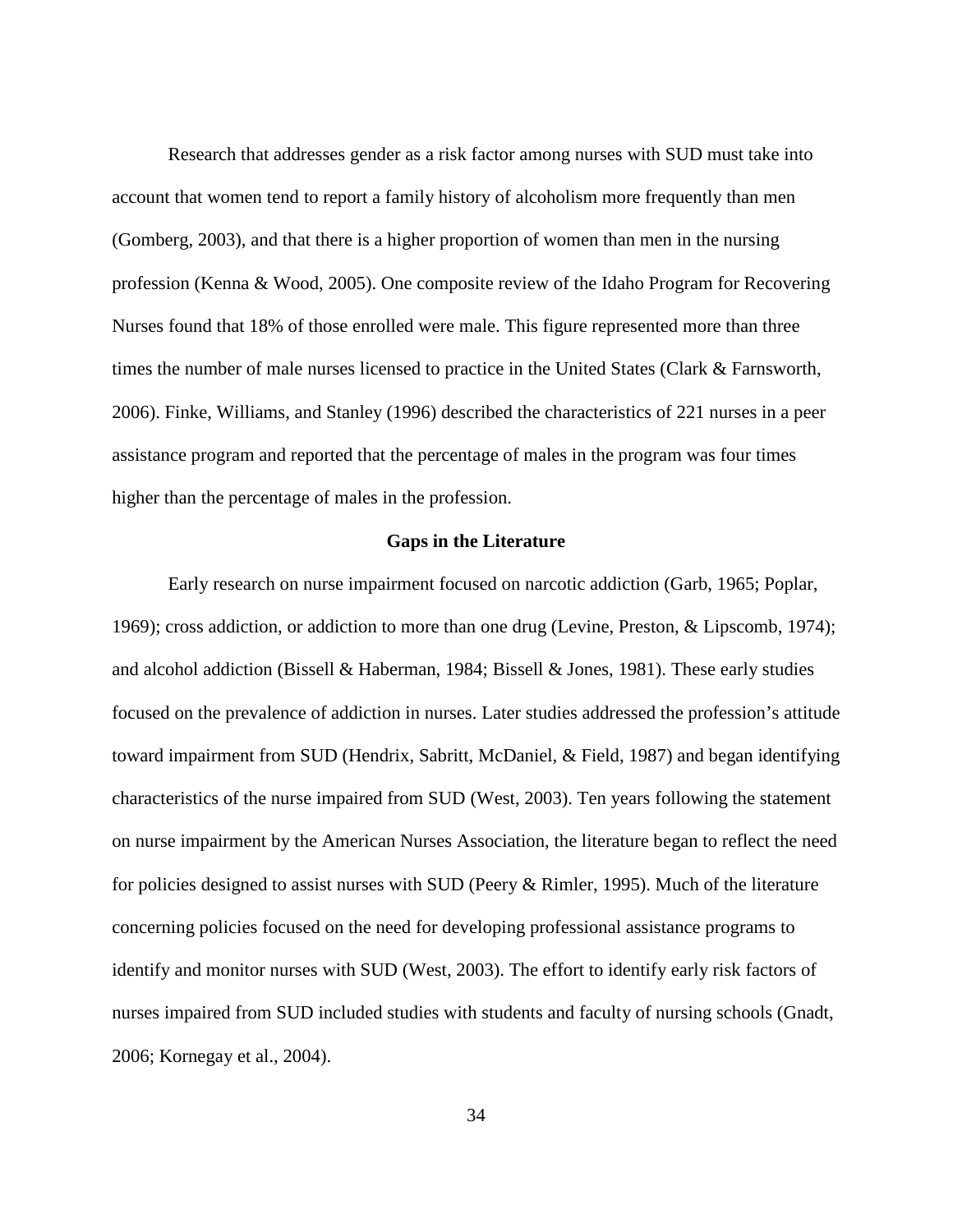Research that addresses gender as a risk factor among nurses with SUD must take into account that women tend to report a family history of alcoholism more frequently than men (Gomberg, 2003), and that there is a higher proportion of women than men in the nursing profession (Kenna & Wood, 2005). One composite review of the Idaho Program for Recovering Nurses found that 18% of those enrolled were male. This figure represented more than three times the number of male nurses licensed to practice in the United States (Clark & Farnsworth, 2006). Finke, Williams, and Stanley (1996) described the characteristics of 221 nurses in a peer assistance program and reported that the percentage of males in the program was four times higher than the percentage of males in the profession.

## Gaps in the Literature

Early research on nurse impairment focused on narcotic addiction (Garb, 1965; Poplar, 1969); cross addiction, or addiction to more than one drug (Levine, Preston, & Lipscomb, 1974); and alcohol addiction (Bissell & Haberman, 1984; Bissell & Jones, 1981). These early studies focused on the prevalence of addiction in nurses. Later studies addressed the profession's attitude toward impairment from SUD (Hendrix, Sabritt, McDaniel, & Field, 1987) and began identifying characteristics of the nurse impaired from SUD (West, 2003). Ten years following the statement on nurse impairment by the American Nurses Association, the literature began to reflect the need for policies designed to assist nurses with SUD (Peery & Rimler, 1995). Much of the literature concerning policies focused on the need for developing professional assistance programs to identify and monitor nurses with SUD (West, 2003). The effort to identify early risk factors of nurses impaired from SUD included studies with students and faculty of nursing schools (Gnadt, 2006; Kornegay et al., 2004).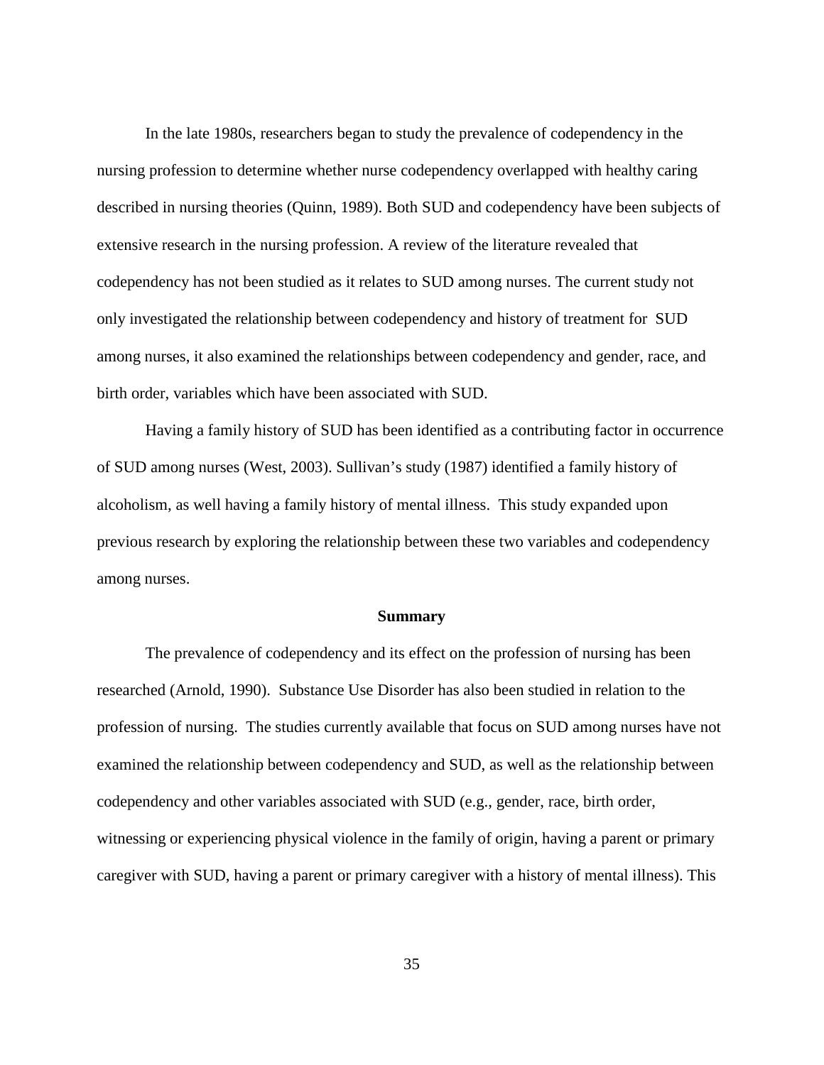In the late 1980s, researchers began to study the prevalence of codependency in the nursing profession to determine whether nurse codependency overlapped with healthy caring described in nursing theories (Quinn, 1989). Both SUD and codependency have been subjects of extensive research in the nursing profession. A review of the literature revealed that codependency has not been studied as it relates to SUD among nurses. The current study not only investigated the relationship between codependency and history of treatment for SUD among nurses, it also examined the relationships between codependency and gender, race, and birth order, variables which have been associated with SUD.

Having a family history of SUD has been identified as a contributing factor in occurrence of SUD among nurses (West, 2003). Sullivan's study (1987) identified a family history of alcoholism, as well having a family history of mental illness. This study expanded upon previous research by exploring the relationship between these two variables and codependency among nurses.

## Summary

The prevalence of codependency and its effect on the profession of nursing has been researched (Arnold, 1990). Substance Use Disorder has also been studied in relation to the profession of nursing. The studies currently available that focus on SUD among nurses have not examined the relationship between codependency and SUD, as well as the relationship between codependency and other variables associated with SUD (e.g., gender, race, birth order, witnessing or experiencing physical violence in the family of origin, having a parent or primary caregiver with SUD, having a parent or primary caregiver with a history of mental illness). This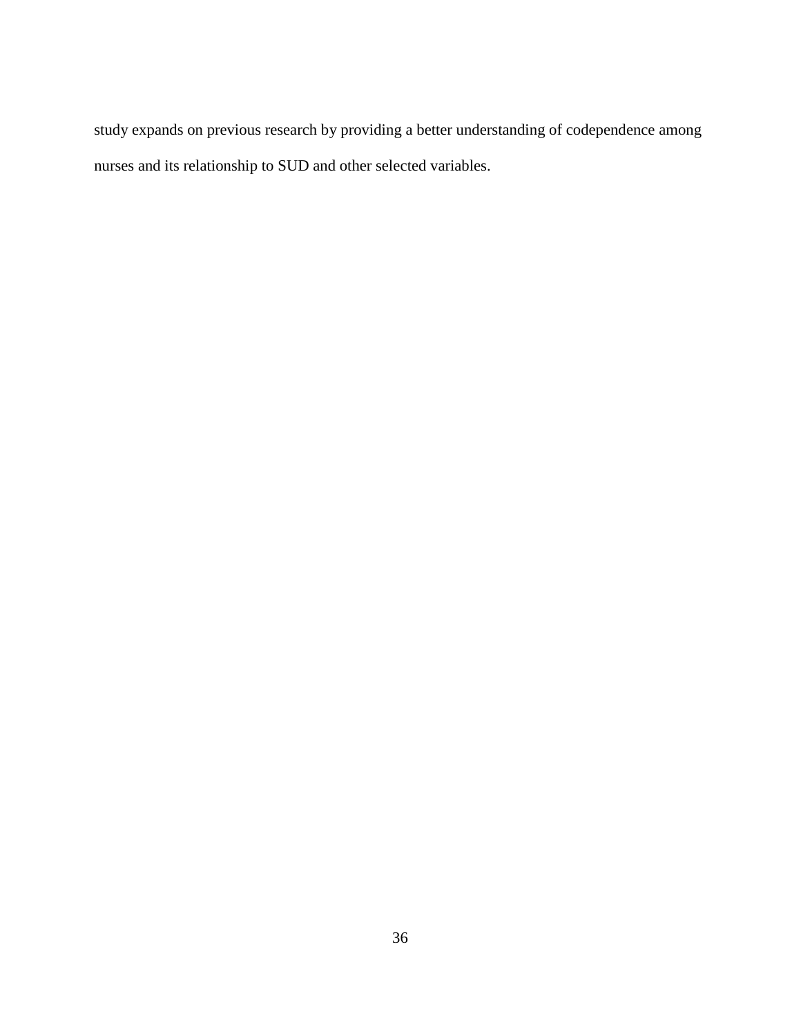study expands on previous research by providing a better understanding of codependence among nurses and its relationship to SUD and other selected variables.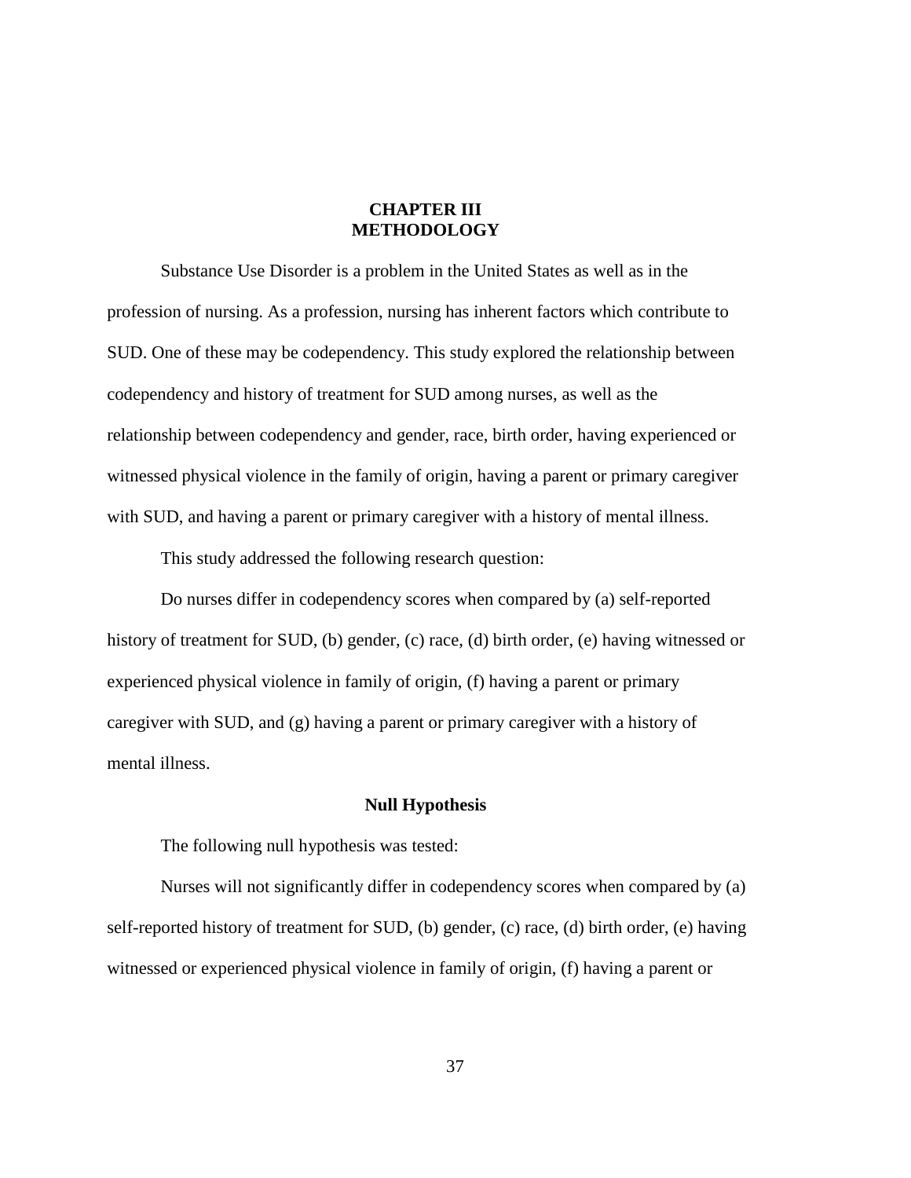# CHAPTER III
# METHODOLOGY

Substance Use Disorder is a problem in the United States as well as in the profession of nursing. As a profession, nursing has inherent factors which contribute to SUD. One of these may be codependency. This study explored the relationship between codependency and history of treatment for SUD among nurses, as well as the relationship between codependency and gender, race, birth order, having experienced or witnessed physical violence in the family of origin, having a parent or primary caregiver with SUD, and having a parent or primary caregiver with a history of mental illness.

This study addressed the following research question:

Do nurses differ in codependency scores when compared by (a) self-reported history of treatment for SUD, (b) gender, (c) race, (d) birth order, (e) having witnessed or experienced physical violence in family of origin, (f) having a parent or primary caregiver with SUD, and (g) having a parent or primary caregiver with a history of mental illness.

## Null Hypothesis

The following null hypothesis was tested:

Nurses will not significantly differ in codependency scores when compared by (a) self-reported history of treatment for SUD, (b) gender, (c) race, (d) birth order, (e) having witnessed or experienced physical violence in family of origin, (f) having a parent or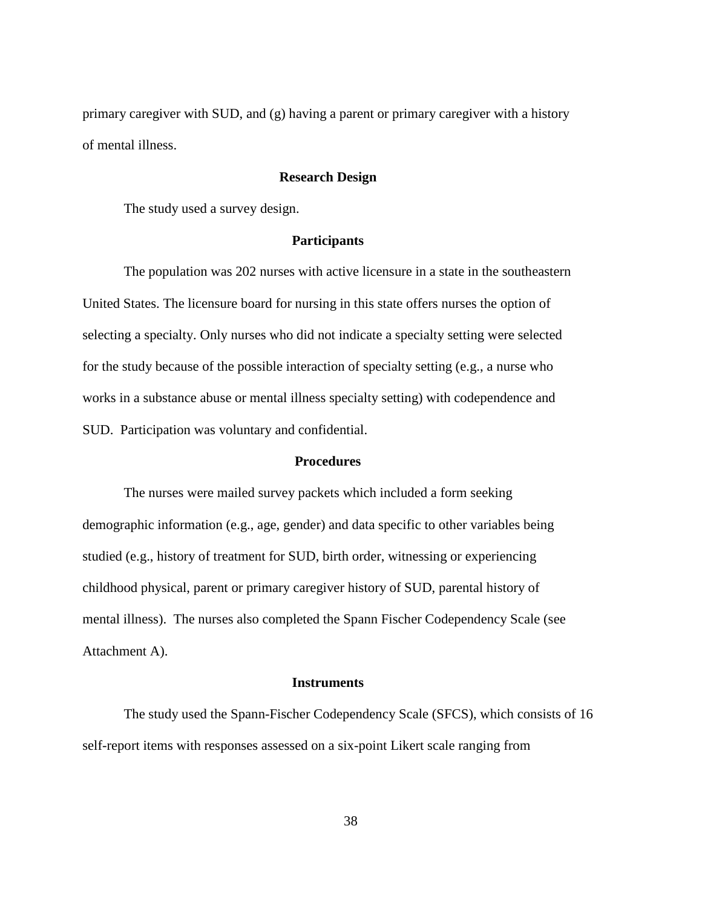primary caregiver with SUD, and (g) having a parent or primary caregiver with a history of mental illness.

## Research Design

The study used a survey design.

## Participants

The population was 202 nurses with active licensure in a state in the southeastern United States. The licensure board for nursing in this state offers nurses the option of selecting a specialty. Only nurses who did not indicate a specialty setting were selected for the study because of the possible interaction of specialty setting (e.g., a nurse who works in a substance abuse or mental illness specialty setting) with codependence and SUD. Participation was voluntary and confidential.

## Procedures

The nurses were mailed survey packets which included a form seeking demographic information (e.g., age, gender) and data specific to other variables being studied (e.g., history of treatment for SUD, birth order, witnessing or experiencing childhood physical, parent or primary caregiver history of SUD, parental history of mental illness). The nurses also completed the Spann Fischer Codependency Scale (see Attachment A).

## Instruments

The study used the Spann-Fischer Codependency Scale (SFCS), which consists of 16 self-report items with responses assessed on a six-point Likert scale ranging from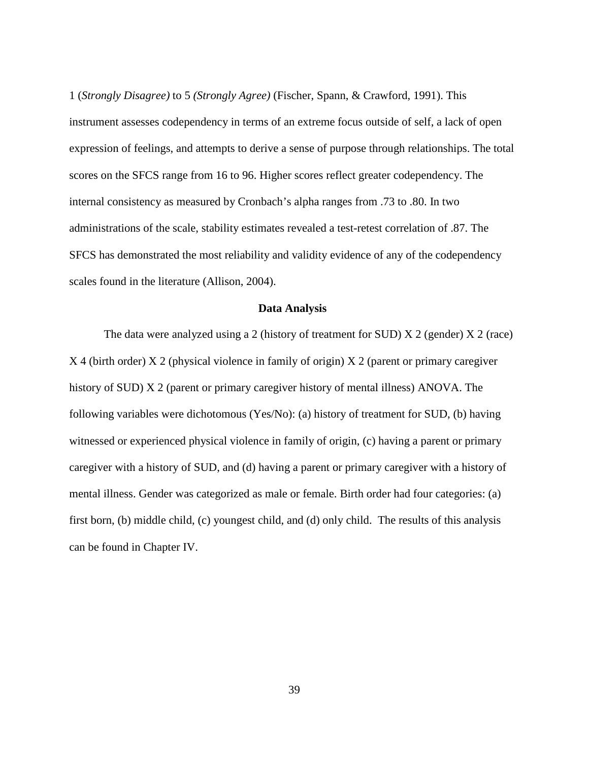1 (*Strongly Disagree)* to 5 *(Strongly Agree)* (Fischer, Spann, & Crawford, 1991). This instrument assesses codependency in terms of an extreme focus outside of self, a lack of open expression of feelings, and attempts to derive a sense of purpose through relationships. The total scores on the SFCS range from 16 to 96. Higher scores reflect greater codependency. The internal consistency as measured by Cronbach's alpha ranges from .73 to .80. In two administrations of the scale, stability estimates revealed a test-retest correlation of .87. The SFCS has demonstrated the most reliability and validity evidence of any of the codependency scales found in the literature (Allison, 2004).

## Data Analysis

The data were analyzed using a 2 (history of treatment for SUD) X 2 (gender) X 2 (race) X 4 (birth order) X 2 (physical violence in family of origin) X 2 (parent or primary caregiver history of SUD) X 2 (parent or primary caregiver history of mental illness) ANOVA. The following variables were dichotomous (Yes/No): (a) history of treatment for SUD, (b) having witnessed or experienced physical violence in family of origin, (c) having a parent or primary caregiver with a history of SUD, and (d) having a parent or primary caregiver with a history of mental illness. Gender was categorized as male or female. Birth order had four categories: (a) first born, (b) middle child, (c) youngest child, and (d) only child. The results of this analysis can be found in Chapter IV.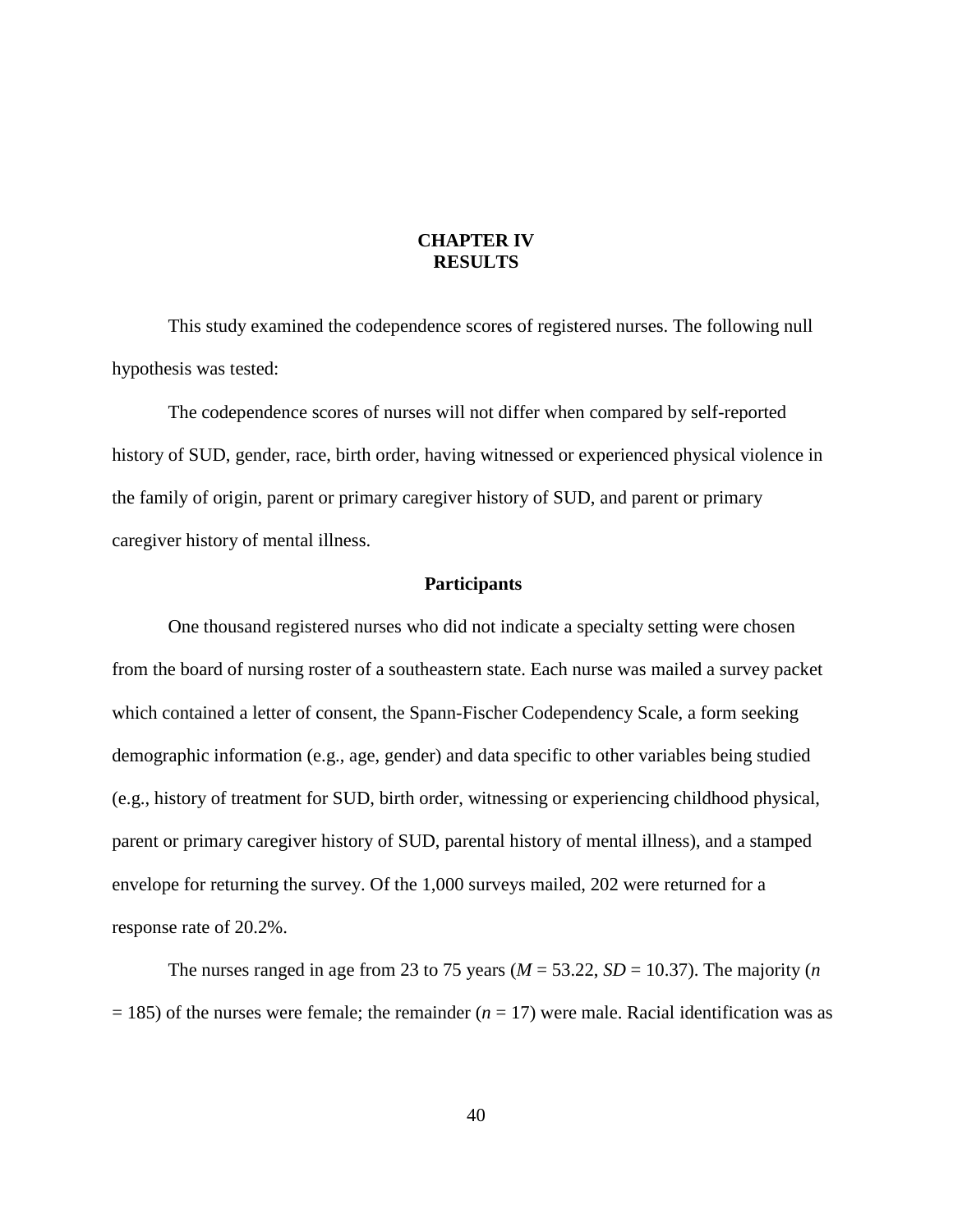# CHAPTER IV
# RESULTS

This study examined the codependence scores of registered nurses. The following null hypothesis was tested:

The codependence scores of nurses will not differ when compared by self-reported history of SUD, gender, race, birth order, having witnessed or experienced physical violence in the family of origin, parent or primary caregiver history of SUD, and parent or primary caregiver history of mental illness.

## Participants

One thousand registered nurses who did not indicate a specialty setting were chosen from the board of nursing roster of a southeastern state. Each nurse was mailed a survey packet which contained a letter of consent, the Spann-Fischer Codependency Scale, a form seeking demographic information (e.g., age, gender) and data specific to other variables being studied (e.g., history of treatment for SUD, birth order, witnessing or experiencing childhood physical, parent or primary caregiver history of SUD, parental history of mental illness), and a stamped envelope for returning the survey. Of the 1,000 surveys mailed, 202 were returned for a response rate of 20.2%.

The nurses ranged in age from 23 to 75 years ($M$ = 53.22, $SD$ = 10.37). The majority ($n$ = 185) of the nurses were female; the remainder ($n$ = 17) were male. Racial identification was as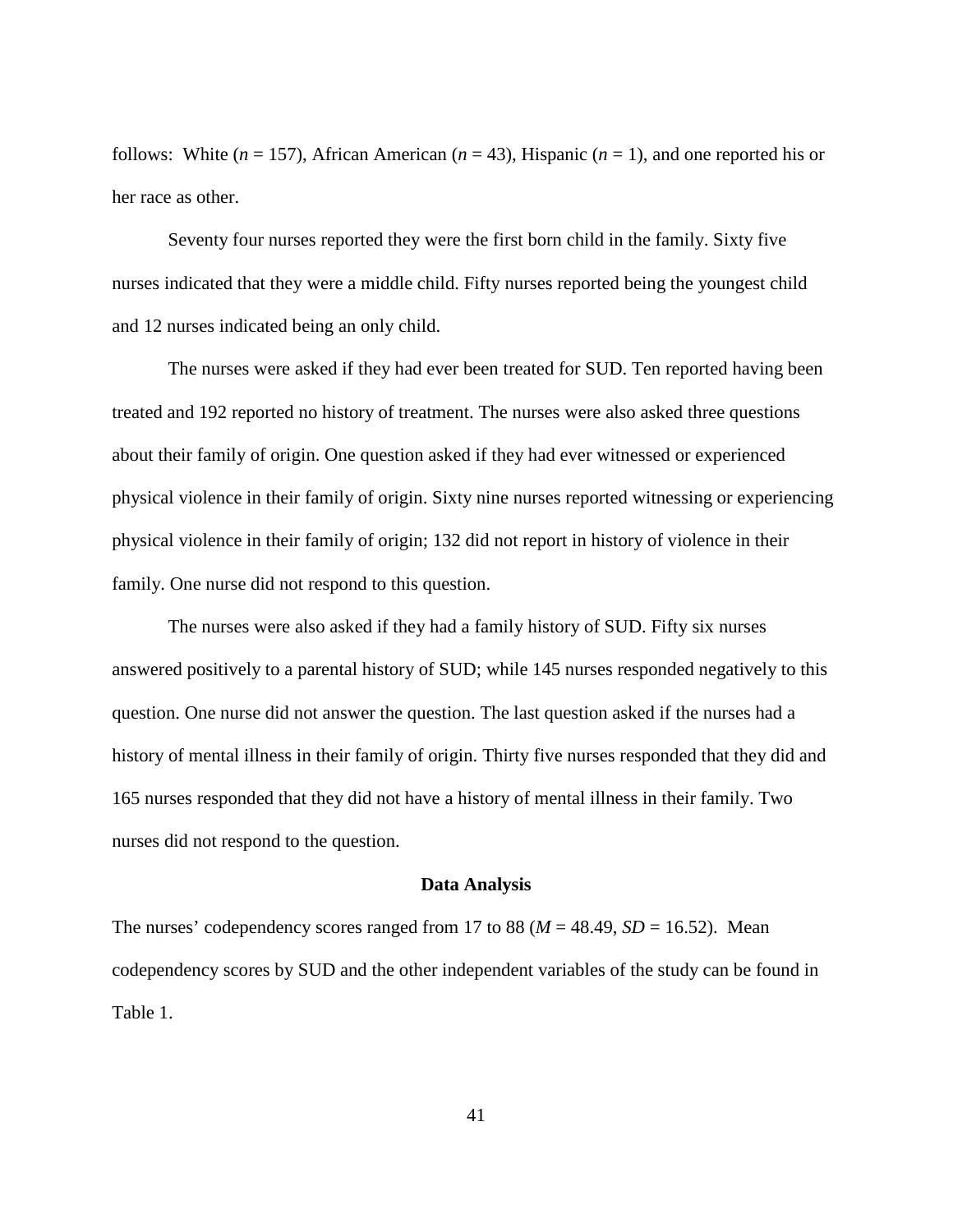follows: White ($n$ = 157), African American ($n$ = 43), Hispanic ($n$ = 1), and one reported his or her race as other.

Seventy four nurses reported they were the first born child in the family. Sixty five nurses indicated that they were a middle child. Fifty nurses reported being the youngest child and 12 nurses indicated being an only child.

The nurses were asked if they had ever been treated for SUD. Ten reported having been treated and 192 reported no history of treatment. The nurses were also asked three questions about their family of origin. One question asked if they had ever witnessed or experienced physical violence in their family of origin. Sixty nine nurses reported witnessing or experiencing physical violence in their family of origin; 132 did not report in history of violence in their family. One nurse did not respond to this question.

The nurses were also asked if they had a family history of SUD. Fifty six nurses answered positively to a parental history of SUD; while 145 nurses responded negatively to this question. One nurse did not answer the question. The last question asked if the nurses had a history of mental illness in their family of origin. Thirty five nurses responded that they did and 165 nurses responded that they did not have a history of mental illness in their family. Two nurses did not respond to the question.

## Data Analysis

The nurses' codependency scores ranged from 17 to 88 ($M$ = 48.49, $SD$ = 16.52). Mean codependency scores by SUD and the other independent variables of the study can be found in Table 1.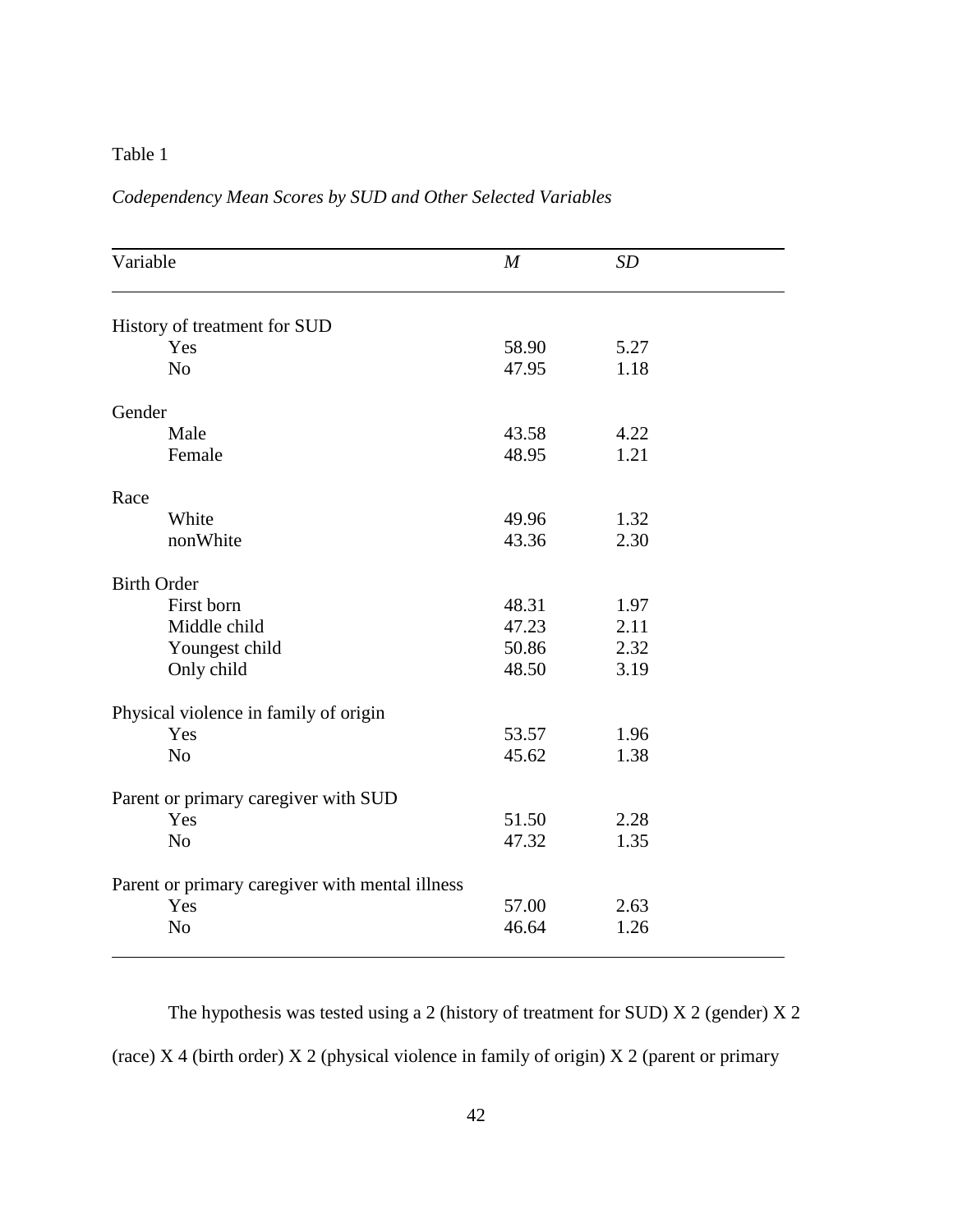Table 1

*Codependency Mean Scores by SUD and Other Selected Variables*

| Variable | *M* | *SD* |
|---|---|---|
| History of treatment for SUD | | |
| Yes | 58.90 | 5.27 |
| No | 47.95 | 1.18 |
| Gender | | |
| Male | 43.58 | 4.22 |
| Female | 48.95 | 1.21 |
| Race | | |
| White | 49.96 | 1.32 |
| nonWhite | 43.36 | 2.30 |
| Birth Order | | |
| First born | 48.31 | 1.97 |
| Middle child | 47.23 | 2.11 |
| Youngest child | 50.86 | 2.32 |
| Only child | 48.50 | 3.19 |
| Physical violence in family of origin | | |
| Yes | 53.57 | 1.96 |
| No | 45.62 | 1.38 |
| Parent or primary caregiver with SUD | | |
| Yes | 51.50 | 2.28 |
| No | 47.32 | 1.35 |
| Parent or primary caregiver with mental illness | | |
| Yes | 57.00 | 2.63 |
| No | 46.64 | 1.26 |

The hypothesis was tested using a 2 (history of treatment for SUD) X 2 (gender) X 2 (race) X 4 (birth order) X 2 (physical violence in family of origin) X 2 (parent or primary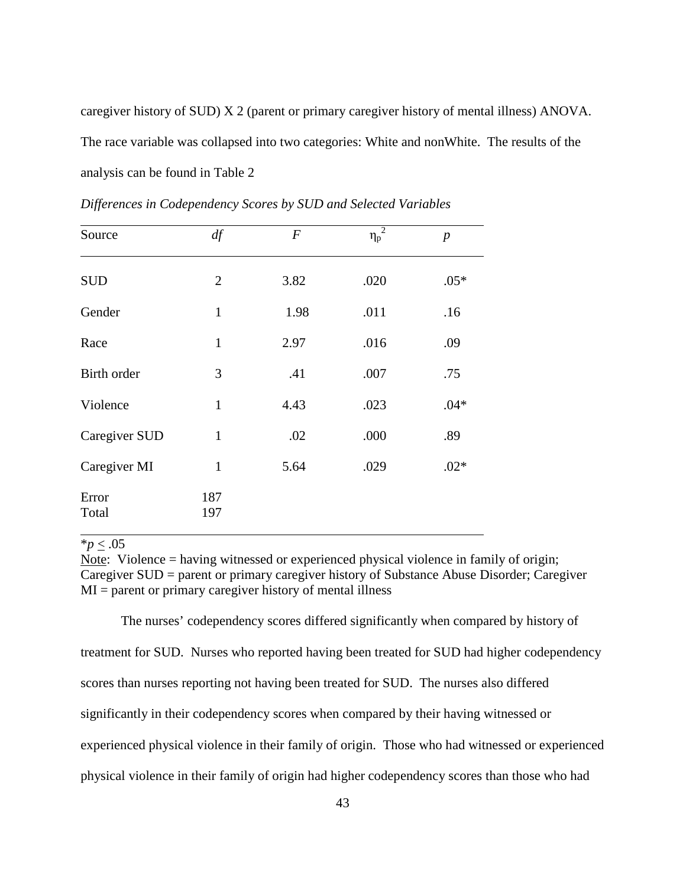caregiver history of SUD) X 2 (parent or primary caregiver history of mental illness) ANOVA. The race variable was collapsed into two categories: White and nonWhite. The results of the analysis can be found in Table 2

*Differences in Codependency Scores by SUD and Selected Variables*

| Source | *df* | *F* | $\eta_p^2$ | *p* |
|---|---|---|---|---|
| SUD | 2 | 3.82 | .020 | .05* |
| Gender | 1 | 1.98 | .011 | .16 |
| Race | 1 | 2.97 | .016 | .09 |
| Birth order | 3 | .41 | .007 | .75 |
| Violence | 1 | 4.43 | .023 | .04* |
| Caregiver SUD | 1 | .02 | .000 | .89 |
| Caregiver MI | 1 | 5.64 | .029 | .02* |
| Error | 187 | | | |
| Total | 197 | | | |

$^{*}p \leq .05$

Note: Violence = having witnessed or experienced physical violence in family of origin; Caregiver SUD = parent or primary caregiver history of Substance Abuse Disorder; Caregiver MI = parent or primary caregiver history of mental illness

The nurses' codependency scores differed significantly when compared by history of treatment for SUD. Nurses who reported having been treated for SUD had higher codependency scores than nurses reporting not having been treated for SUD. The nurses also differed significantly in their codependency scores when compared by their having witnessed or experienced physical violence in their family of origin. Those who had witnessed or experienced physical violence in their family of origin had higher codependency scores than those who had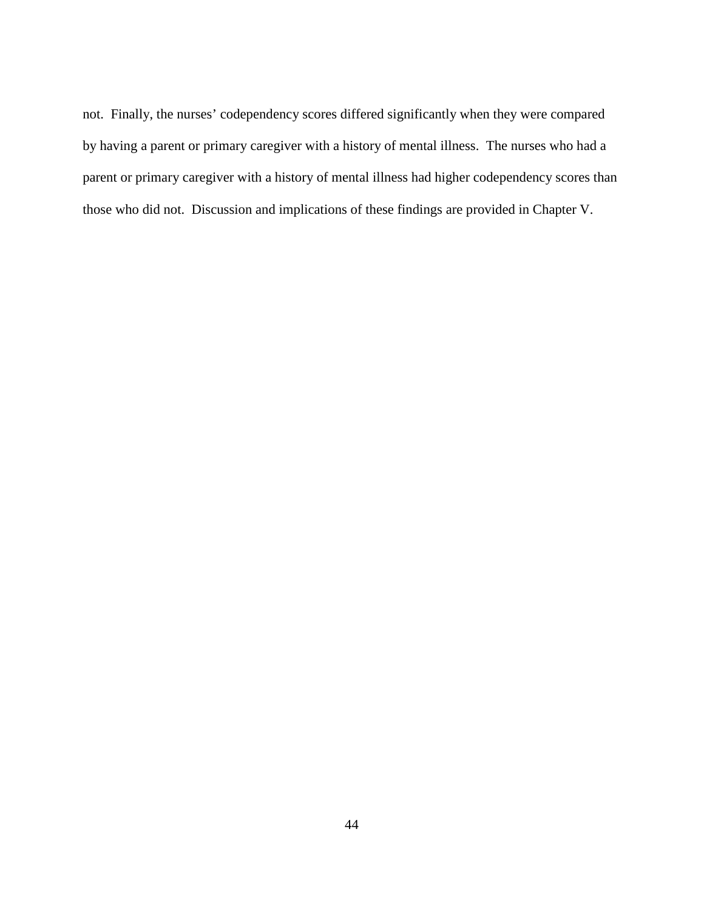not. Finally, the nurses' codependency scores differed significantly when they were compared by having a parent or primary caregiver with a history of mental illness. The nurses who had a parent or primary caregiver with a history of mental illness had higher codependency scores than those who did not. Discussion and implications of these findings are provided in Chapter V.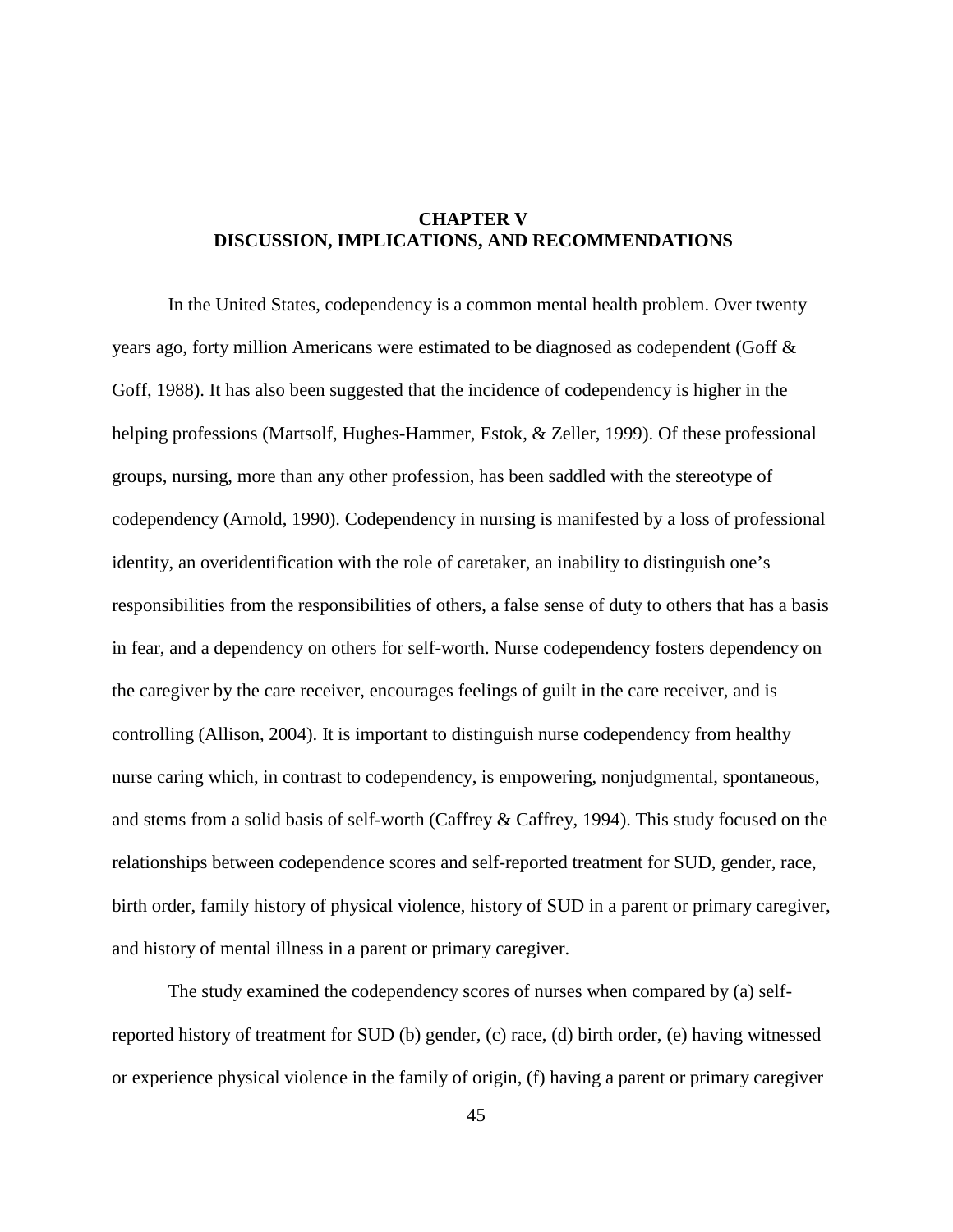# CHAPTER V
# DISCUSSION, IMPLICATIONS, AND RECOMMENDATIONS

In the United States, codependency is a common mental health problem. Over twenty years ago, forty million Americans were estimated to be diagnosed as codependent (Goff & Goff, 1988). It has also been suggested that the incidence of codependency is higher in the helping professions (Martsolf, Hughes-Hammer, Estok, & Zeller, 1999). Of these professional groups, nursing, more than any other profession, has been saddled with the stereotype of codependency (Arnold, 1990). Codependency in nursing is manifested by a loss of professional identity, an overidentification with the role of caretaker, an inability to distinguish one's responsibilities from the responsibilities of others, a false sense of duty to others that has a basis in fear, and a dependency on others for self-worth. Nurse codependency fosters dependency on the caregiver by the care receiver, encourages feelings of guilt in the care receiver, and is controlling (Allison, 2004). It is important to distinguish nurse codependency from healthy nurse caring which, in contrast to codependency, is empowering, nonjudgmental, spontaneous, and stems from a solid basis of self-worth (Caffrey & Caffrey, 1994). This study focused on the relationships between codependence scores and self-reported treatment for SUD, gender, race, birth order, family history of physical violence, history of SUD in a parent or primary caregiver, and history of mental illness in a parent or primary caregiver.

The study examined the codependency scores of nurses when compared by (a) self-reported history of treatment for SUD (b) gender, (c) race, (d) birth order, (e) having witnessed or experience physical violence in the family of origin, (f) having a parent or primary caregiver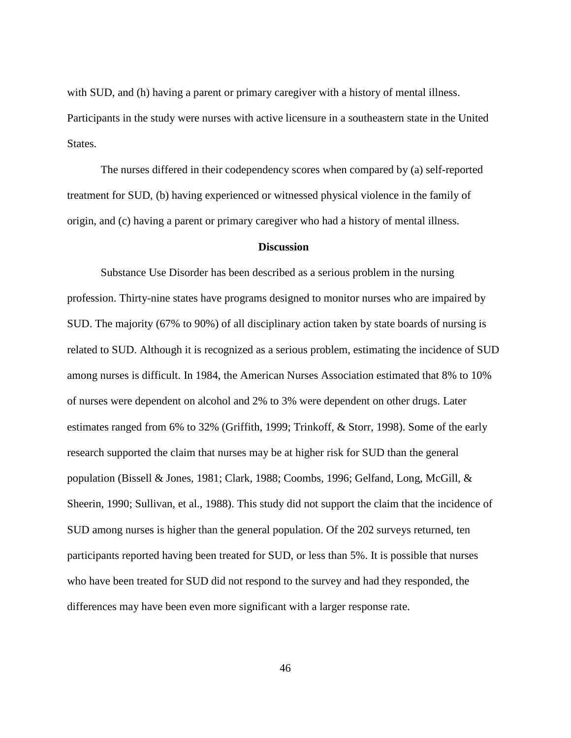with SUD, and (h) having a parent or primary caregiver with a history of mental illness. Participants in the study were nurses with active licensure in a southeastern state in the United States.

The nurses differed in their codependency scores when compared by (a) self-reported treatment for SUD, (b) having experienced or witnessed physical violence in the family of origin, and (c) having a parent or primary caregiver who had a history of mental illness.

## Discussion

Substance Use Disorder has been described as a serious problem in the nursing profession. Thirty-nine states have programs designed to monitor nurses who are impaired by SUD. The majority (67% to 90%) of all disciplinary action taken by state boards of nursing is related to SUD. Although it is recognized as a serious problem, estimating the incidence of SUD among nurses is difficult. In 1984, the American Nurses Association estimated that 8% to 10% of nurses were dependent on alcohol and 2% to 3% were dependent on other drugs. Later estimates ranged from 6% to 32% (Griffith, 1999; Trinkoff, & Storr, 1998). Some of the early research supported the claim that nurses may be at higher risk for SUD than the general population (Bissell & Jones, 1981; Clark, 1988; Coombs, 1996; Gelfand, Long, McGill, & Sheerin, 1990; Sullivan, et al., 1988). This study did not support the claim that the incidence of SUD among nurses is higher than the general population. Of the 202 surveys returned, ten participants reported having been treated for SUD, or less than 5%. It is possible that nurses who have been treated for SUD did not respond to the survey and had they responded, the differences may have been even more significant with a larger response rate.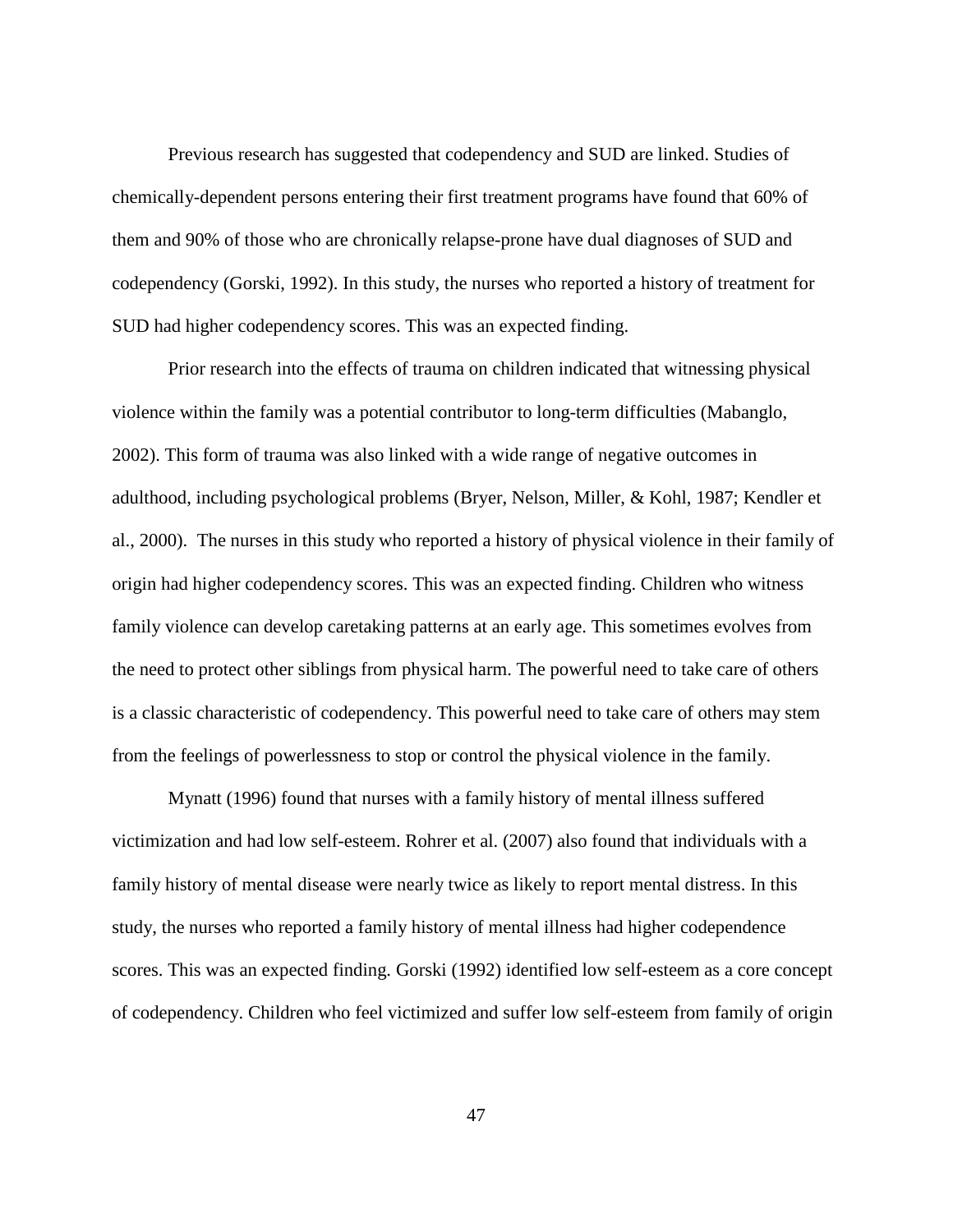Previous research has suggested that codependency and SUD are linked. Studies of chemically-dependent persons entering their first treatment programs have found that 60% of them and 90% of those who are chronically relapse-prone have dual diagnoses of SUD and codependency (Gorski, 1992). In this study, the nurses who reported a history of treatment for SUD had higher codependency scores. This was an expected finding.

Prior research into the effects of trauma on children indicated that witnessing physical violence within the family was a potential contributor to long-term difficulties (Mabanglo, 2002). This form of trauma was also linked with a wide range of negative outcomes in adulthood, including psychological problems (Bryer, Nelson, Miller, & Kohl, 1987; Kendler et al., 2000). The nurses in this study who reported a history of physical violence in their family of origin had higher codependency scores. This was an expected finding. Children who witness family violence can develop caretaking patterns at an early age. This sometimes evolves from the need to protect other siblings from physical harm. The powerful need to take care of others is a classic characteristic of codependency. This powerful need to take care of others may stem from the feelings of powerlessness to stop or control the physical violence in the family.

Mynatt (1996) found that nurses with a family history of mental illness suffered victimization and had low self-esteem. Rohrer et al. (2007) also found that individuals with a family history of mental disease were nearly twice as likely to report mental distress. In this study, the nurses who reported a family history of mental illness had higher codependence scores. This was an expected finding. Gorski (1992) identified low self-esteem as a core concept of codependency. Children who feel victimized and suffer low self-esteem from family of origin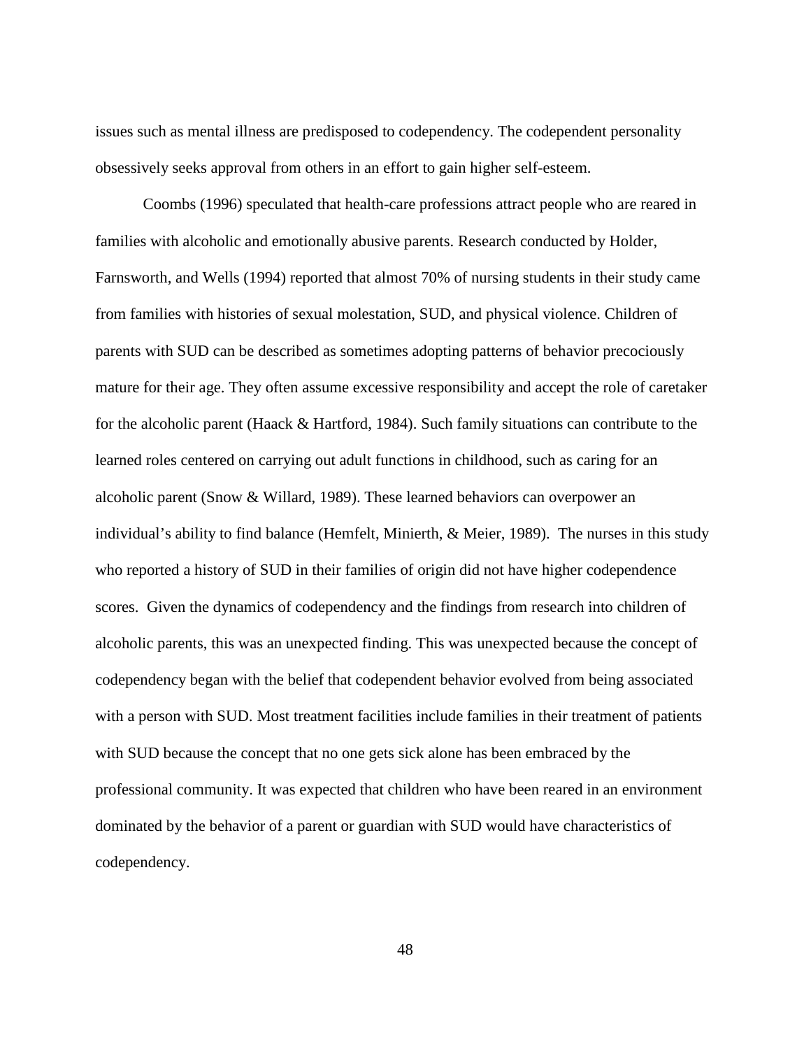issues such as mental illness are predisposed to codependency. The codependent personality obsessively seeks approval from others in an effort to gain higher self-esteem.

Coombs (1996) speculated that health-care professions attract people who are reared in families with alcoholic and emotionally abusive parents. Research conducted by Holder, Farnsworth, and Wells (1994) reported that almost 70% of nursing students in their study came from families with histories of sexual molestation, SUD, and physical violence. Children of parents with SUD can be described as sometimes adopting patterns of behavior precociously mature for their age. They often assume excessive responsibility and accept the role of caretaker for the alcoholic parent (Haack & Hartford, 1984). Such family situations can contribute to the learned roles centered on carrying out adult functions in childhood, such as caring for an alcoholic parent (Snow & Willard, 1989). These learned behaviors can overpower an individual's ability to find balance (Hemfelt, Minierth, & Meier, 1989). The nurses in this study who reported a history of SUD in their families of origin did not have higher codependence scores. Given the dynamics of codependency and the findings from research into children of alcoholic parents, this was an unexpected finding. This was unexpected because the concept of codependency began with the belief that codependent behavior evolved from being associated with a person with SUD. Most treatment facilities include families in their treatment of patients with SUD because the concept that no one gets sick alone has been embraced by the professional community. It was expected that children who have been reared in an environment dominated by the behavior of a parent or guardian with SUD would have characteristics of codependency.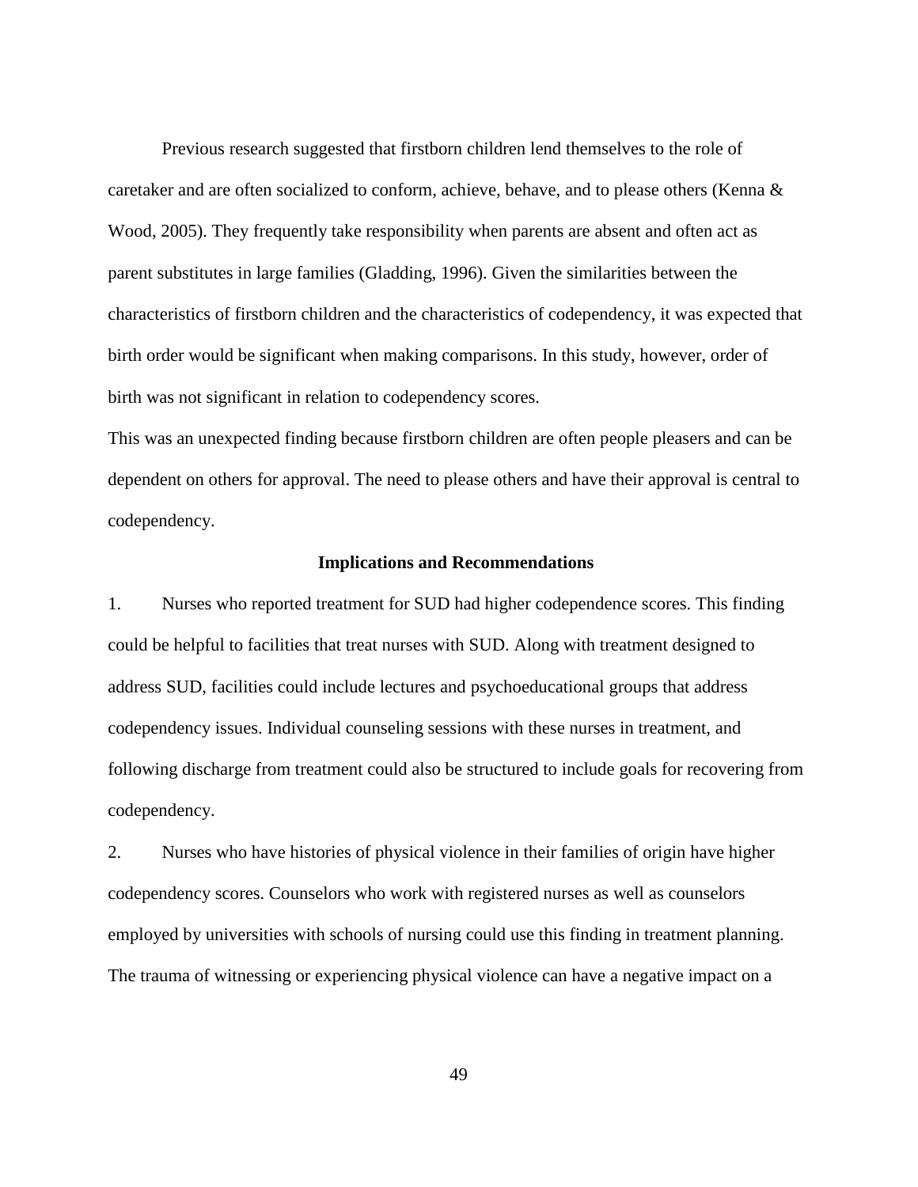Previous research suggested that firstborn children lend themselves to the role of caretaker and are often socialized to conform, achieve, behave, and to please others (Kenna & Wood, 2005). They frequently take responsibility when parents are absent and often act as parent substitutes in large families (Gladding, 1996). Given the similarities between the characteristics of firstborn children and the characteristics of codependency, it was expected that birth order would be significant when making comparisons. In this study, however, order of birth was not significant in relation to codependency scores.

This was an unexpected finding because firstborn children are often people pleasers and can be dependent on others for approval. The need to please others and have their approval is central to codependency.

### Implications and Recommendations

1. Nurses who reported treatment for SUD had higher codependence scores. This finding could be helpful to facilities that treat nurses with SUD. Along with treatment designed to address SUD, facilities could include lectures and psychoeducational groups that address codependency issues. Individual counseling sessions with these nurses in treatment, and following discharge from treatment could also be structured to include goals for recovering from codependency.

2. Nurses who have histories of physical violence in their families of origin have higher codependency scores. Counselors who work with registered nurses as well as counselors employed by universities with schools of nursing could use this finding in treatment planning. The trauma of witnessing or experiencing physical violence can have a negative impact on a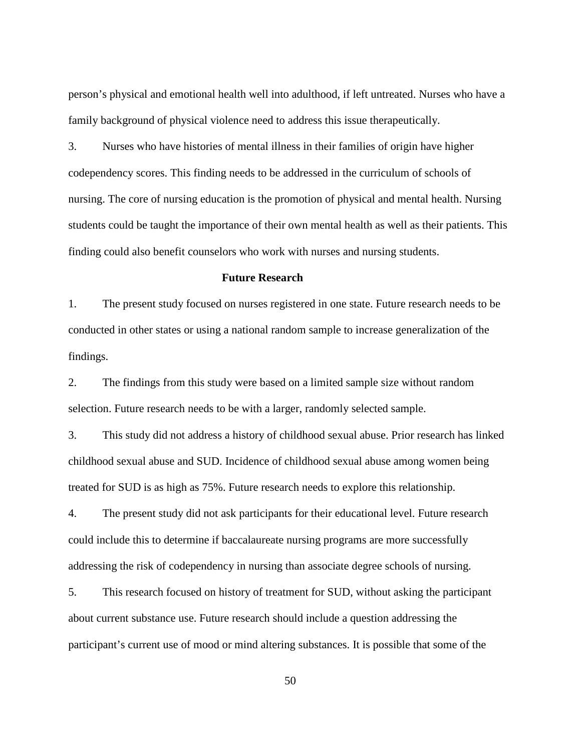person's physical and emotional health well into adulthood, if left untreated. Nurses who have a family background of physical violence need to address this issue therapeutically.

3. Nurses who have histories of mental illness in their families of origin have higher codependency scores. This finding needs to be addressed in the curriculum of schools of nursing. The core of nursing education is the promotion of physical and mental health. Nursing students could be taught the importance of their own mental health as well as their patients. This finding could also benefit counselors who work with nurses and nursing students.

## Future Research

1. The present study focused on nurses registered in one state. Future research needs to be conducted in other states or using a national random sample to increase generalization of the findings.

2. The findings from this study were based on a limited sample size without random selection. Future research needs to be with a larger, randomly selected sample.

3. This study did not address a history of childhood sexual abuse. Prior research has linked childhood sexual abuse and SUD. Incidence of childhood sexual abuse among women being treated for SUD is as high as 75%. Future research needs to explore this relationship.

4. The present study did not ask participants for their educational level. Future research could include this to determine if baccalaureate nursing programs are more successfully addressing the risk of codependency in nursing than associate degree schools of nursing.

5. This research focused on history of treatment for SUD, without asking the participant about current substance use. Future research should include a question addressing the participant's current use of mood or mind altering substances. It is possible that some of the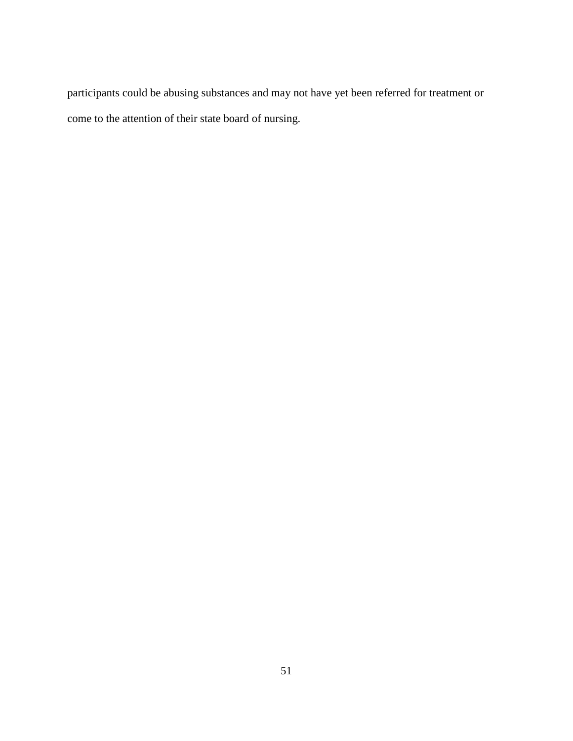participants could be abusing substances and may not have yet been referred for treatment or come to the attention of their state board of nursing.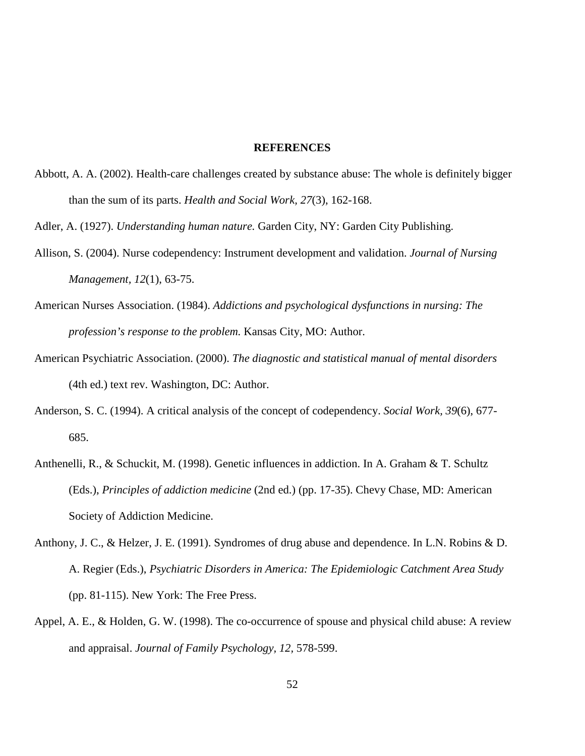## REFERENCES

Abbott, A. A. (2002). Health-care challenges created by substance abuse: The whole is definitely bigger than the sum of its parts. *Health and Social Work, 27*(3), 162-168.

Adler, A. (1927). *Understanding human nature.* Garden City, NY: Garden City Publishing.

Allison, S. (2004). Nurse codependency: Instrument development and validation. *Journal of Nursing Management, 12*(1), 63-75.

American Nurses Association. (1984). *Addictions and psychological dysfunctions in nursing: The profession's response to the problem.* Kansas City, MO: Author.

American Psychiatric Association. (2000). *The diagnostic and statistical manual of mental disorders* (4th ed.) text rev. Washington, DC: Author.

Anderson, S. C. (1994). A critical analysis of the concept of codependency. *Social Work, 39*(6), 677-685.

Anthenelli, R., & Schuckit, M. (1998). Genetic influences in addiction. In A. Graham & T. Schultz (Eds.), *Principles of addiction medicine* (2nd ed.) (pp. 17-35). Chevy Chase, MD: American Society of Addiction Medicine.

Anthony, J. C., & Helzer, J. E. (1991). Syndromes of drug abuse and dependence. In L.N. Robins & D. A. Regier (Eds.), *Psychiatric Disorders in America: The Epidemiologic Catchment Area Study* (pp. 81-115). New York: The Free Press.

Appel, A. E., & Holden, G. W. (1998). The co-occurrence of spouse and physical child abuse: A review and appraisal. *Journal of Family Psychology, 12,* 578-599.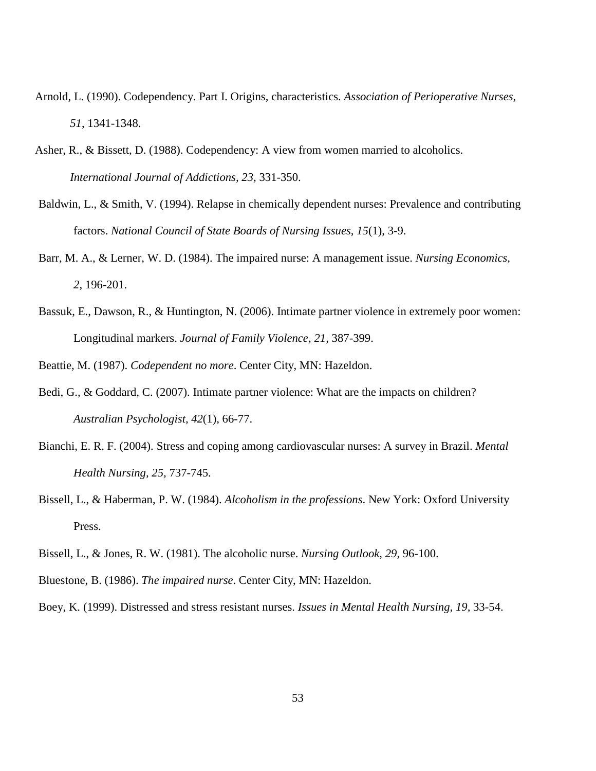Arnold, L. (1990). Codependency. Part I. Origins, characteristics. *Association of Perioperative Nurses, 51*, 1341-1348.

Asher, R., & Bissett, D. (1988). Codependency: A view from women married to alcoholics. *International Journal of Addictions, 23,* 331-350.

Baldwin, L., & Smith, V. (1994). Relapse in chemically dependent nurses: Prevalence and contributing factors. *National Council of State Boards of Nursing Issues, 15*(1), 3-9.

Barr, M. A., & Lerner, W. D. (1984). The impaired nurse: A management issue. *Nursing Economics, 2*, 196-201.

Bassuk, E., Dawson, R., & Huntington, N. (2006). Intimate partner violence in extremely poor women: Longitudinal markers. *Journal of Family Violence, 21,* 387-399.

Beattie, M. (1987). *Codependent no more*. Center City, MN: Hazeldon.

Bedi, G., & Goddard, C. (2007). Intimate partner violence: What are the impacts on children? *Australian Psychologist, 42*(1), 66-77.

Bianchi, E. R. F. (2004). Stress and coping among cardiovascular nurses: A survey in Brazil. *Mental Health Nursing, 25*, 737-745.

Bissell, L., & Haberman, P. W. (1984). *Alcoholism in the professions*. New York: Oxford University Press.

Bissell, L., & Jones, R. W. (1981). The alcoholic nurse. *Nursing Outlook, 29,* 96-100.

Bluestone, B. (1986). *The impaired nurse*. Center City, MN: Hazeldon.

Boey, K. (1999). Distressed and stress resistant nurses. *Issues in Mental Health Nursing, 19*, 33-54.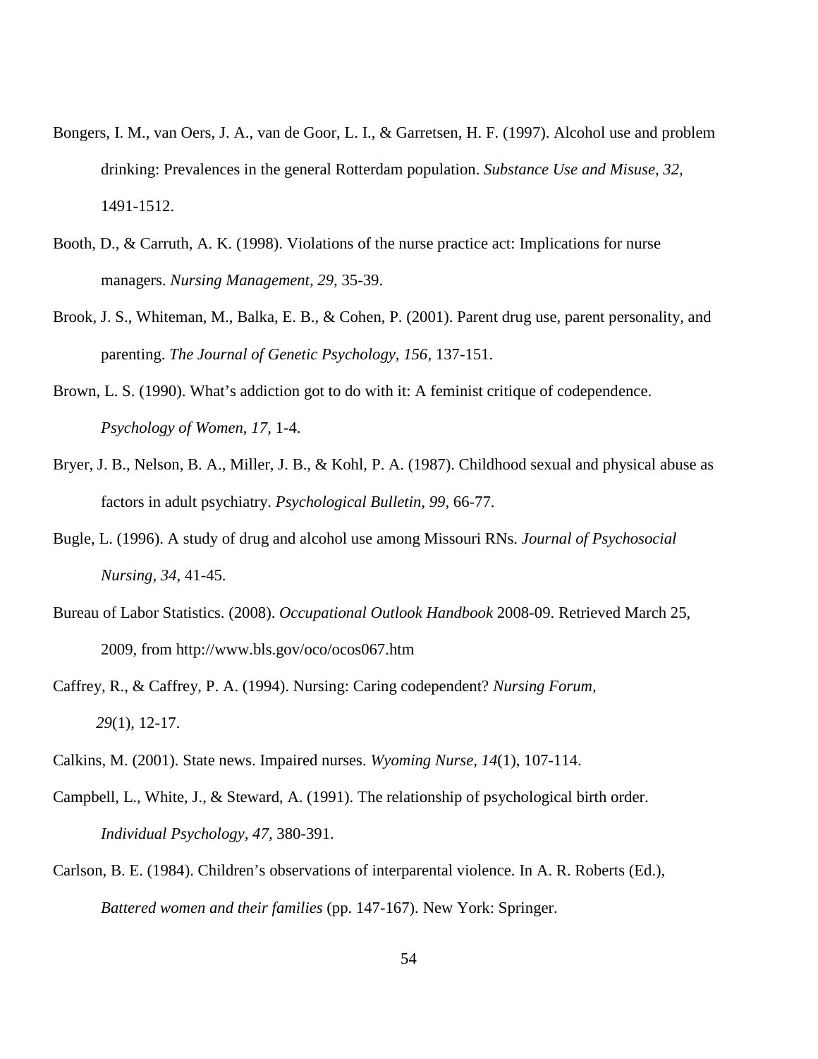Bongers, I. M., van Oers, J. A., van de Goor, L. I., & Garretsen, H. F. (1997). Alcohol use and problem drinking: Prevalences in the general Rotterdam population. *Substance Use and Misuse, 32*, 1491-1512.

Booth, D., & Carruth, A. K. (1998). Violations of the nurse practice act: Implications for nurse managers. *Nursing Management, 29*, 35-39.

Brook, J. S., Whiteman, M., Balka, E. B., & Cohen, P. (2001). Parent drug use, parent personality, and parenting. *The Journal of Genetic Psychology, 156*, 137-151.

Brown, L. S. (1990). What's addiction got to do with it: A feminist critique of codependence. *Psychology of Women, 17*, 1-4.

Bryer, J. B., Nelson, B. A., Miller, J. B., & Kohl, P. A. (1987). Childhood sexual and physical abuse as factors in adult psychiatry. *Psychological Bulletin, 99*, 66-77.

Bugle, L. (1996). A study of drug and alcohol use among Missouri RNs. *Journal of Psychosocial Nursing, 34*, 41-45.

Bureau of Labor Statistics. (2008). *Occupational Outlook Handbook* 2008-09. Retrieved March 25, 2009, from http://www.bls.gov/oco/ocos067.htm

Caffrey, R., & Caffrey, P. A. (1994). Nursing: Caring codependent? *Nursing Forum, 29*(1), 12-17.

Calkins, M. (2001). State news. Impaired nurses. *Wyoming Nurse, 14*(1), 107-114.

Campbell, L., White, J., & Steward, A. (1991). The relationship of psychological birth order. *Individual Psychology, 47*, 380-391.

Carlson, B. E. (1984). Children's observations of interparental violence. In A. R. Roberts (Ed.), *Battered women and their families* (pp. 147-167). New York: Springer.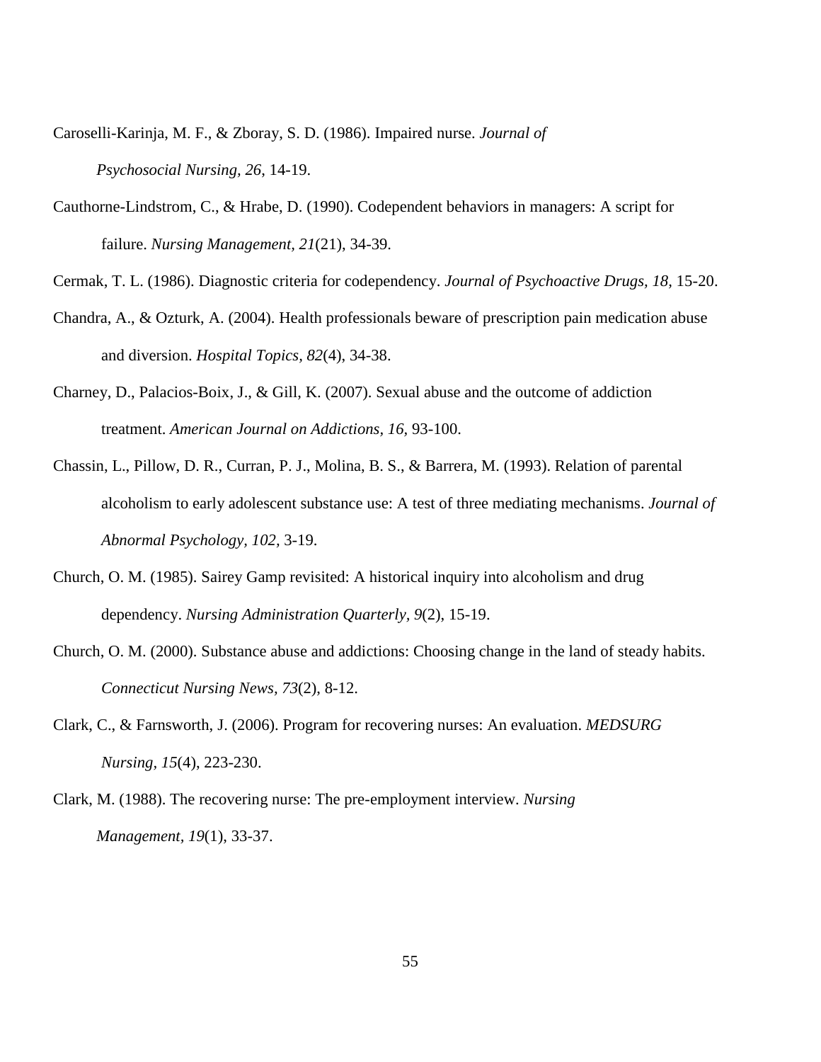Caroselli-Karinja, M. F., & Zboray, S. D. (1986). Impaired nurse. *Journal of Psychosocial Nursing, 26*, 14-19.

Cauthorne-Lindstrom, C., & Hrabe, D. (1990). Codependent behaviors in managers: A script for failure. *Nursing Management, 21*(21), 34-39.

Cermak, T. L. (1986). Diagnostic criteria for codependency. *Journal of Psychoactive Drugs, 18*, 15-20.

Chandra, A., & Ozturk, A. (2004). Health professionals beware of prescription pain medication abuse and diversion. *Hospital Topics, 82*(4), 34-38.

Charney, D., Palacios-Boix, J., & Gill, K. (2007). Sexual abuse and the outcome of addiction treatment. *American Journal on Addictions, 16*, 93-100.

Chassin, L., Pillow, D. R., Curran, P. J., Molina, B. S., & Barrera, M. (1993). Relation of parental alcoholism to early adolescent substance use: A test of three mediating mechanisms. *Journal of Abnormal Psychology, 102*, 3-19.

Church, O. M. (1985). Sairey Gamp revisited: A historical inquiry into alcoholism and drug dependency. *Nursing Administration Quarterly, 9*(2), 15-19.

Church, O. M. (2000). Substance abuse and addictions: Choosing change in the land of steady habits. *Connecticut Nursing News, 73*(2), 8-12.

Clark, C., & Farnsworth, J. (2006). Program for recovering nurses: An evaluation. *MEDSURG Nursing, 15*(4), 223-230.

Clark, M. (1988). The recovering nurse: The pre-employment interview. *Nursing Management, 19*(1), 33-37.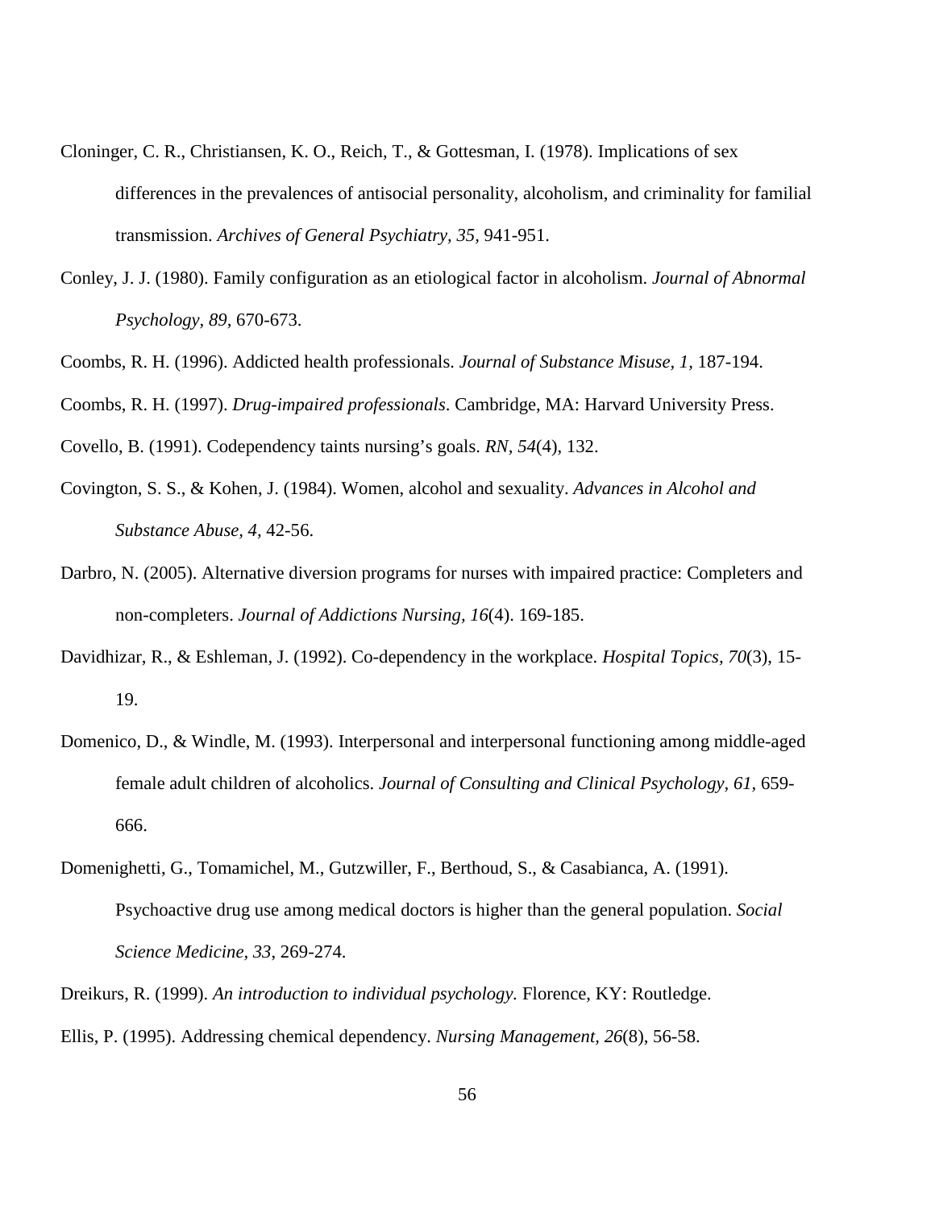Cloninger, C. R., Christiansen, K. O., Reich, T., & Gottesman, I. (1978). Implications of sex differences in the prevalences of antisocial personality, alcoholism, and criminality for familial transmission. *Archives of General Psychiatry, 35,* 941-951.

Conley, J. J. (1980). Family configuration as an etiological factor in alcoholism. *Journal of Abnormal Psychology, 89,* 670-673.

Coombs, R. H. (1996). Addicted health professionals. *Journal of Substance Misuse, 1,* 187-194.

Coombs, R. H. (1997). *Drug-impaired professionals*. Cambridge, MA: Harvard University Press.

Covello, B. (1991). Codependency taints nursing's goals. *RN, 54*(4), 132.

Covington, S. S., & Kohen, J. (1984). Women, alcohol and sexuality. *Advances in Alcohol and Substance Abuse, 4,* 42-56.

Darbro, N. (2005). Alternative diversion programs for nurses with impaired practice: Completers and non-completers. *Journal of Addictions Nursing, 16*(4). 169-185.

Davidhizar, R., & Eshleman, J. (1992). Co-dependency in the workplace. *Hospital Topics, 70*(3), 15-19.

Domenico, D., & Windle, M. (1993). Interpersonal and interpersonal functioning among middle-aged female adult children of alcoholics. *Journal of Consulting and Clinical Psychology, 61,* 659-666.

Domenighetti, G., Tomamichel, M., Gutzwiller, F., Berthoud, S., & Casabianca, A. (1991). Psychoactive drug use among medical doctors is higher than the general population. *Social Science Medicine, 33*, 269-274.

Dreikurs, R. (1999). *An introduction to individual psychology.* Florence, KY: Routledge.

Ellis, P. (1995). Addressing chemical dependency. *Nursing Management, 26*(8), 56-58.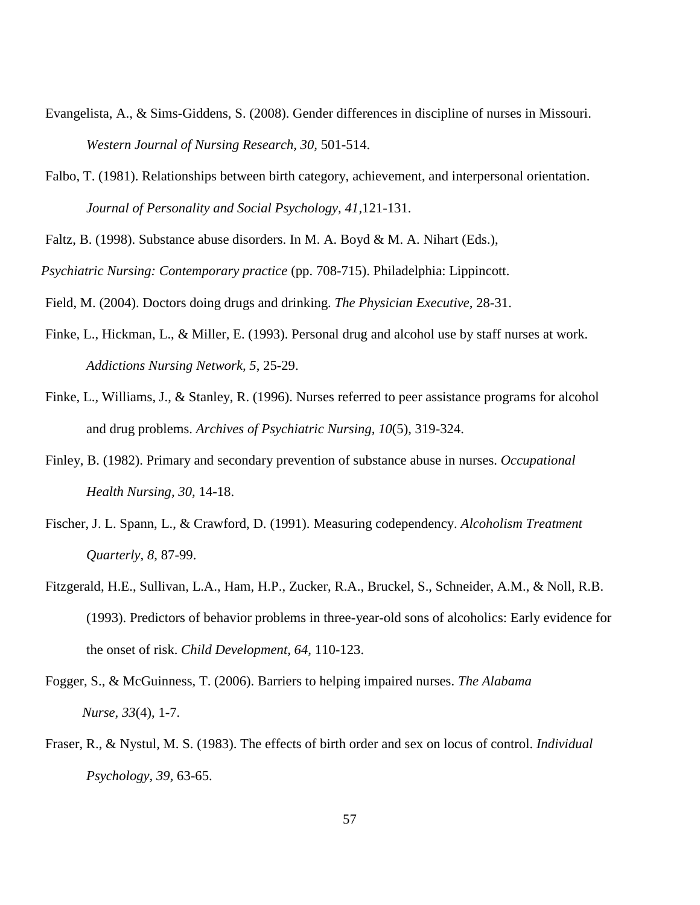Evangelista, A., & Sims-Giddens, S. (2008). Gender differences in discipline of nurses in Missouri. *Western Journal of Nursing Research, 30,* 501-514.

Falbo, T. (1981). Relationships between birth category, achievement, and interpersonal orientation. *Journal of Personality and Social Psychology, 41,*121-131.

Faltz, B. (1998). Substance abuse disorders. In M. A. Boyd & M. A. Nihart (Eds.), *Psychiatric Nursing: Contemporary practice* (pp. 708-715). Philadelphia: Lippincott.

Field, M. (2004). Doctors doing drugs and drinking. *The Physician Executive,* 28-31.

Finke, L., Hickman, L., & Miller, E. (1993). Personal drug and alcohol use by staff nurses at work. *Addictions Nursing Network, 5*, 25-29.

Finke, L., Williams, J., & Stanley, R. (1996). Nurses referred to peer assistance programs for alcohol and drug problems. *Archives of Psychiatric Nursing, 10*(5), 319-324.

Finley, B. (1982). Primary and secondary prevention of substance abuse in nurses. *Occupational Health Nursing, 30,* 14-18.

Fischer, J. L. Spann, L., & Crawford, D. (1991). Measuring codependency. *Alcoholism Treatment Quarterly, 8*, 87-99.

Fitzgerald, H.E., Sullivan, L.A., Ham, H.P., Zucker, R.A., Bruckel, S., Schneider, A.M., & Noll, R.B. (1993). Predictors of behavior problems in three-year-old sons of alcoholics: Early evidence for the onset of risk. *Child Development, 64,* 110-123.

Fogger, S., & McGuinness, T. (2006). Barriers to helping impaired nurses. *The Alabama Nurse, 33*(4), 1-7.

Fraser, R., & Nystul, M. S. (1983). The effects of birth order and sex on locus of control. *Individual Psychology, 39,* 63-65.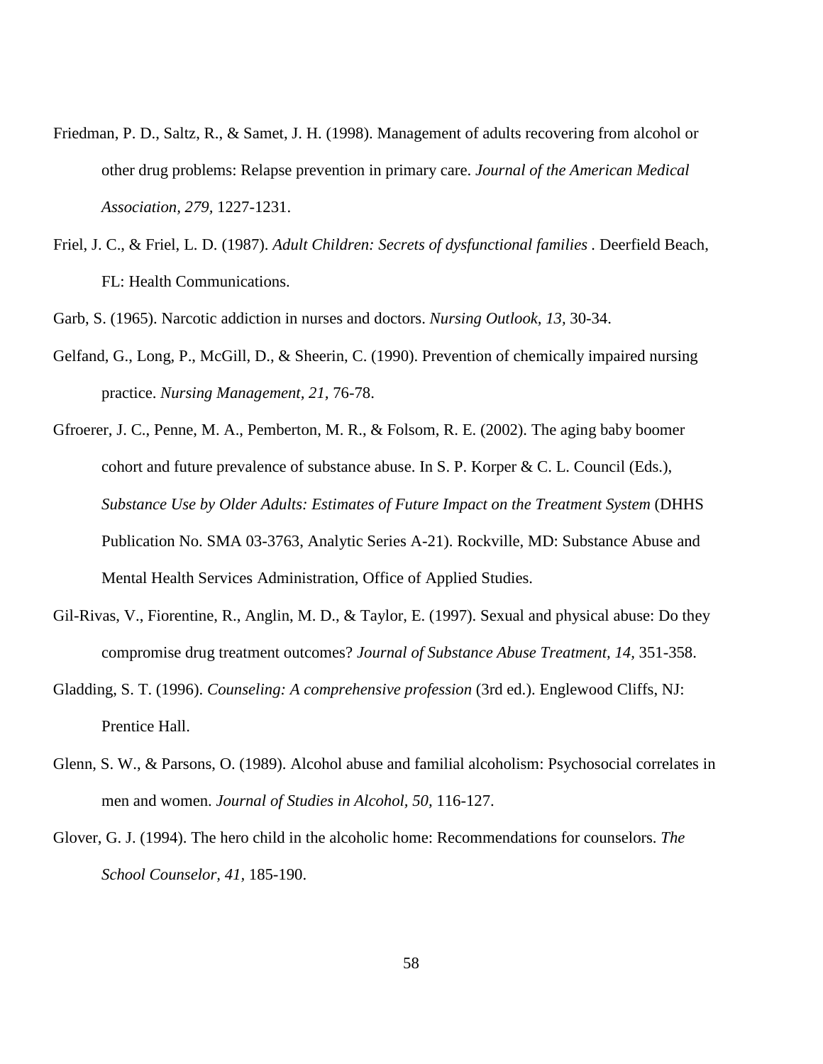Friedman, P. D., Saltz, R., & Samet, J. H. (1998). Management of adults recovering from alcohol or other drug problems: Relapse prevention in primary care. *Journal of the American Medical Association, 279*, 1227-1231.

Friel, J. C., & Friel, L. D. (1987). *Adult Children: Secrets of dysfunctional families* . Deerfield Beach, FL: Health Communications.

Garb, S. (1965). Narcotic addiction in nurses and doctors. *Nursing Outlook, 13*, 30-34.

Gelfand, G., Long, P., McGill, D., & Sheerin, C. (1990). Prevention of chemically impaired nursing practice. *Nursing Management, 21*, 76-78.

Gfroerer, J. C., Penne, M. A., Pemberton, M. R., & Folsom, R. E. (2002). The aging baby boomer cohort and future prevalence of substance abuse. In S. P. Korper & C. L. Council (Eds.), *Substance Use by Older Adults: Estimates of Future Impact on the Treatment System* (DHHS Publication No. SMA 03-3763, Analytic Series A-21). Rockville, MD: Substance Abuse and Mental Health Services Administration, Office of Applied Studies.

Gil-Rivas, V., Fiorentine, R., Anglin, M. D., & Taylor, E. (1997). Sexual and physical abuse: Do they compromise drug treatment outcomes? *Journal of Substance Abuse Treatment, 14*, 351-358.

Gladding, S. T. (1996). *Counseling: A comprehensive profession* (3rd ed.). Englewood Cliffs, NJ: Prentice Hall.

Glenn, S. W., & Parsons, O. (1989). Alcohol abuse and familial alcoholism: Psychosocial correlates in men and women. *Journal of Studies in Alcohol, 50*, 116-127.

Glover, G. J. (1994). The hero child in the alcoholic home: Recommendations for counselors. *The School Counselor, 41*, 185-190.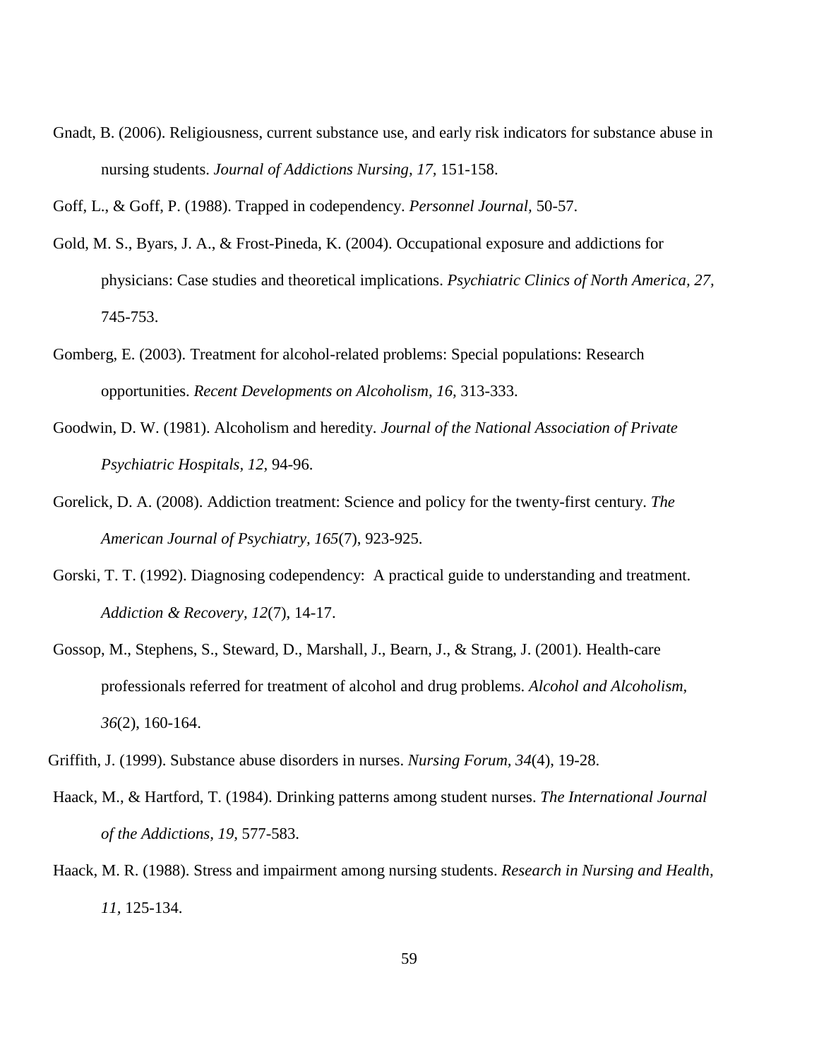Gnadt, B. (2006). Religiousness, current substance use, and early risk indicators for substance abuse in nursing students. *Journal of Addictions Nursing, 17*, 151-158.

Goff, L., & Goff, P. (1988). Trapped in codependency. *Personnel Journal*, 50-57.

Gold, M. S., Byars, J. A., & Frost-Pineda, K. (2004). Occupational exposure and addictions for physicians: Case studies and theoretical implications. *Psychiatric Clinics of North America, 27*, 745-753.

Gomberg, E. (2003). Treatment for alcohol-related problems: Special populations: Research opportunities. *Recent Developments on Alcoholism, 16*, 313-333.

Goodwin, D. W. (1981). Alcoholism and heredity. *Journal of the National Association of Private Psychiatric Hospitals, 12*, 94-96.

Gorelick, D. A. (2008). Addiction treatment: Science and policy for the twenty-first century. *The American Journal of Psychiatry, 165*(7), 923-925.

Gorski, T. T. (1992). Diagnosing codependency: A practical guide to understanding and treatment. *Addiction & Recovery, 12*(7), 14-17.

Gossop, M., Stephens, S., Steward, D., Marshall, J., Bearn, J., & Strang, J. (2001). Health-care professionals referred for treatment of alcohol and drug problems. *Alcohol and Alcoholism, 36*(2), 160-164.

Griffith, J. (1999). Substance abuse disorders in nurses. *Nursing Forum, 34*(4), 19-28.

Haack, M., & Hartford, T. (1984). Drinking patterns among student nurses. *The International Journal of the Addictions, 19*, 577-583.

Haack, M. R. (1988). Stress and impairment among nursing students. *Research in Nursing and Health, 11*, 125-134.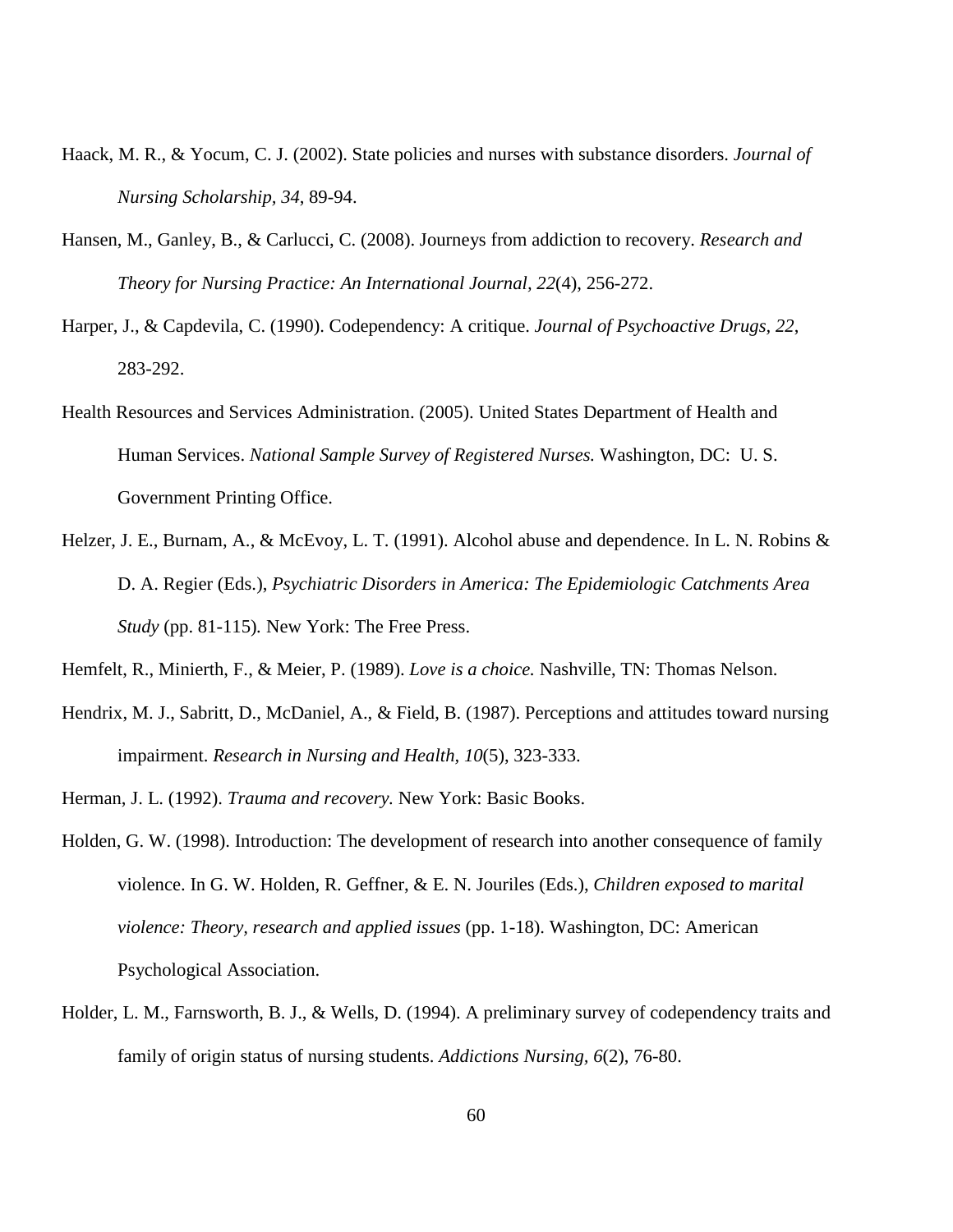Haack, M. R., & Yocum, C. J. (2002). State policies and nurses with substance disorders. *Journal of Nursing Scholarship, 34*, 89-94.

Hansen, M., Ganley, B., & Carlucci, C. (2008). Journeys from addiction to recovery. *Research and Theory for Nursing Practice: An International Journal, 22*(4), 256-272.

Harper, J., & Capdevila, C. (1990). Codependency: A critique. *Journal of Psychoactive Drugs, 22*, 283-292.

Health Resources and Services Administration. (2005). United States Department of Health and Human Services. *National Sample Survey of Registered Nurses.* Washington, DC: U. S. Government Printing Office.

Helzer, J. E., Burnam, A., & McEvoy, L. T. (1991). Alcohol abuse and dependence. In L. N. Robins & D. A. Regier (Eds.), *Psychiatric Disorders in America: The Epidemiologic Catchments Area Study* (pp. 81-115)*.* New York: The Free Press.

Hemfelt, R., Minierth, F., & Meier, P. (1989). *Love is a choice.* Nashville, TN: Thomas Nelson.

Hendrix, M. J., Sabritt, D., McDaniel, A., & Field, B. (1987). Perceptions and attitudes toward nursing impairment. *Research in Nursing and Health, 10*(5), 323-333.

Herman, J. L. (1992). *Trauma and recovery.* New York: Basic Books.

Holden, G. W. (1998). Introduction: The development of research into another consequence of family violence. In G. W. Holden, R. Geffner, & E. N. Jouriles (Eds.), *Children exposed to marital violence: Theory, research and applied issues* (pp. 1-18). Washington, DC: American Psychological Association.

Holder, L. M., Farnsworth, B. J., & Wells, D. (1994). A preliminary survey of codependency traits and family of origin status of nursing students. *Addictions Nursing, 6*(2), 76-80.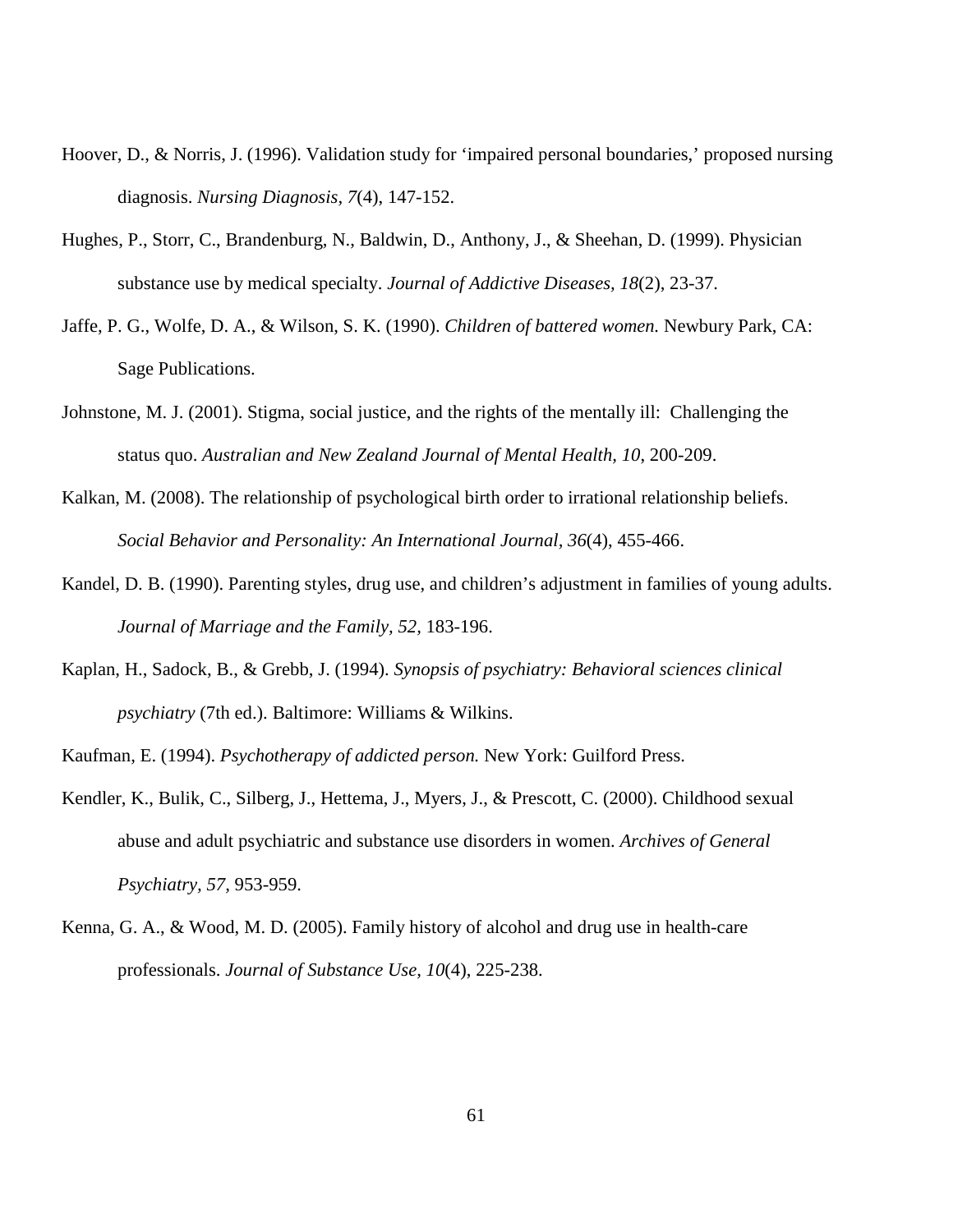Hoover, D., & Norris, J. (1996). Validation study for ‘impaired personal boundaries,’ proposed nursing diagnosis. *Nursing Diagnosis*, *7*(4), 147-152.

Hughes, P., Storr, C., Brandenburg, N., Baldwin, D., Anthony, J., & Sheehan, D. (1999). Physician substance use by medical specialty. *Journal of Addictive Diseases, 18*(2), 23-37.

Jaffe, P. G., Wolfe, D. A., & Wilson, S. K. (1990). *Children of battered women.* Newbury Park, CA: Sage Publications.

Johnstone, M. J. (2001). Stigma, social justice, and the rights of the mentally ill: Challenging the status quo. *Australian and New Zealand Journal of Mental Health, 10*, 200-209.

Kalkan, M. (2008). The relationship of psychological birth order to irrational relationship beliefs. *Social Behavior and Personality: An International Journal*, *36*(4), 455-466.

Kandel, D. B. (1990). Parenting styles, drug use, and children’s adjustment in families of young adults. *Journal of Marriage and the Family, 52,* 183-196.

Kaplan, H., Sadock, B., & Grebb, J. (1994). *Synopsis of psychiatry: Behavioral sciences clinical psychiatry* (7th ed.). Baltimore: Williams & Wilkins.

Kaufman, E. (1994). *Psychotherapy of addicted person.* New York: Guilford Press.

Kendler, K., Bulik, C., Silberg, J., Hettema, J., Myers, J., & Prescott, C. (2000). Childhood sexual abuse and adult psychiatric and substance use disorders in women. *Archives of General Psychiatry, 57,* 953-959.

Kenna, G. A., & Wood, M. D. (2005). Family history of alcohol and drug use in health-care professionals. *Journal of Substance Use*, *10*(4), 225-238.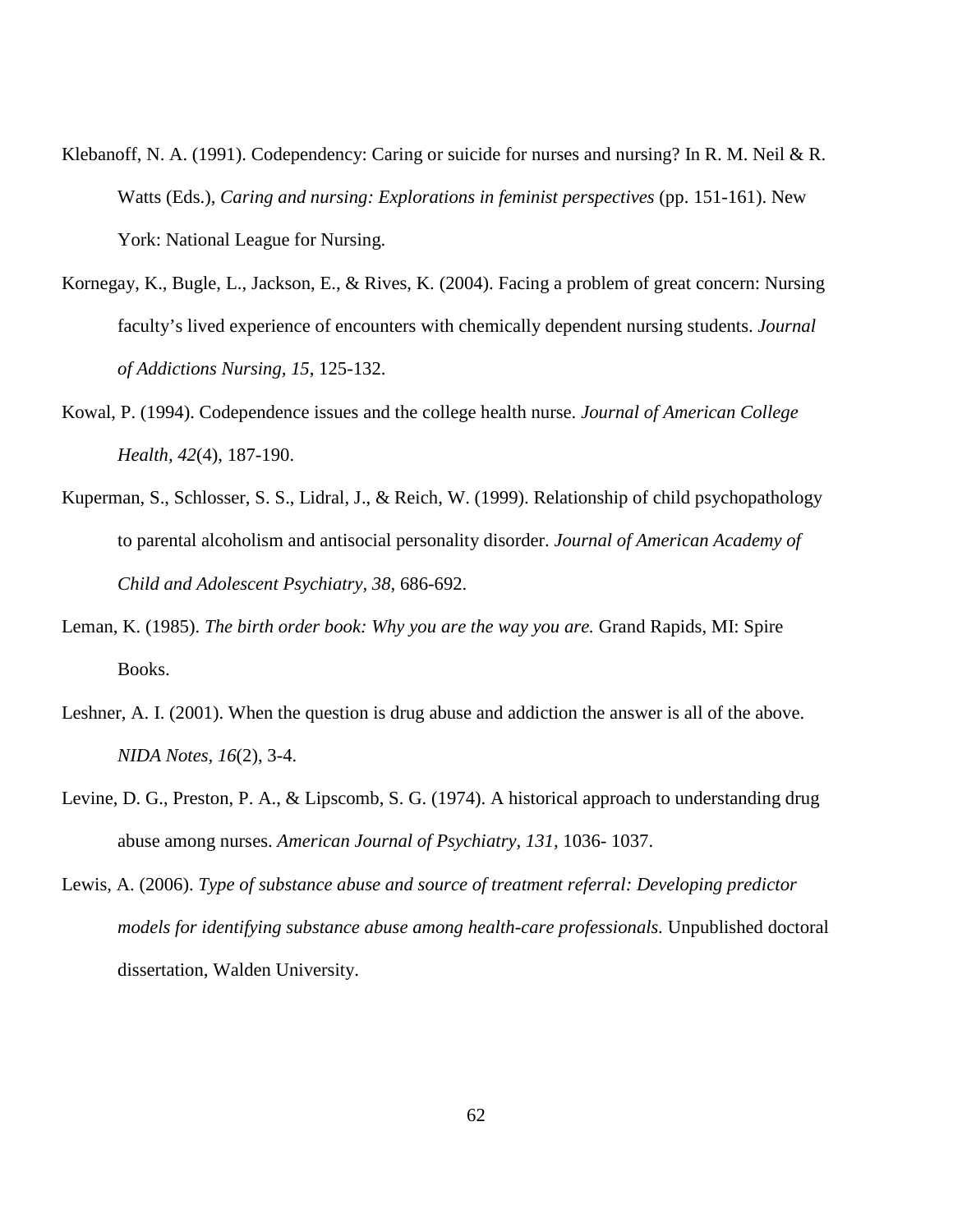Klebanoff, N. A. (1991). Codependency: Caring or suicide for nurses and nursing? In R. M. Neil & R. Watts (Eds.), *Caring and nursing: Explorations in feminist perspectives* (pp. 151-161). New York: National League for Nursing.

Kornegay, K., Bugle, L., Jackson, E., & Rives, K. (2004). Facing a problem of great concern: Nursing faculty's lived experience of encounters with chemically dependent nursing students. *Journal of Addictions Nursing, 15*, 125-132.

Kowal, P. (1994). Codependence issues and the college health nurse. *Journal of American College Health, 42*(4), 187-190.

Kuperman, S., Schlosser, S. S., Lidral, J., & Reich, W. (1999). Relationship of child psychopathology to parental alcoholism and antisocial personality disorder. *Journal of American Academy of Child and Adolescent Psychiatry, 38*, 686-692.

Leman, K. (1985). *The birth order book: Why you are the way you are.* Grand Rapids, MI: Spire Books.

Leshner, A. I. (2001). When the question is drug abuse and addiction the answer is all of the above. *NIDA Notes, 16*(2), 3-4.

Levine, D. G., Preston, P. A., & Lipscomb, S. G. (1974). A historical approach to understanding drug abuse among nurses. *American Journal of Psychiatry, 131,* 1036- 1037.

Lewis, A. (2006). *Type of substance abuse and source of treatment referral: Developing predictor models for identifying substance abuse among health-care professionals.* Unpublished doctoral dissertation, Walden University.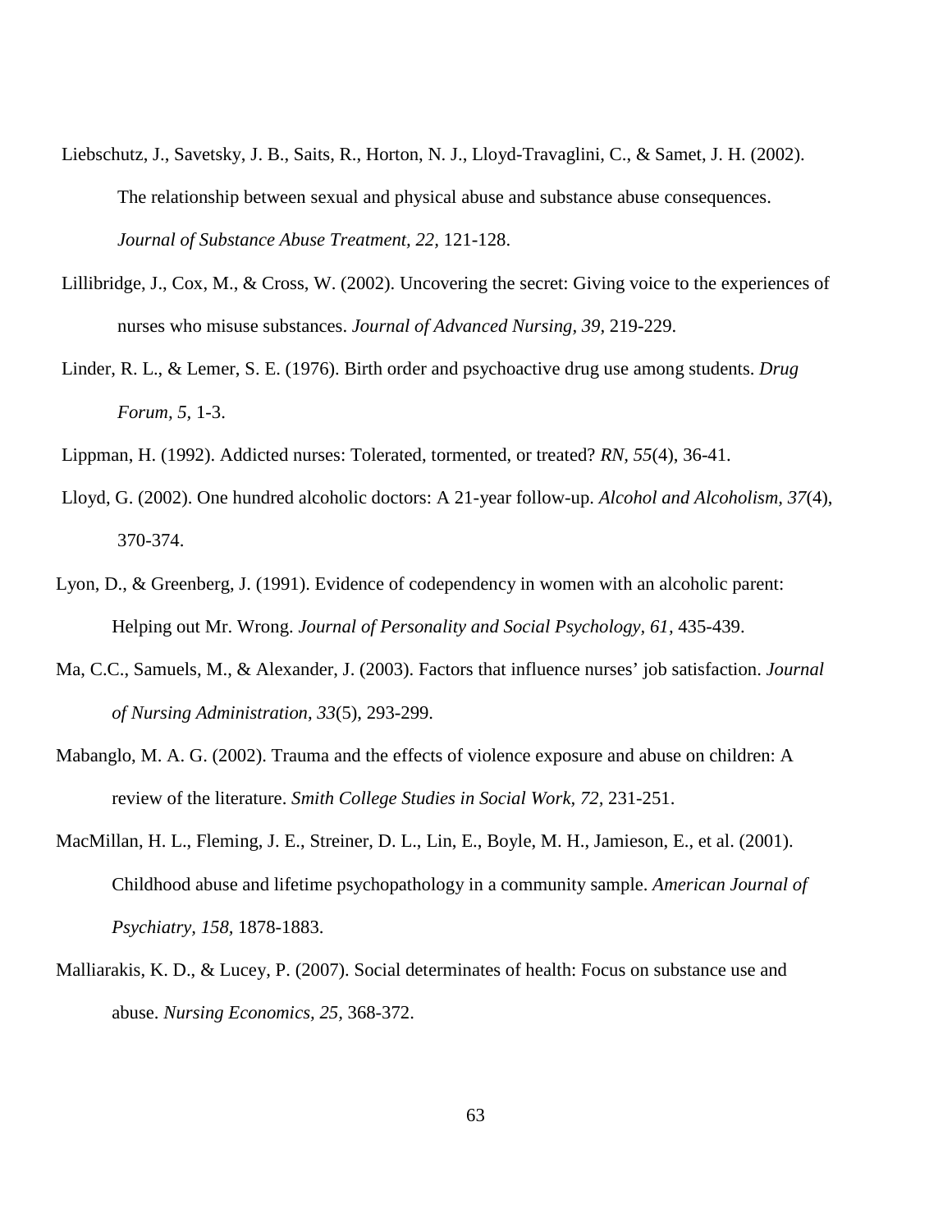Liebschutz, J., Savetsky, J. B., Saits, R., Horton, N. J., Lloyd-Travaglini, C., & Samet, J. H. (2002). The relationship between sexual and physical abuse and substance abuse consequences. *Journal of Substance Abuse Treatment, 22,* 121-128.

Lillibridge, J., Cox, M., & Cross, W. (2002). Uncovering the secret: Giving voice to the experiences of nurses who misuse substances. *Journal of Advanced Nursing, 39,* 219-229.

Linder, R. L., & Lemer, S. E. (1976). Birth order and psychoactive drug use among students. *Drug Forum, 5,* 1-3.

Lippman, H. (1992). Addicted nurses: Tolerated, tormented, or treated? *RN, 55*(4), 36-41.

Lloyd, G. (2002). One hundred alcoholic doctors: A 21-year follow-up. *Alcohol and Alcoholism, 37*(4), 370-374.

Lyon, D., & Greenberg, J. (1991). Evidence of codependency in women with an alcoholic parent: Helping out Mr. Wrong. *Journal of Personality and Social Psychology, 61,* 435-439.

Ma, C.C., Samuels, M., & Alexander, J. (2003). Factors that influence nurses' job satisfaction. *Journal of Nursing Administration, 33*(5), 293-299.

Mabanglo, M. A. G. (2002). Trauma and the effects of violence exposure and abuse on children: A review of the literature. *Smith College Studies in Social Work, 72,* 231-251.

MacMillan, H. L., Fleming, J. E., Streiner, D. L., Lin, E., Boyle, M. H., Jamieson, E., et al. (2001). Childhood abuse and lifetime psychopathology in a community sample. *American Journal of Psychiatry, 158,* 1878-1883.

Malliarakis, K. D., & Lucey, P. (2007). Social determinates of health: Focus on substance use and abuse. *Nursing Economics, 25,* 368-372.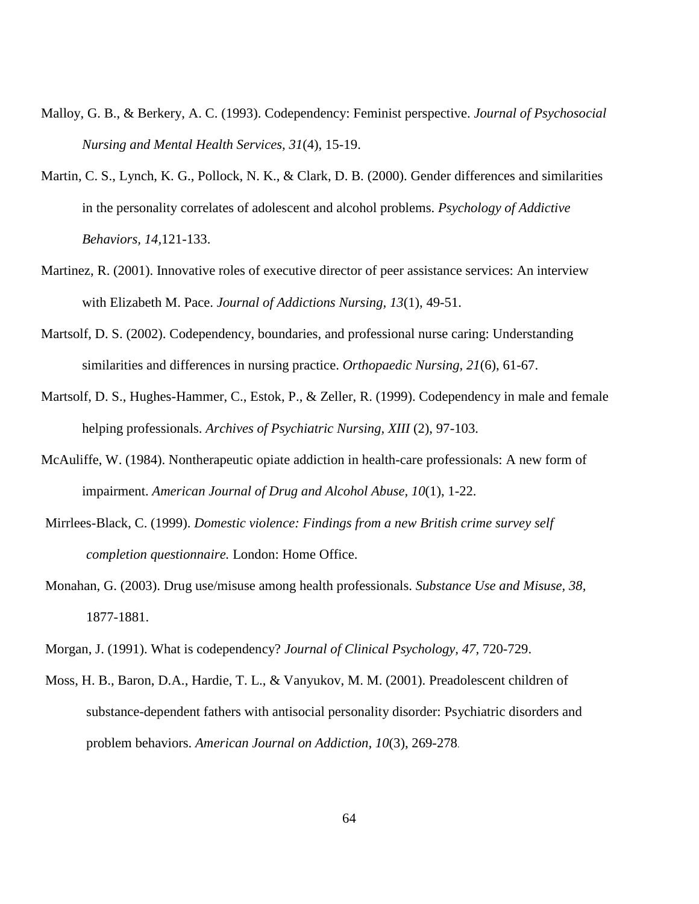Malloy, G. B., & Berkery, A. C. (1993). Codependency: Feminist perspective. *Journal of Psychosocial Nursing and Mental Health Services, 31*(4), 15-19.

Martin, C. S., Lynch, K. G., Pollock, N. K., & Clark, D. B. (2000). Gender differences and similarities in the personality correlates of adolescent and alcohol problems. *Psychology of Addictive Behaviors, 14*,121-133.

Martinez, R. (2001). Innovative roles of executive director of peer assistance services: An interview with Elizabeth M. Pace. *Journal of Addictions Nursing, 13*(1), 49-51.

Martsolf, D. S. (2002). Codependency, boundaries, and professional nurse caring: Understanding similarities and differences in nursing practice. *Orthopaedic Nursing, 21*(6), 61-67.

Martsolf, D. S., Hughes-Hammer, C., Estok, P., & Zeller, R. (1999). Codependency in male and female helping professionals. *Archives of Psychiatric Nursing, XIII* (2), 97-103.

McAuliffe, W. (1984). Nontherapeutic opiate addiction in health-care professionals: A new form of impairment. *American Journal of Drug and Alcohol Abuse*, *10*(1), 1-22.

Mirrlees-Black, C. (1999). *Domestic violence: Findings from a new British crime survey self completion questionnaire.* London: Home Office.

Monahan, G. (2003). Drug use/misuse among health professionals. *Substance Use and Misuse, 38*, 1877-1881.

Morgan, J. (1991). What is codependency? *Journal of Clinical Psychology, 47*, 720-729.

Moss, H. B., Baron, D.A., Hardie, T. L., & Vanyukov, M. M. (2001). Preadolescent children of substance-dependent fathers with antisocial personality disorder: Psychiatric disorders and problem behaviors. *American Journal on Addiction, 10*(3), 269-278.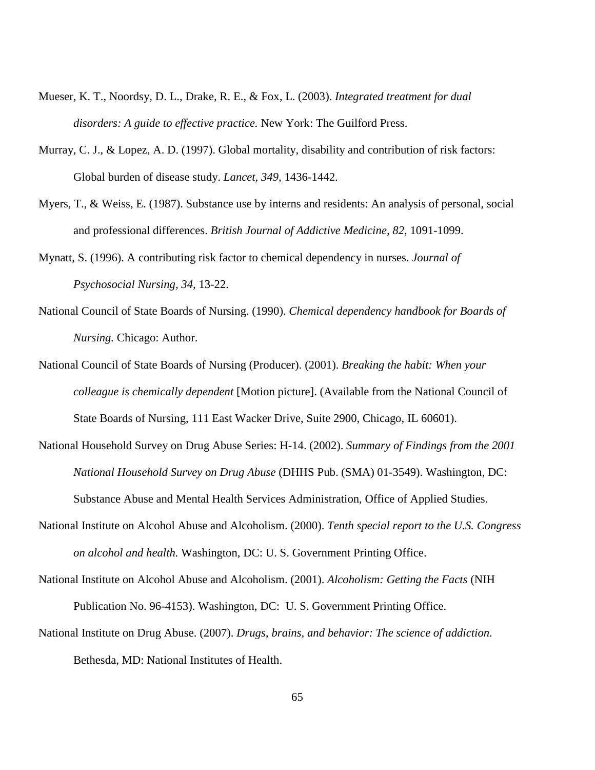Mueser, K. T., Noordsy, D. L., Drake, R. E., & Fox, L. (2003). *Integrated treatment for dual disorders: A guide to effective practice.* New York: The Guilford Press.

Murray, C. J., & Lopez, A. D. (1997). Global mortality, disability and contribution of risk factors: Global burden of disease study. *Lancet, 349*, 1436-1442.

Myers, T., & Weiss, E. (1987). Substance use by interns and residents: An analysis of personal, social and professional differences. *British Journal of Addictive Medicine, 82*, 1091-1099.

Mynatt, S. (1996). A contributing risk factor to chemical dependency in nurses. *Journal of Psychosocial Nursing, 34*, 13-22.

National Council of State Boards of Nursing. (1990). *Chemical dependency handbook for Boards of Nursing.* Chicago: Author.

National Council of State Boards of Nursing (Producer). (2001). *Breaking the habit: When your colleague is chemically dependent* [Motion picture]. (Available from the National Council of State Boards of Nursing, 111 East Wacker Drive, Suite 2900, Chicago, IL 60601).

National Household Survey on Drug Abuse Series: H-14. (2002). *Summary of Findings from the 2001 National Household Survey on Drug Abuse* (DHHS Pub. (SMA) 01-3549). Washington, DC: Substance Abuse and Mental Health Services Administration, Office of Applied Studies.

National Institute on Alcohol Abuse and Alcoholism. (2000). *Tenth special report to the U.S. Congress on alcohol and health.* Washington, DC: U. S. Government Printing Office.

National Institute on Alcohol Abuse and Alcoholism. (2001). *Alcoholism: Getting the Facts* (NIH Publication No. 96-4153). Washington, DC: U. S. Government Printing Office.

National Institute on Drug Abuse. (2007). *Drugs, brains, and behavior: The science of addiction.* Bethesda, MD: National Institutes of Health.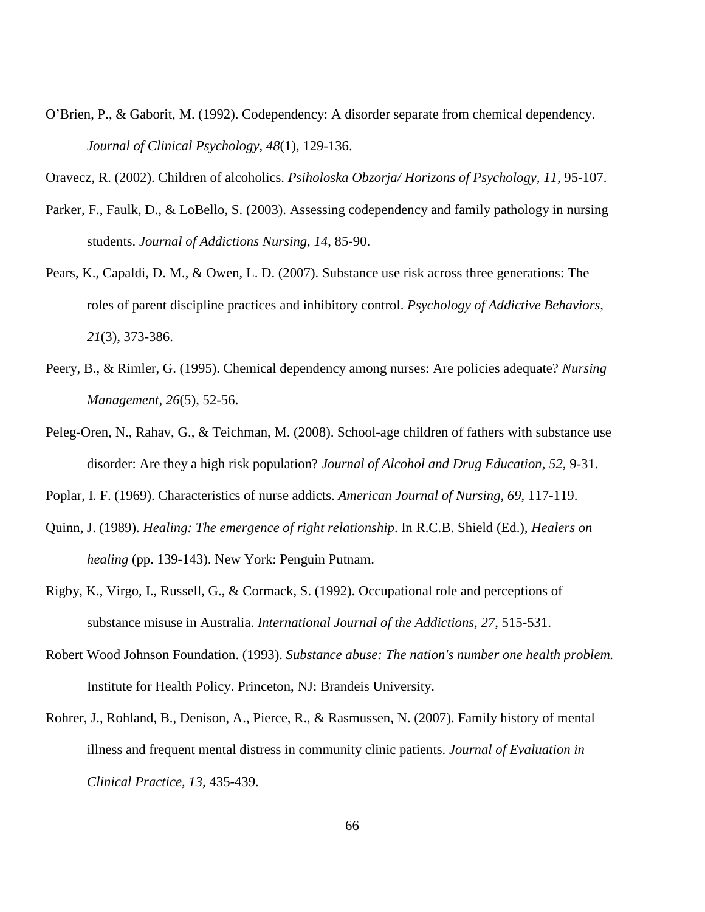O'Brien, P., & Gaborit, M. (1992). Codependency: A disorder separate from chemical dependency. *Journal of Clinical Psychology*, *48*(1), 129-136.

Oravecz, R. (2002). Children of alcoholics. *Psiholoska Obzorja/ Horizons of Psychology, 11,* 95-107.

Parker, F., Faulk, D., & LoBello, S. (2003). Assessing codependency and family pathology in nursing students. *Journal of Addictions Nursing, 14*, 85-90.

Pears, K., Capaldi, D. M., & Owen, L. D. (2007). Substance use risk across three generations: The roles of parent discipline practices and inhibitory control. *Psychology of Addictive Behaviors, 21*(3), 373-386.

Peery, B., & Rimler, G. (1995). Chemical dependency among nurses: Are policies adequate? *Nursing Management, 26*(5), 52-56.

Peleg-Oren, N., Rahav, G., & Teichman, M. (2008). School-age children of fathers with substance use disorder: Are they a high risk population? *Journal of Alcohol and Drug Education, 52,* 9-31.

Poplar, I. F. (1969). Characteristics of nurse addicts. *American Journal of Nursing, 69*, 117-119.

Quinn, J. (1989). *Healing: The emergence of right relationship*. In R.C.B. Shield (Ed.), *Healers on healing* (pp. 139-143). New York: Penguin Putnam.

Rigby, K., Virgo, I., Russell, G., & Cormack, S. (1992). Occupational role and perceptions of substance misuse in Australia. *International Journal of the Addictions, 27*, 515-531.

Robert Wood Johnson Foundation. (1993). *Substance abuse: The nation's number one health problem.* Institute for Health Policy. Princeton, NJ: Brandeis University.

Rohrer, J., Rohland, B., Denison, A., Pierce, R., & Rasmussen, N. (2007). Family history of mental illness and frequent mental distress in community clinic patients. *Journal of Evaluation in Clinical Practice, 13,* 435-439.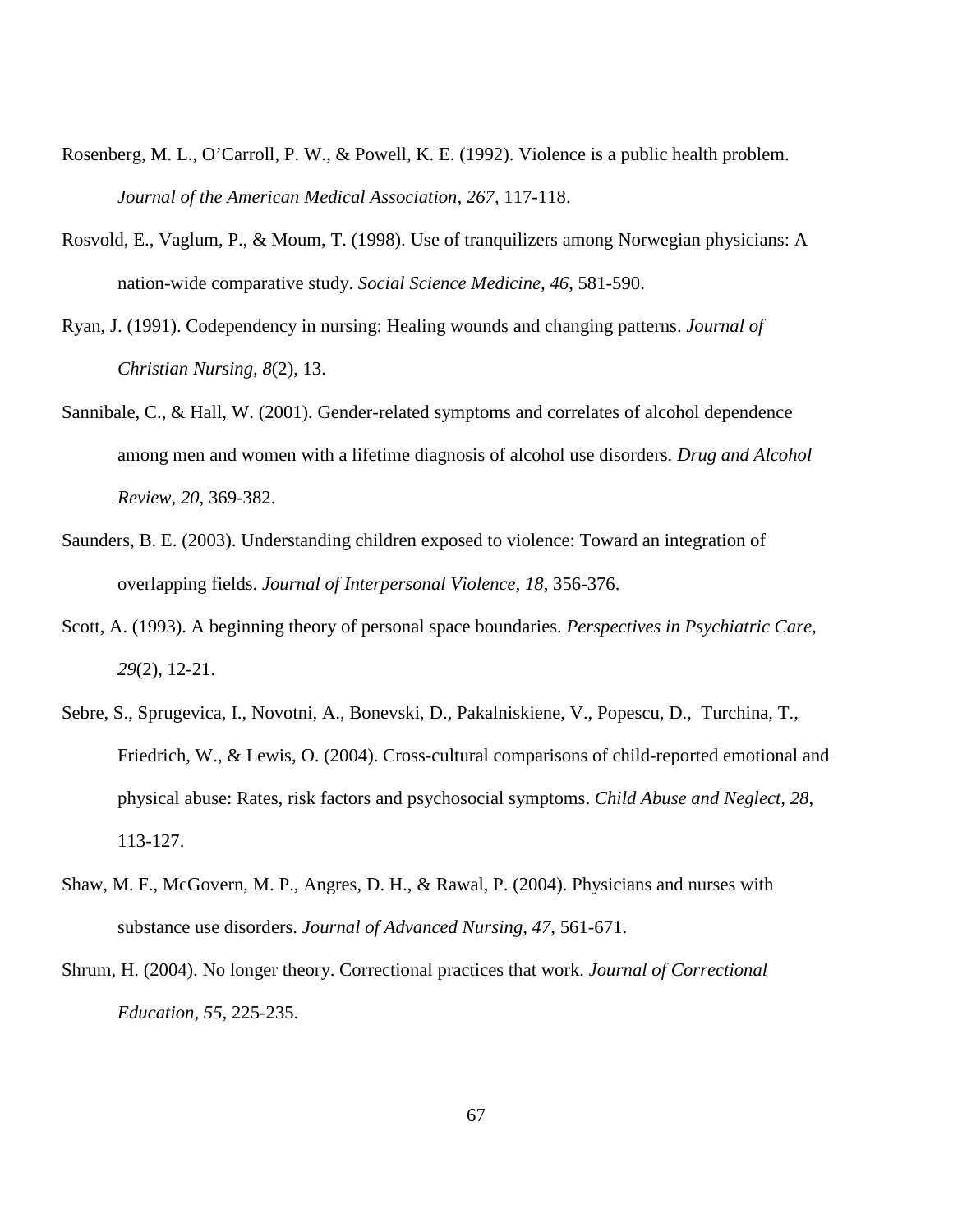Rosenberg, M. L., O’Carroll, P. W., & Powell, K. E. (1992). Violence is a public health problem. *Journal of the American Medical Association, 267,* 117-118.

Rosvold, E., Vaglum, P., & Moum, T. (1998). Use of tranquilizers among Norwegian physicians: A nation-wide comparative study. *Social Science Medicine, 46*, 581-590.

Ryan, J. (1991). Codependency in nursing: Healing wounds and changing patterns. *Journal of Christian Nursing, 8*(2), 13.

Sannibale, C., & Hall, W. (2001). Gender-related symptoms and correlates of alcohol dependence among men and women with a lifetime diagnosis of alcohol use disorders. *Drug and Alcohol Review, 20,* 369-382.

Saunders, B. E. (2003). Understanding children exposed to violence: Toward an integration of overlapping fields. *Journal of Interpersonal Violence, 18*, 356-376.

Scott, A. (1993). A beginning theory of personal space boundaries. *Perspectives in Psychiatric Care, 29*(2), 12-21.

Sebre, S., Sprugevica, I., Novotni, A., Bonevski, D., Pakalniskiene, V., Popescu, D., Turchina, T., Friedrich, W., & Lewis, O. (2004). Cross-cultural comparisons of child-reported emotional and physical abuse: Rates, risk factors and psychosocial symptoms. *Child Abuse and Neglect, 28*, 113-127.

Shaw, M. F., McGovern, M. P., Angres, D. H., & Rawal, P. (2004). Physicians and nurses with substance use disorders. *Journal of Advanced Nursing, 47*, 561-671.

Shrum, H. (2004). No longer theory. Correctional practices that work. *Journal of Correctional Education, 55,* 225-235.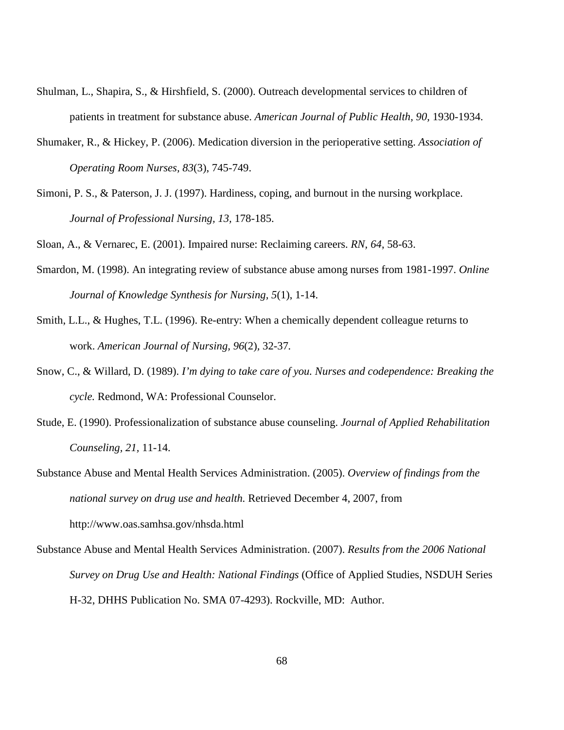Shulman, L., Shapira, S., & Hirshfield, S. (2000). Outreach developmental services to children of patients in treatment for substance abuse. *American Journal of Public Health, 90*, 1930-1934.

Shumaker, R., & Hickey, P. (2006). Medication diversion in the perioperative setting. *Association of Operating Room Nurses, 83*(3), 745-749.

Simoni, P. S., & Paterson, J. J. (1997). Hardiness, coping, and burnout in the nursing workplace. *Journal of Professional Nursing, 13*, 178-185.

Sloan, A., & Vernarec, E. (2001). Impaired nurse: Reclaiming careers. *RN, 64*, 58-63.

Smardon, M. (1998). An integrating review of substance abuse among nurses from 1981-1997. *Online Journal of Knowledge Synthesis for Nursing, 5*(1), 1-14.

Smith, L.L., & Hughes, T.L. (1996). Re-entry: When a chemically dependent colleague returns to work. *American Journal of Nursing, 96*(2), 32-37.

Snow, C., & Willard, D. (1989). *I'm dying to take care of you. Nurses and codependence: Breaking the cycle.* Redmond, WA: Professional Counselor.

Stude, E. (1990). Professionalization of substance abuse counseling. *Journal of Applied Rehabilitation Counseling, 21*, 11-14.

Substance Abuse and Mental Health Services Administration. (2005). *Overview of findings from the national survey on drug use and health.* Retrieved December 4, 2007, from http://www.oas.samhsa.gov/nhsda.html

Substance Abuse and Mental Health Services Administration. (2007). *Results from the 2006 National Survey on Drug Use and Health: National Findings* (Office of Applied Studies, NSDUH Series H-32, DHHS Publication No. SMA 07-4293). Rockville, MD: Author.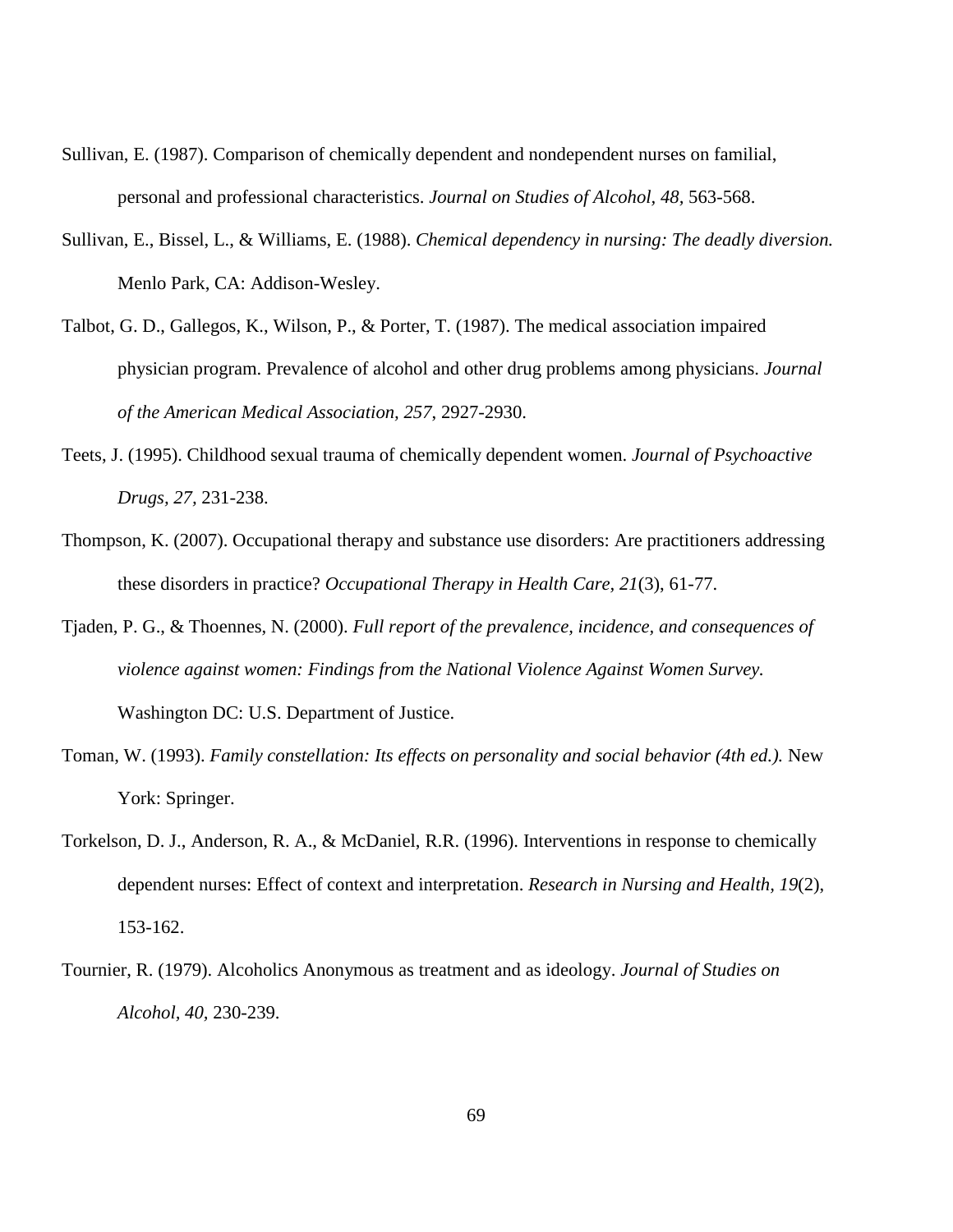Sullivan, E. (1987). Comparison of chemically dependent and nondependent nurses on familial, personal and professional characteristics. *Journal on Studies of Alcohol, 48*, 563-568.

Sullivan, E., Bissel, L., & Williams, E. (1988). *Chemical dependency in nursing: The deadly diversion.* Menlo Park, CA: Addison-Wesley.

Talbot, G. D., Gallegos, K., Wilson, P., & Porter, T. (1987). The medical association impaired physician program. Prevalence of alcohol and other drug problems among physicians. *Journal of the American Medical Association, 257*, 2927-2930.

Teets, J. (1995). Childhood sexual trauma of chemically dependent women. *Journal of Psychoactive Drugs, 27*, 231-238.

Thompson, K. (2007). Occupational therapy and substance use disorders: Are practitioners addressing these disorders in practice? *Occupational Therapy in Health Care, 21*(3), 61-77.

Tjaden, P. G., & Thoennes, N. (2000). *Full report of the prevalence, incidence, and consequences of violence against women: Findings from the National Violence Against Women Survey.* Washington DC: U.S. Department of Justice.

Toman, W. (1993). *Family constellation: Its effects on personality and social behavior (4th ed.).* New York: Springer.

Torkelson, D. J., Anderson, R. A., & McDaniel, R.R. (1996). Interventions in response to chemically dependent nurses: Effect of context and interpretation. *Research in Nursing and Health, 19*(2), 153-162.

Tournier, R. (1979). Alcoholics Anonymous as treatment and as ideology. *Journal of Studies on Alcohol, 40*, 230-239.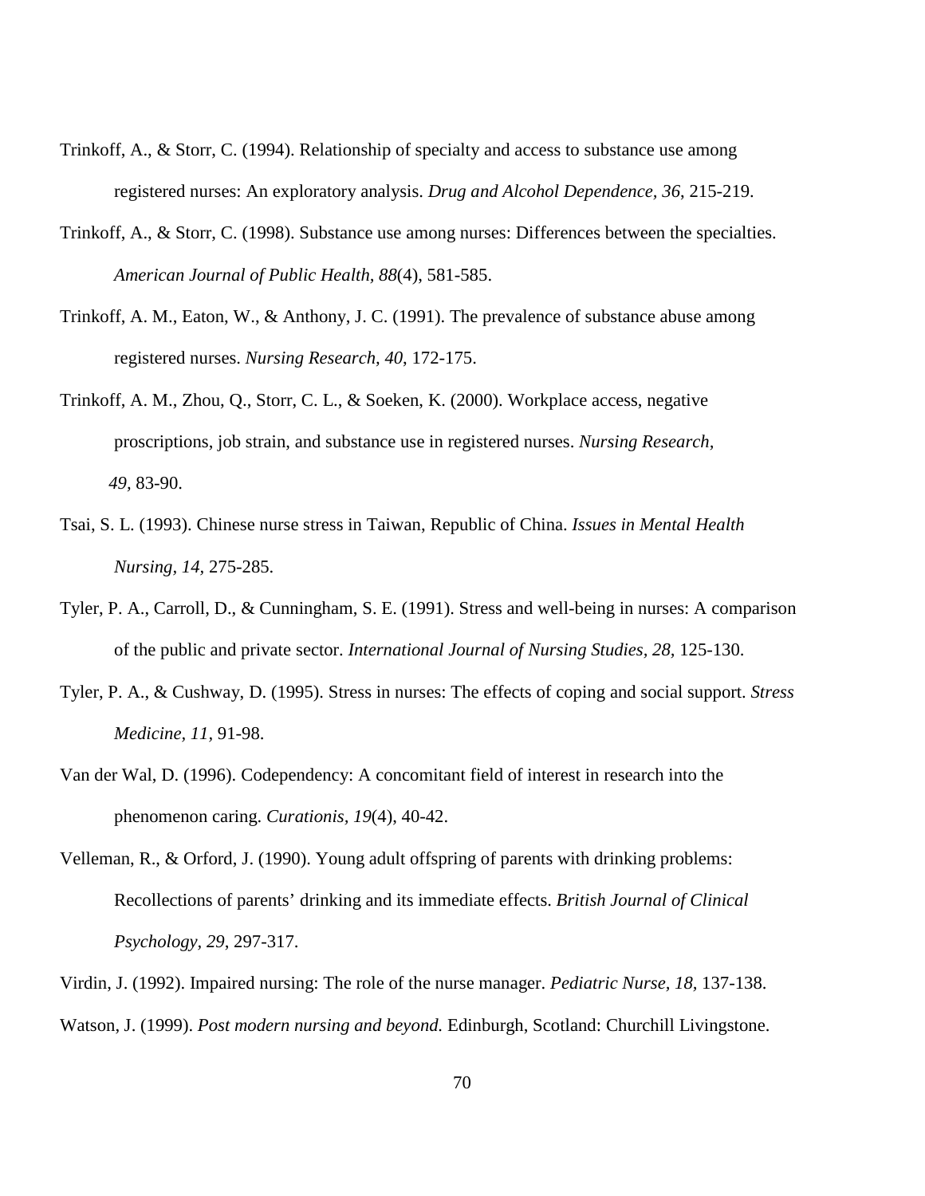Trinkoff, A., & Storr, C. (1994). Relationship of specialty and access to substance use among registered nurses: An exploratory analysis. *Drug and Alcohol Dependence, 36*, 215-219.

Trinkoff, A., & Storr, C. (1998). Substance use among nurses: Differences between the specialties. *American Journal of Public Health, 88*(4), 581-585.

Trinkoff, A. M., Eaton, W., & Anthony, J. C. (1991). The prevalence of substance abuse among registered nurses. *Nursing Research, 40*, 172-175.

Trinkoff, A. M., Zhou, Q., Storr, C. L., & Soeken, K. (2000). Workplace access, negative proscriptions, job strain, and substance use in registered nurses. *Nursing Research, 49*, 83-90.

Tsai, S. L. (1993). Chinese nurse stress in Taiwan, Republic of China. *Issues in Mental Health Nursing, 14*, 275-285.

Tyler, P. A., Carroll, D., & Cunningham, S. E. (1991). Stress and well-being in nurses: A comparison of the public and private sector. *International Journal of Nursing Studies, 28*, 125-130.

Tyler, P. A., & Cushway, D. (1995). Stress in nurses: The effects of coping and social support. *Stress Medicine, 11*, 91-98.

Van der Wal, D. (1996). Codependency: A concomitant field of interest in research into the phenomenon caring. *Curationis, 19*(4), 40-42.

Velleman, R., & Orford, J. (1990). Young adult offspring of parents with drinking problems: Recollections of parents' drinking and its immediate effects. *British Journal of Clinical Psychology, 29*, 297-317.

Virdin, J. (1992). Impaired nursing: The role of the nurse manager. *Pediatric Nurse, 18*, 137-138.

Watson, J. (1999). *Post modern nursing and beyond.* Edinburgh, Scotland: Churchill Livingstone.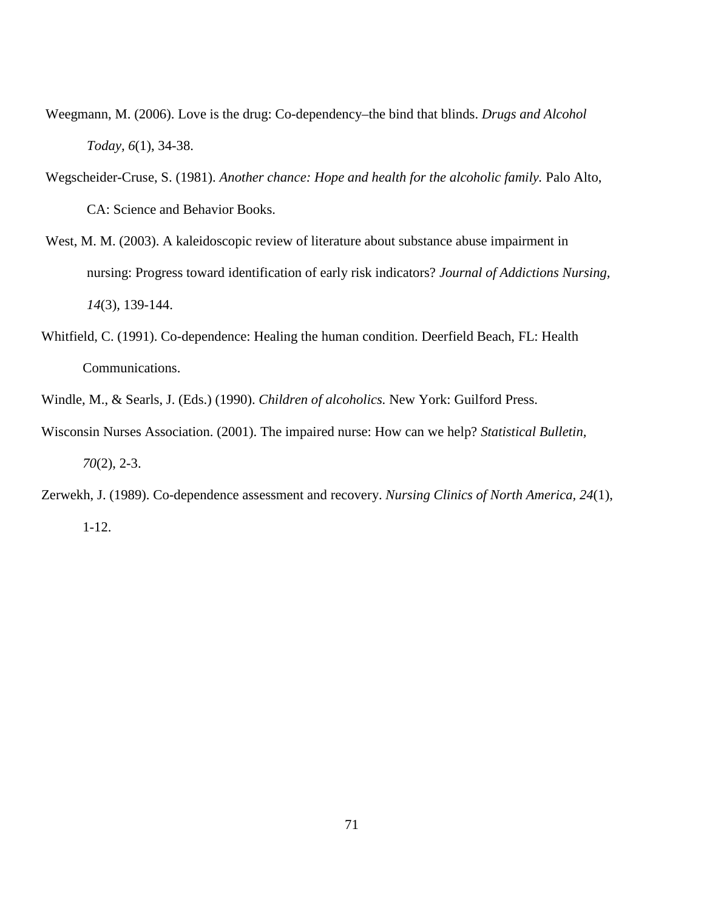Weegmann, M. (2006). Love is the drug: Co-dependency–the bind that blinds. *Drugs and Alcohol Today, 6*(1), 34-38.

Wegscheider-Cruse, S. (1981). *Another chance: Hope and health for the alcoholic family.* Palo Alto, CA: Science and Behavior Books.

West, M. M. (2003). A kaleidoscopic review of literature about substance abuse impairment in nursing: Progress toward identification of early risk indicators? *Journal of Addictions Nursing, 14*(3), 139-144.

Whitfield, C. (1991). Co-dependence: Healing the human condition. Deerfield Beach, FL: Health Communications.

Windle, M., & Searls, J. (Eds.) (1990). *Children of alcoholics.* New York: Guilford Press.

Wisconsin Nurses Association. (2001). The impaired nurse: How can we help? *Statistical Bulletin, 70*(2), 2-3.

Zerwekh, J. (1989). Co-dependence assessment and recovery. *Nursing Clinics of North America, 24*(1), 1-12.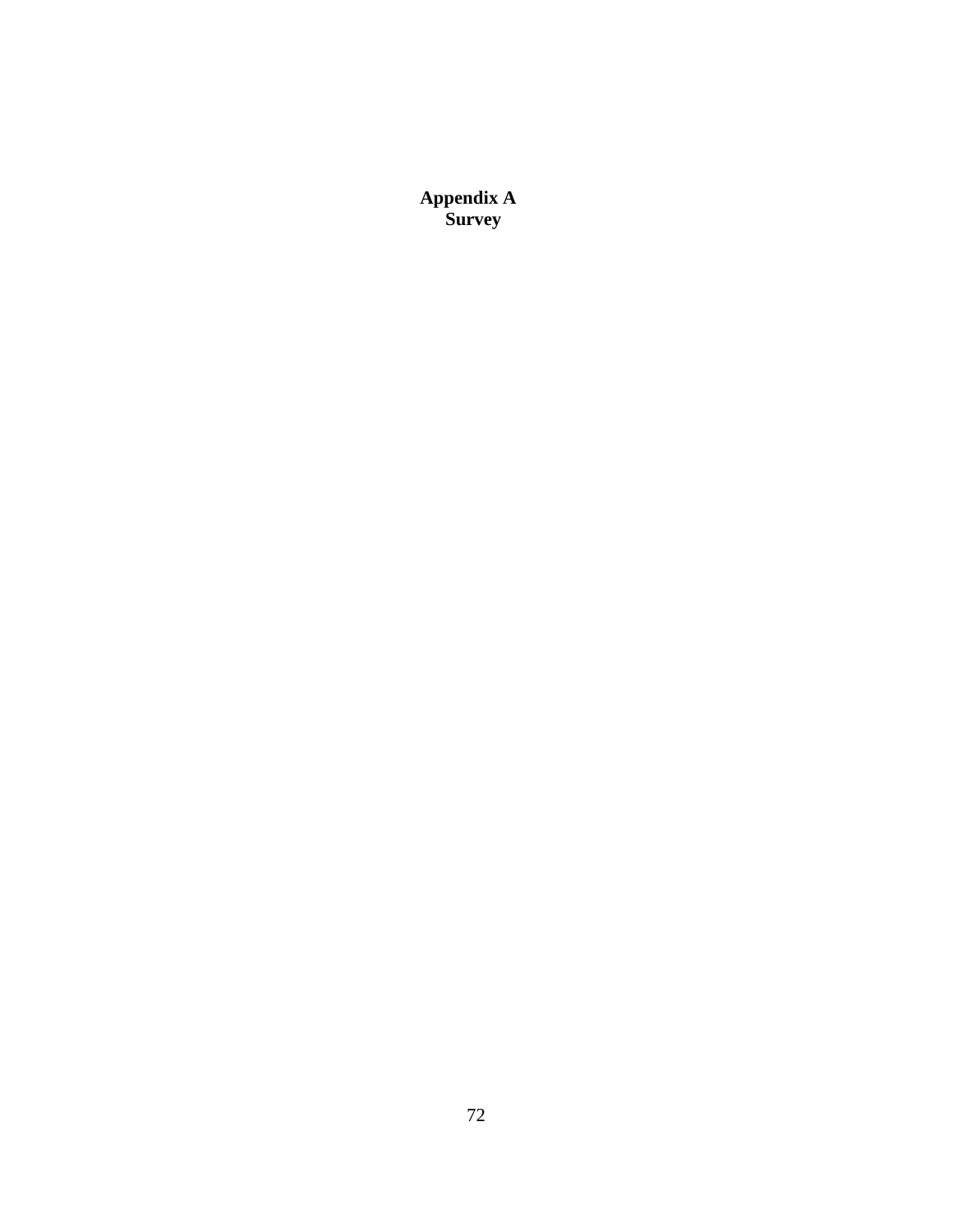# Appendix A
## Survey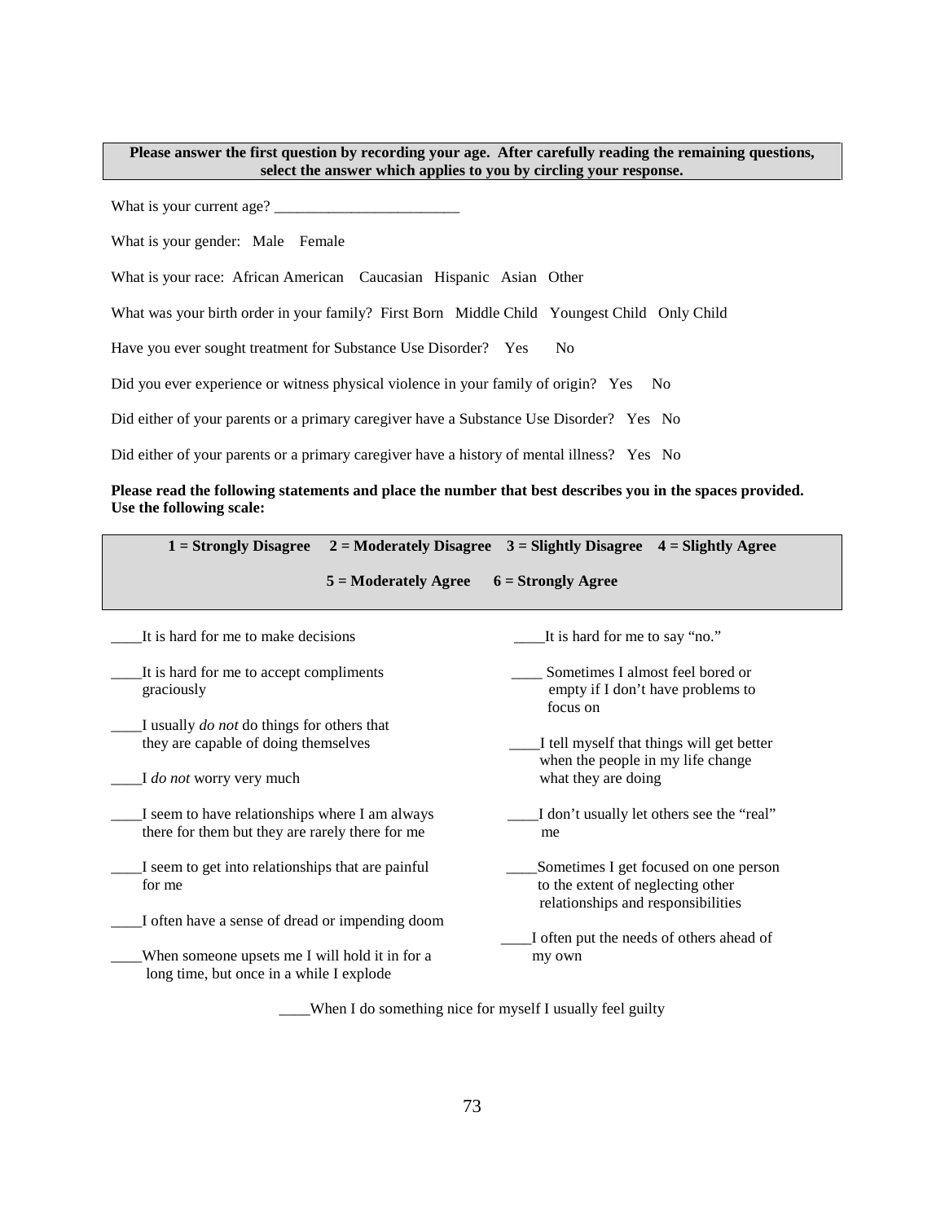**Please answer the first question by recording your age. After carefully reading the remaining questions, select the answer which applies to you by circling your response.**

What is your current age? ________________________

What is your gender: Male Female

What is your race: African American Caucasian Hispanic Asian Other

What was your birth order in your family? First Born Middle Child Youngest Child Only Child

Have you ever sought treatment for Substance Use Disorder? Yes No

Did you ever experience or witness physical violence in your family of origin? Yes No

Did either of your parents or a primary caregiver have a Substance Use Disorder? Yes No

Did either of your parents or a primary caregiver have a history of mental illness? Yes No

**Please read the following statements and place the number that best describes you in the spaces provided. Use the following scale:**

**1 = Strongly Disagree 2 = Moderately Disagree 3 = Slightly Disagree 4 = Slightly Agree**

**5 = Moderately Agree 6 = Strongly Agree**

____It is hard for me to make decisions

____It is hard for me to accept compliments graciously

____I usually *do not* do things for others that they are capable of doing themselves

____I *do not* worry very much

____I seem to have relationships where I am always there for them but they are rarely there for me

____I seem to get into relationships that are painful for me

____I often have a sense of dread or impending doom

____When someone upsets me I will hold it in for a long time, but once in a while I explode

____It is hard for me to say "no."

____ Sometimes I almost feel bored or empty if I don't have problems to focus on

____I tell myself that things will get better when the people in my life change what they are doing

____I don't usually let others see the "real" me

____Sometimes I get focused on one person to the extent of neglecting other relationships and responsibilities

____I often put the needs of others ahead of my own

____When I do something nice for myself I usually feel guilty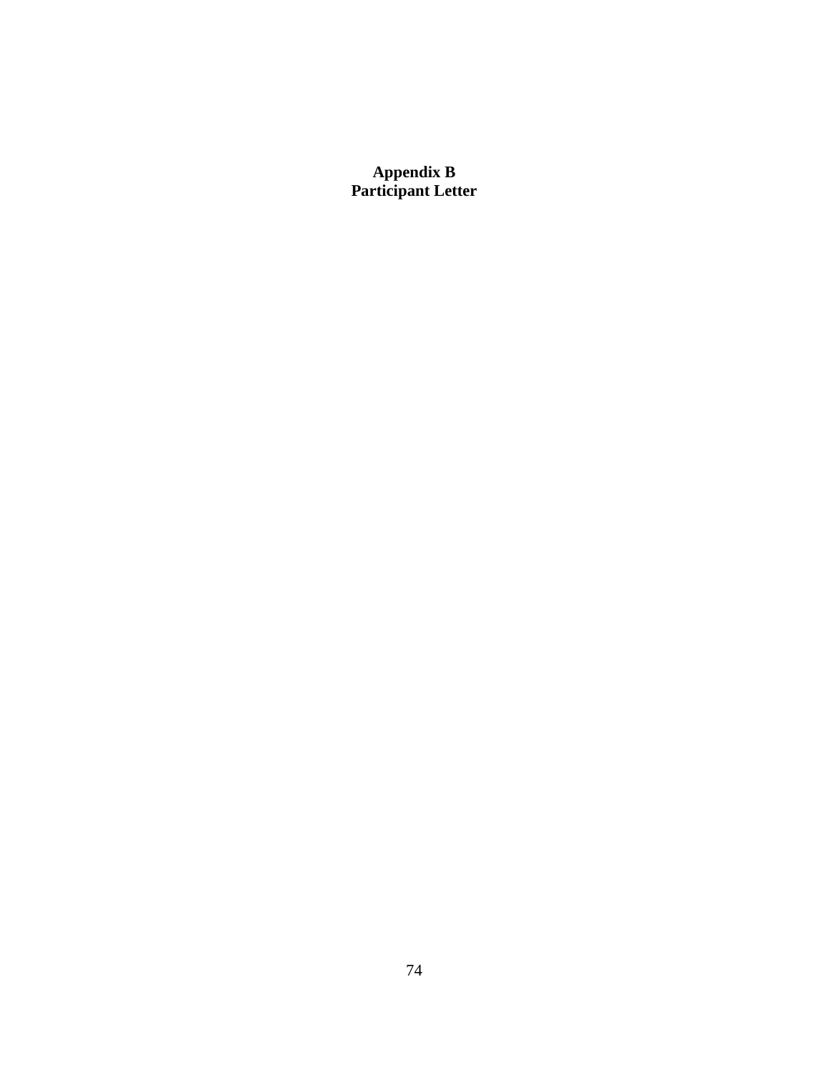# Appendix B
# Participant Letter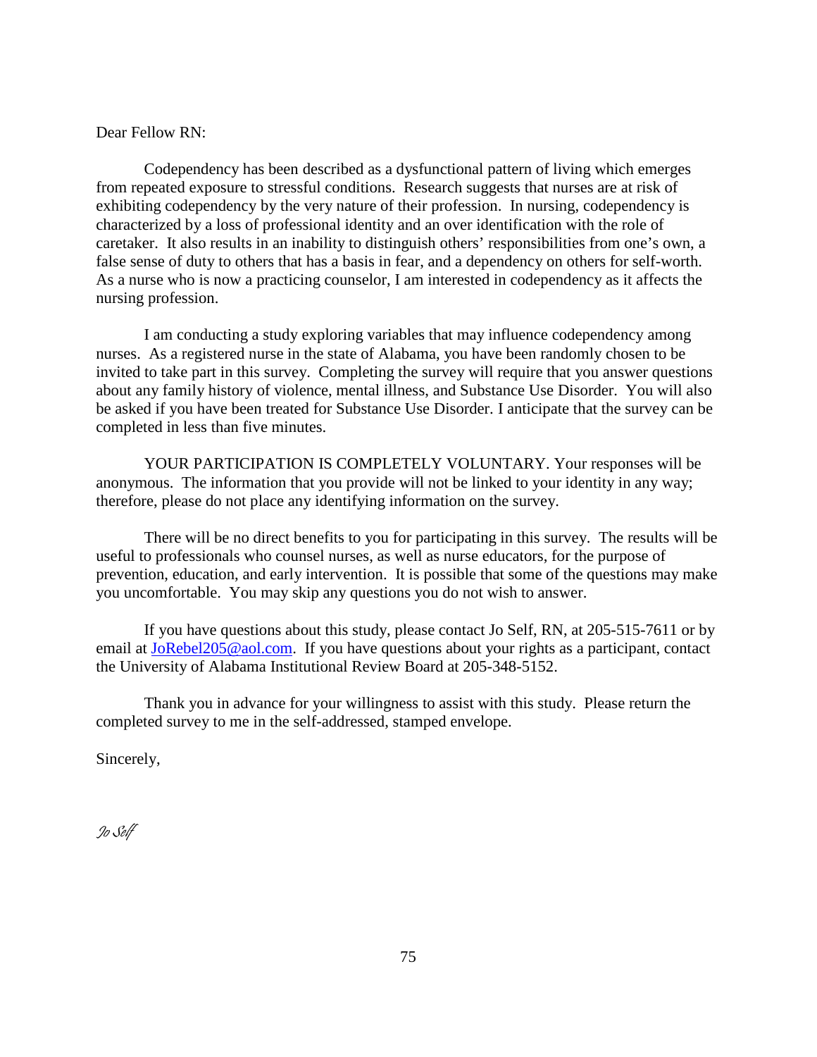Dear Fellow RN:

Codependency has been described as a dysfunctional pattern of living which emerges from repeated exposure to stressful conditions. Research suggests that nurses are at risk of exhibiting codependency by the very nature of their profession. In nursing, codependency is characterized by a loss of professional identity and an over identification with the role of caretaker. It also results in an inability to distinguish others' responsibilities from one's own, a false sense of duty to others that has a basis in fear, and a dependency on others for self-worth. As a nurse who is now a practicing counselor, I am interested in codependency as it affects the nursing profession.

I am conducting a study exploring variables that may influence codependency among nurses. As a registered nurse in the state of Alabama, you have been randomly chosen to be invited to take part in this survey. Completing the survey will require that you answer questions about any family history of violence, mental illness, and Substance Use Disorder. You will also be asked if you have been treated for Substance Use Disorder. I anticipate that the survey can be completed in less than five minutes.

YOUR PARTICIPATION IS COMPLETELY VOLUNTARY. Your responses will be anonymous. The information that you provide will not be linked to your identity in any way; therefore, please do not place any identifying information on the survey.

There will be no direct benefits to you for participating in this survey. The results will be useful to professionals who counsel nurses, as well as nurse educators, for the purpose of prevention, education, and early intervention. It is possible that some of the questions may make you uncomfortable. You may skip any questions you do not wish to answer.

If you have questions about this study, please contact Jo Self, RN, at 205-515-7611 or by email at JoRebel205@aol.com. If you have questions about your rights as a participant, contact the University of Alabama Institutional Review Board at 205-348-5152.

Thank you in advance for your willingness to assist with this study. Please return the completed survey to me in the self-addressed, stamped envelope.

Sincerely,

*Jo Self*